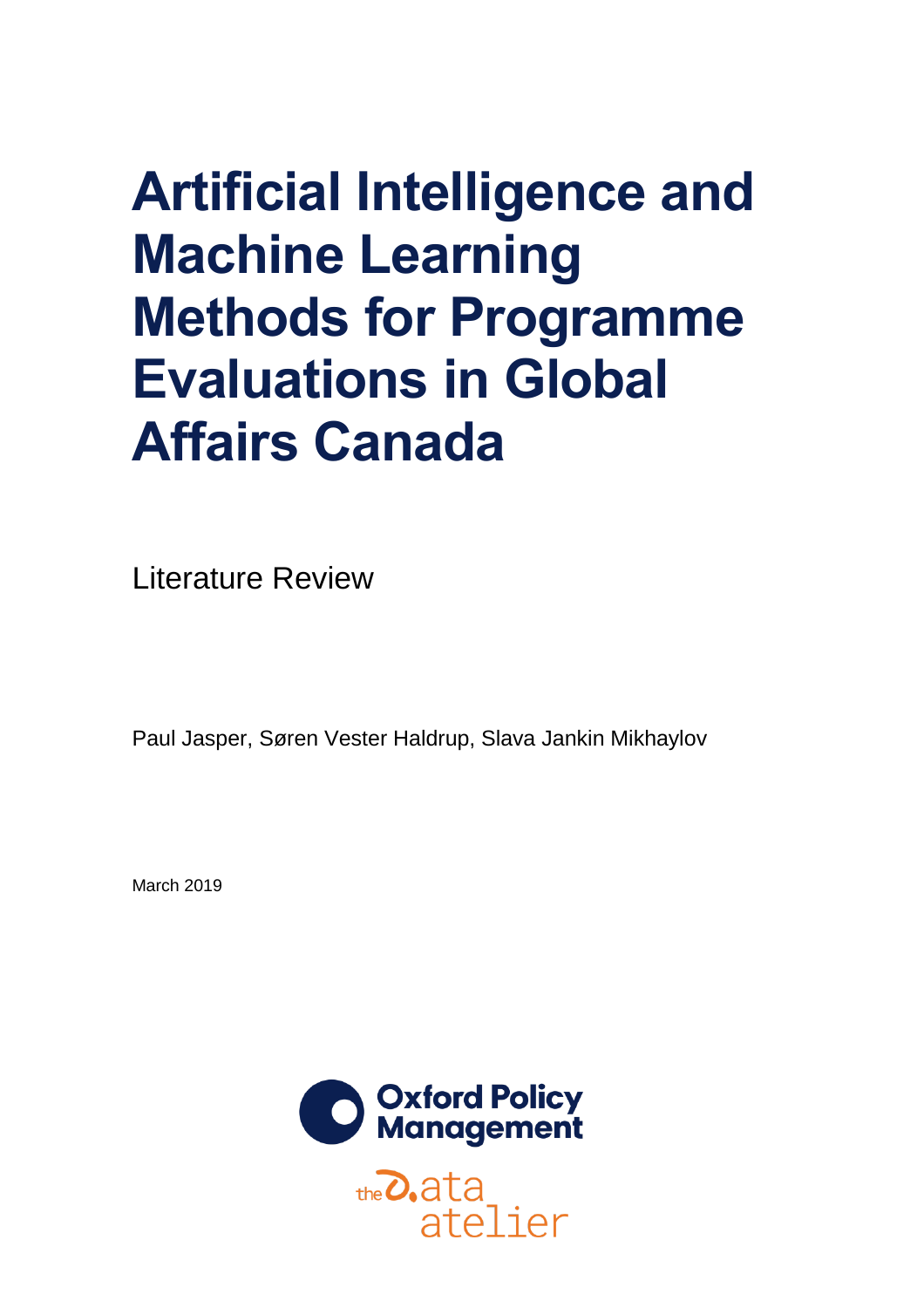# Artificial Intelligence and Machine Learning Methods for Programme Evaluations in Global Affairs Canada

Literature Review

Paul Jasper, Søren Vester Haldrup, Slava Jankin Mikhaylov

March 2019

Oxford Policy Management

the data atelier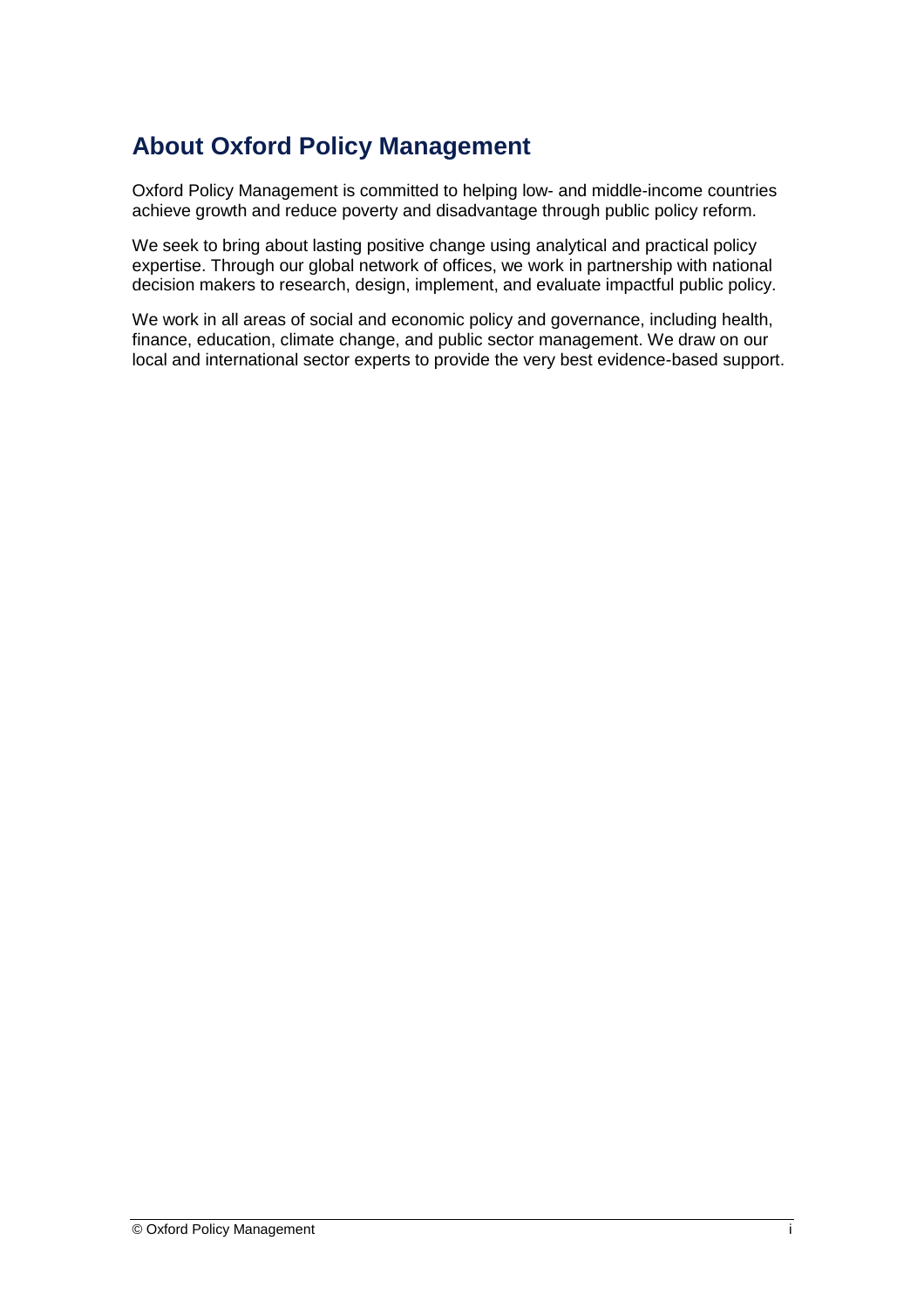## About Oxford Policy Management

Oxford Policy Management is committed to helping low- and middle-income countries achieve growth and reduce poverty and disadvantage through public policy reform.

We seek to bring about lasting positive change using analytical and practical policy expertise. Through our global network of offices, we work in partnership with national decision makers to research, design, implement, and evaluate impactful public policy.

We work in all areas of social and economic policy and governance, including health, finance, education, climate change, and public sector management. We draw on our local and international sector experts to provide the very best evidence-based support.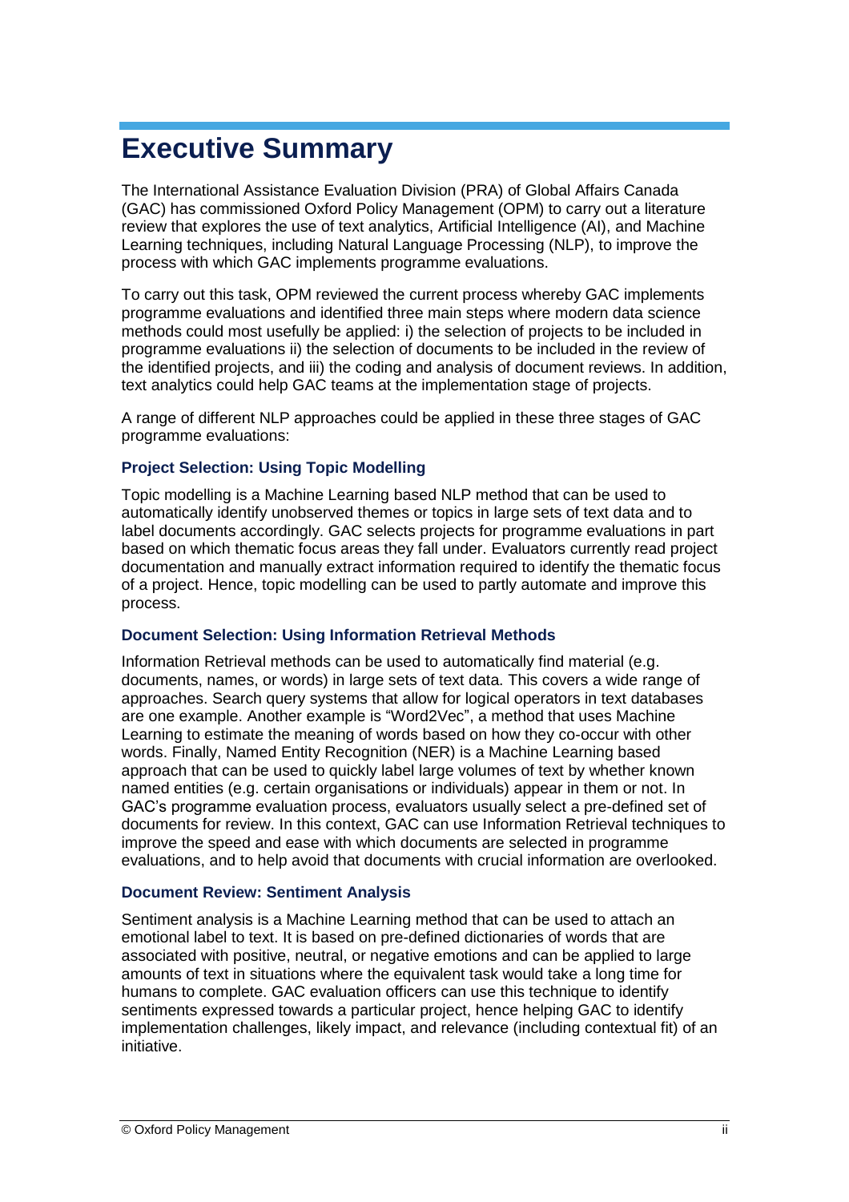# Executive Summary

The International Assistance Evaluation Division (PRA) of Global Affairs Canada (GAC) has commissioned Oxford Policy Management (OPM) to carry out a literature review that explores the use of text analytics, Artificial Intelligence (AI), and Machine Learning techniques, including Natural Language Processing (NLP), to improve the process with which GAC implements programme evaluations.

To carry out this task, OPM reviewed the current process whereby GAC implements programme evaluations and identified three main steps where modern data science methods could most usefully be applied: i) the selection of projects to be included in programme evaluations ii) the selection of documents to be included in the review of the identified projects, and iii) the coding and analysis of document reviews. In addition, text analytics could help GAC teams at the implementation stage of projects.

A range of different NLP approaches could be applied in these three stages of GAC programme evaluations:

### Project Selection: Using Topic Modelling

Topic modelling is a Machine Learning based NLP method that can be used to automatically identify unobserved themes or topics in large sets of text data and to label documents accordingly. GAC selects projects for programme evaluations in part based on which thematic focus areas they fall under. Evaluators currently read project documentation and manually extract information required to identify the thematic focus of a project. Hence, topic modelling can be used to partly automate and improve this process.

### Document Selection: Using Information Retrieval Methods

Information Retrieval methods can be used to automatically find material (e.g. documents, names, or words) in large sets of text data. This covers a wide range of approaches. Search query systems that allow for logical operators in text databases are one example. Another example is "Word2Vec", a method that uses Machine Learning to estimate the meaning of words based on how they co-occur with other words. Finally, Named Entity Recognition (NER) is a Machine Learning based approach that can be used to quickly label large volumes of text by whether known named entities (e.g. certain organisations or individuals) appear in them or not. In GAC's programme evaluation process, evaluators usually select a pre-defined set of documents for review. In this context, GAC can use Information Retrieval techniques to improve the speed and ease with which documents are selected in programme evaluations, and to help avoid that documents with crucial information are overlooked.

### Document Review: Sentiment Analysis

Sentiment analysis is a Machine Learning method that can be used to attach an emotional label to text. It is based on pre-defined dictionaries of words that are associated with positive, neutral, or negative emotions and can be applied to large amounts of text in situations where the equivalent task would take a long time for humans to complete. GAC evaluation officers can use this technique to identify sentiments expressed towards a particular project, hence helping GAC to identify implementation challenges, likely impact, and relevance (including contextual fit) of an initiative.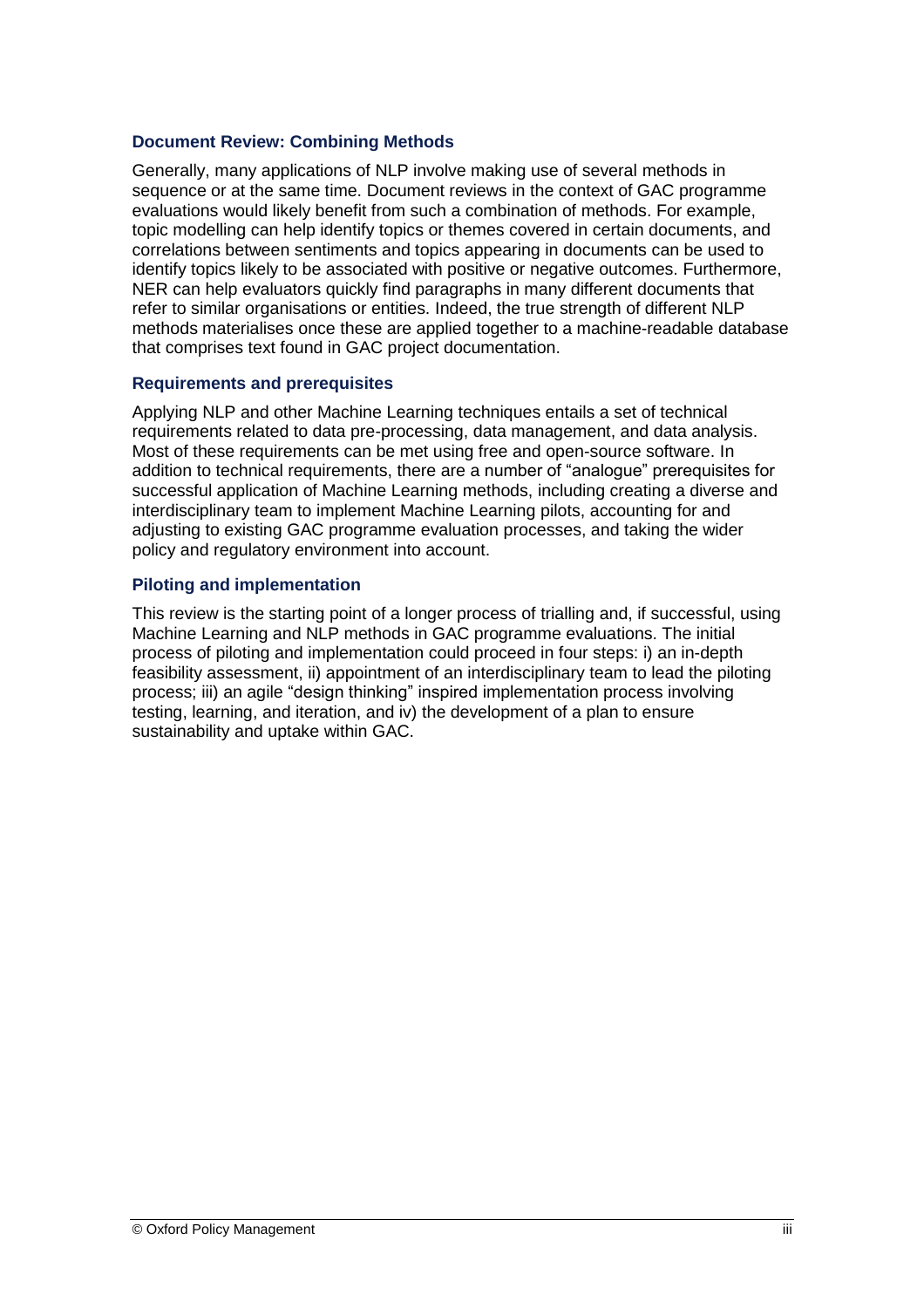### Document Review: Combining Methods

Generally, many applications of NLP involve making use of several methods in sequence or at the same time. Document reviews in the context of GAC programme evaluations would likely benefit from such a combination of methods. For example, topic modelling can help identify topics or themes covered in certain documents, and correlations between sentiments and topics appearing in documents can be used to identify topics likely to be associated with positive or negative outcomes. Furthermore, NER can help evaluators quickly find paragraphs in many different documents that refer to similar organisations or entities. Indeed, the true strength of different NLP methods materialises once these are applied together to a machine-readable database that comprises text found in GAC project documentation.

### Requirements and prerequisites

Applying NLP and other Machine Learning techniques entails a set of technical requirements related to data pre-processing, data management, and data analysis. Most of these requirements can be met using free and open-source software. In addition to technical requirements, there are a number of "analogue" prerequisites for successful application of Machine Learning methods, including creating a diverse and interdisciplinary team to implement Machine Learning pilots, accounting for and adjusting to existing GAC programme evaluation processes, and taking the wider policy and regulatory environment into account.

### Piloting and implementation

This review is the starting point of a longer process of trialling and, if successful, using Machine Learning and NLP methods in GAC programme evaluations. The initial process of piloting and implementation could proceed in four steps: i) an in-depth feasibility assessment, ii) appointment of an interdisciplinary team to lead the piloting process; iii) an agile "design thinking" inspired implementation process involving testing, learning, and iteration, and iv) the development of a plan to ensure sustainability and uptake within GAC.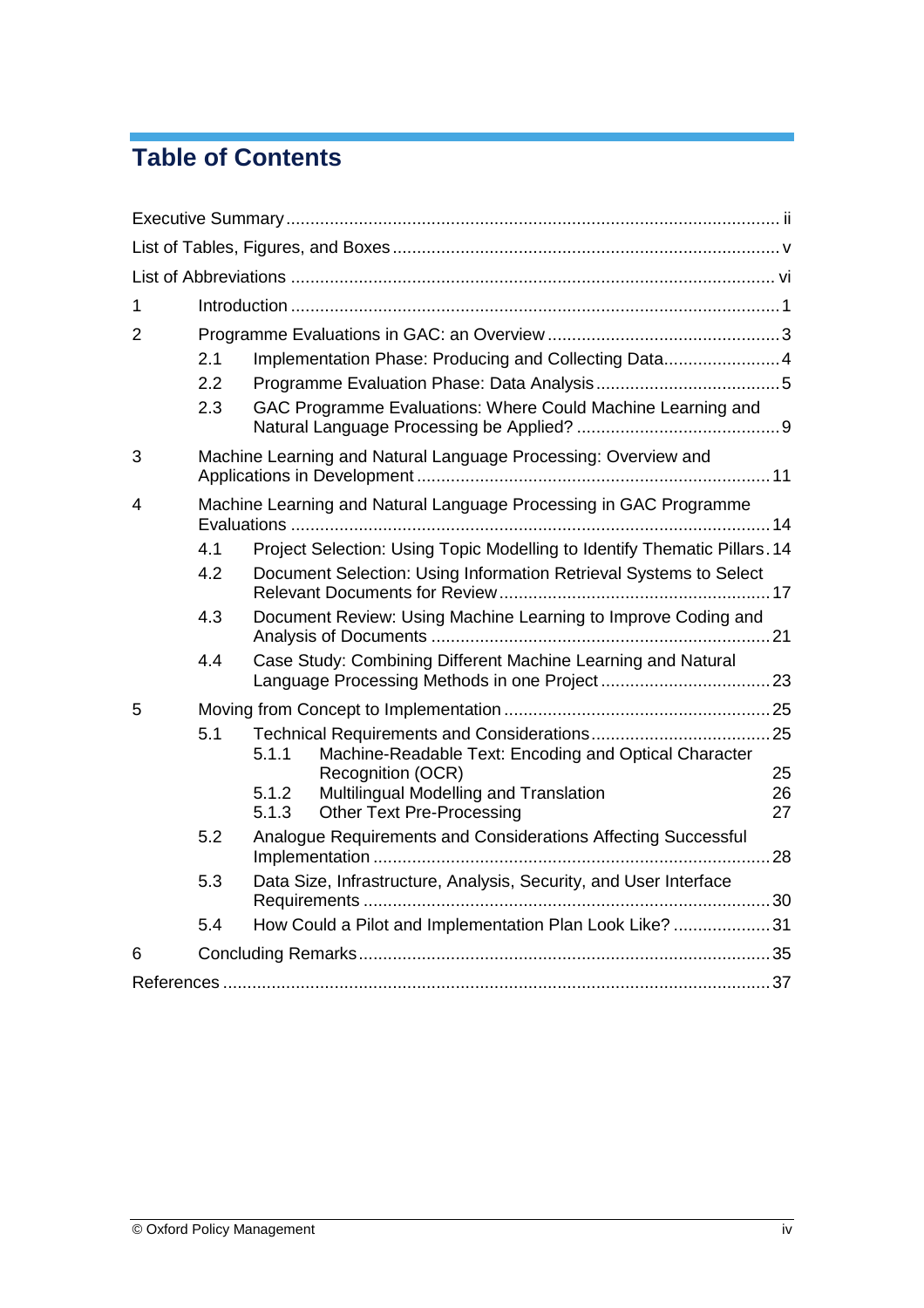# Table of Contents

Executive Summary ..... ii

List of Tables, Figures, and Boxes ..... v

List of Abbreviations ..... vi

1 Introduction ..... 1

2 Programme Evaluations in GAC: an Overview ..... 3

- 2.1 Implementation Phase: Producing and Collecting Data ..... 4
- 2.2 Programme Evaluation Phase: Data Analysis ..... 5
- 2.3 GAC Programme Evaluations: Where Could Machine Learning and Natural Language Processing be Applied? ..... 9

3 Machine Learning and Natural Language Processing: Overview and Applications in Development ..... 11

4 Machine Learning and Natural Language Processing in GAC Programme Evaluations ..... 14

- 4.1 Project Selection: Using Topic Modelling to Identify Thematic Pillars ..... 14
- 4.2 Document Selection: Using Information Retrieval Systems to Select Relevant Documents for Review ..... 17
- 4.3 Document Review: Using Machine Learning to Improve Coding and Analysis of Documents ..... 21
- 4.4 Case Study: Combining Different Machine Learning and Natural Language Processing Methods in one Project ..... 23

5 Moving from Concept to Implementation ..... 25

- 5.1 Technical Requirements and Considerations ..... 25
  - 5.1.1 Machine-Readable Text: Encoding and Optical Character Recognition (OCR) ..... 25
  - 5.1.2 Multilingual Modelling and Translation ..... 26
  - 5.1.3 Other Text Pre-Processing ..... 27
- 5.2 Analogue Requirements and Considerations Affecting Successful Implementation ..... 28
- 5.3 Data Size, Infrastructure, Analysis, Security, and User Interface Requirements ..... 30
- 5.4 How Could a Pilot and Implementation Plan Look Like? ..... 31

6 Concluding Remarks ..... 35

References ..... 37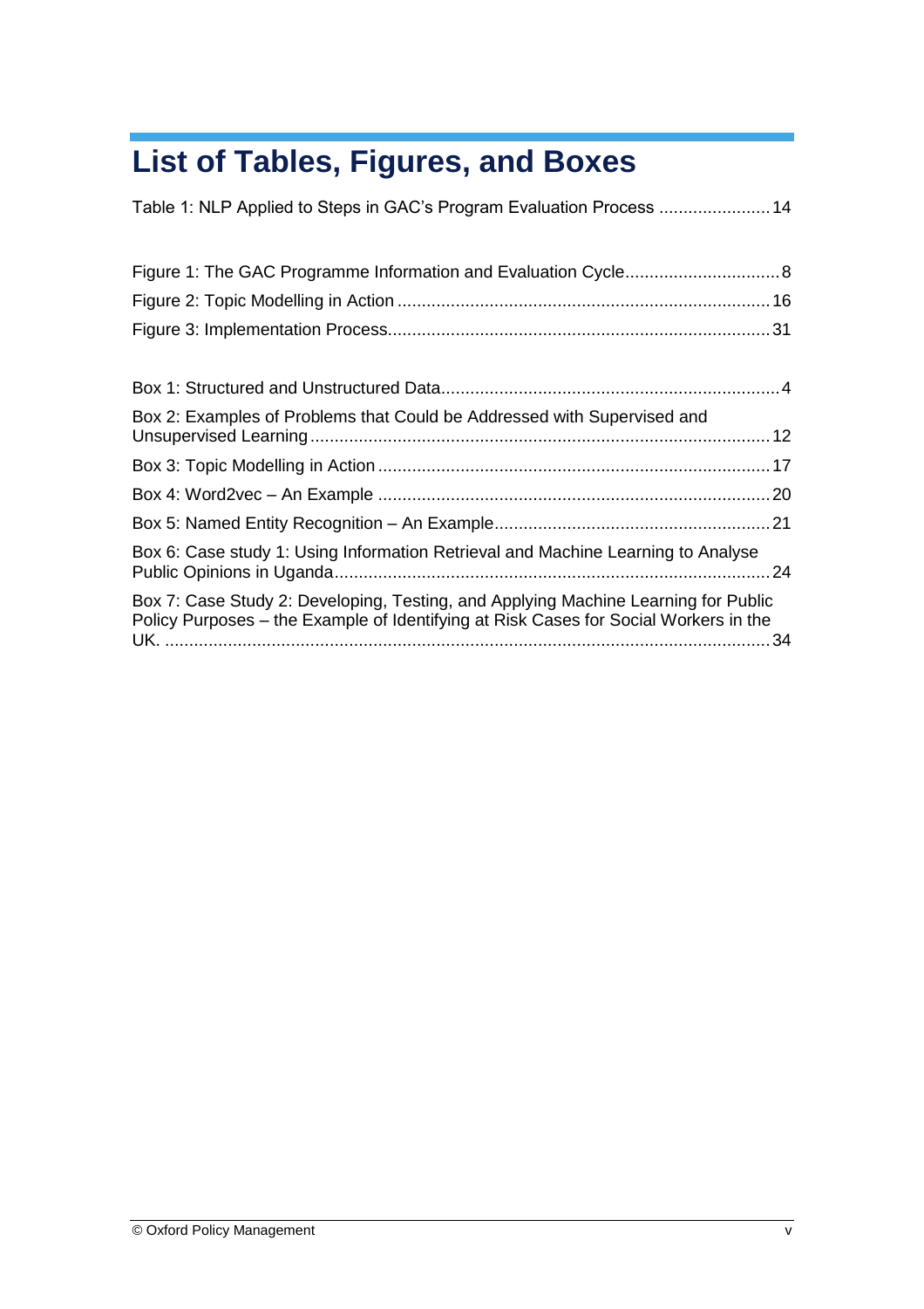# List of Tables, Figures, and Boxes

Table 1: NLP Applied to Steps in GAC's Program Evaluation Process ....................... 14

Figure 1: The GAC Programme Information and Evaluation Cycle................................ 8
Figure 2: Topic Modelling in Action ............................................................................ 16
Figure 3: Implementation Process.............................................................................. 31

Box 1: Structured and Unstructured Data..................................................................... 4
Box 2: Examples of Problems that Could be Addressed with Supervised and Unsupervised Learning............................................................................................ 12
Box 3: Topic Modelling in Action ................................................................................ 17
Box 4: Word2vec – An Example ................................................................................ 20
Box 5: Named Entity Recognition – An Example......................................................... 21
Box 6: Case study 1: Using Information Retrieval and Machine Learning to Analyse Public Opinions in Uganda......................................................................................... 24
Box 7: Case Study 2: Developing, Testing, and Applying Machine Learning for Public Policy Purposes – the Example of Identifying at Risk Cases for Social Workers in the UK. ............................................................................................................................ 34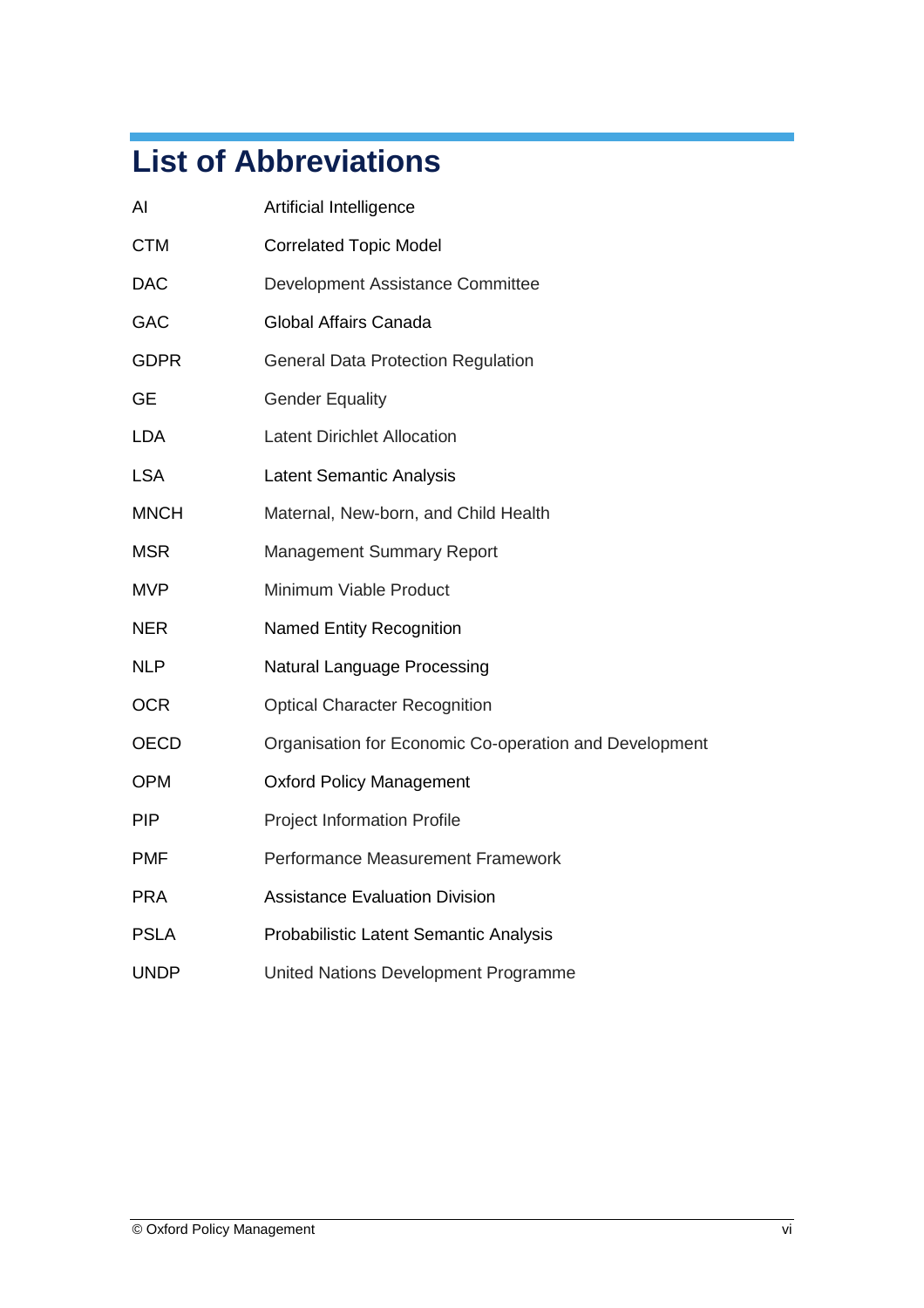# List of Abbreviations

| | |
|---|---|
| AI | Artificial Intelligence |
| CTM | Correlated Topic Model |
| DAC | Development Assistance Committee |
| GAC | Global Affairs Canada |
| GDPR | General Data Protection Regulation |
| GE | Gender Equality |
| LDA | Latent Dirichlet Allocation |
| LSA | Latent Semantic Analysis |
| MNCH | Maternal, New-born, and Child Health |
| MSR | Management Summary Report |
| MVP | Minimum Viable Product |
| NER | Named Entity Recognition |
| NLP | Natural Language Processing |
| OCR | Optical Character Recognition |
| OECD | Organisation for Economic Co-operation and Development |
| OPM | Oxford Policy Management |
| PIP | Project Information Profile |
| PMF | Performance Measurement Framework |
| PRA | Assistance Evaluation Division |
| PSLA | Probabilistic Latent Semantic Analysis |
| UNDP | United Nations Development Programme |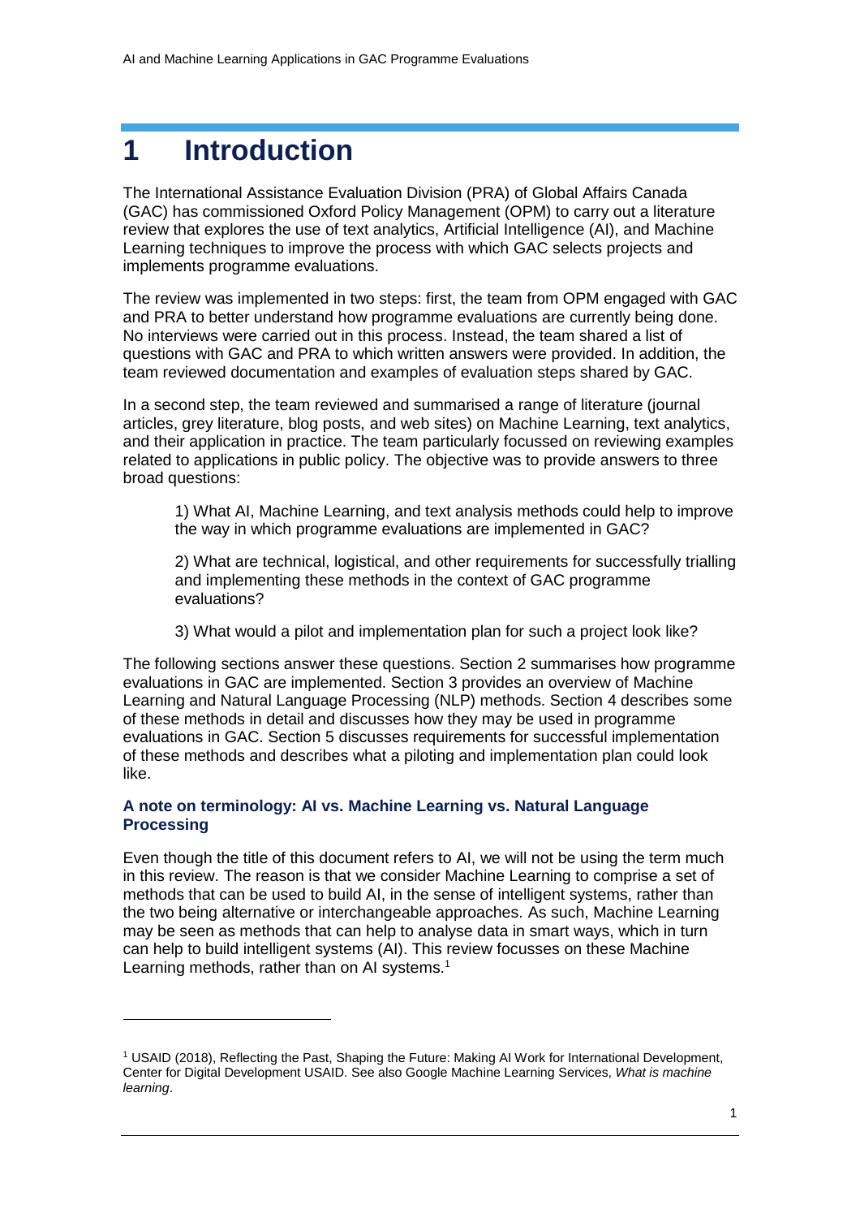# 1 Introduction

The International Assistance Evaluation Division (PRA) of Global Affairs Canada (GAC) has commissioned Oxford Policy Management (OPM) to carry out a literature review that explores the use of text analytics, Artificial Intelligence (AI), and Machine Learning techniques to improve the process with which GAC selects projects and implements programme evaluations.

The review was implemented in two steps: first, the team from OPM engaged with GAC and PRA to better understand how programme evaluations are currently being done. No interviews were carried out in this process. Instead, the team shared a list of questions with GAC and PRA to which written answers were provided. In addition, the team reviewed documentation and examples of evaluation steps shared by GAC.

In a second step, the team reviewed and summarised a range of literature (journal articles, grey literature, blog posts, and web sites) on Machine Learning, text analytics, and their application in practice. The team particularly focussed on reviewing examples related to applications in public policy. The objective was to provide answers to three broad questions:

> 1) What AI, Machine Learning, and text analysis methods could help to improve the way in which programme evaluations are implemented in GAC?
>
> 2) What are technical, logistical, and other requirements for successfully trialling and implementing these methods in the context of GAC programme evaluations?
>
> 3) What would a pilot and implementation plan for such a project look like?

The following sections answer these questions. Section 2 summarises how programme evaluations in GAC are implemented. Section 3 provides an overview of Machine Learning and Natural Language Processing (NLP) methods. Section 4 describes some of these methods in detail and discusses how they may be used in programme evaluations in GAC. Section 5 discusses requirements for successful implementation of these methods and describes what a piloting and implementation plan could look like.

### A note on terminology: AI vs. Machine Learning vs. Natural Language Processing

Even though the title of this document refers to AI, we will not be using the term much in this review. The reason is that we consider Machine Learning to comprise a set of methods that can be used to build AI, in the sense of intelligent systems, rather than the two being alternative or interchangeable approaches. As such, Machine Learning may be seen as methods that can help to analyse data in smart ways, which in turn can help to build intelligent systems (AI). This review focusses on these Machine Learning methods, rather than on AI systems.[1]

---

[1] USAID (2018), Reflecting the Past, Shaping the Future: Making AI Work for International Development, Center for Digital Development USAID. See also Google Machine Learning Services, *What is machine learning*.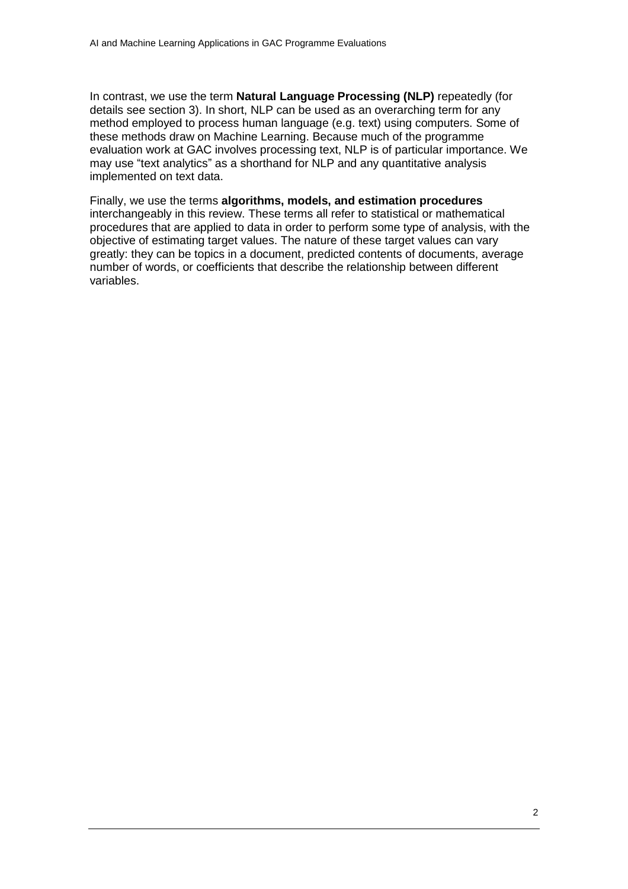In contrast, we use the term **Natural Language Processing (NLP)** repeatedly (for details see section 3). In short, NLP can be used as an overarching term for any method employed to process human language (e.g. text) using computers. Some of these methods draw on Machine Learning. Because much of the programme evaluation work at GAC involves processing text, NLP is of particular importance. We may use "text analytics" as a shorthand for NLP and any quantitative analysis implemented on text data.

Finally, we use the terms **algorithms, models, and estimation procedures** interchangeably in this review. These terms all refer to statistical or mathematical procedures that are applied to data in order to perform some type of analysis, with the objective of estimating target values. The nature of these target values can vary greatly: they can be topics in a document, predicted contents of documents, average number of words, or coefficients that describe the relationship between different variables.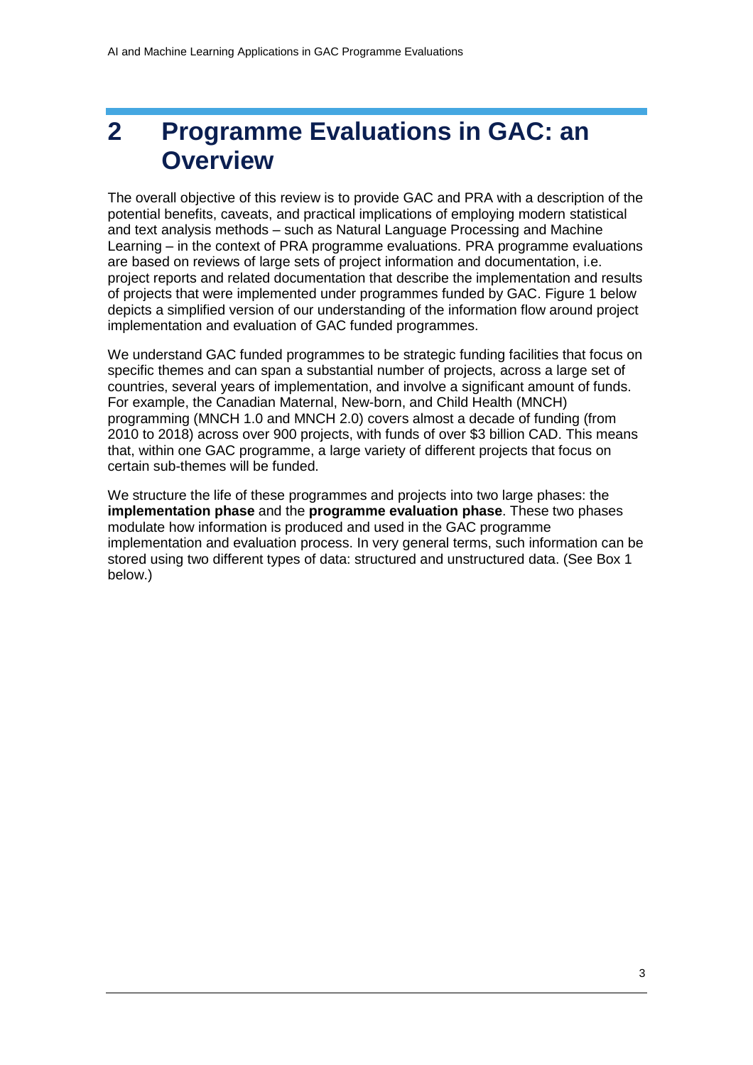# 2 Programme Evaluations in GAC: an Overview

The overall objective of this review is to provide GAC and PRA with a description of the potential benefits, caveats, and practical implications of employing modern statistical and text analysis methods – such as Natural Language Processing and Machine Learning – in the context of PRA programme evaluations. PRA programme evaluations are based on reviews of large sets of project information and documentation, i.e. project reports and related documentation that describe the implementation and results of projects that were implemented under programmes funded by GAC. Figure 1 below depicts a simplified version of our understanding of the information flow around project implementation and evaluation of GAC funded programmes.

We understand GAC funded programmes to be strategic funding facilities that focus on specific themes and can span a substantial number of projects, across a large set of countries, several years of implementation, and involve a significant amount of funds. For example, the Canadian Maternal, New-born, and Child Health (MNCH) programming (MNCH 1.0 and MNCH 2.0) covers almost a decade of funding (from 2010 to 2018) across over 900 projects, with funds of over $3 billion CAD. This means that, within one GAC programme, a large variety of different projects that focus on certain sub-themes will be funded.

We structure the life of these programmes and projects into two large phases: the **implementation phase** and the **programme evaluation phase**. These two phases modulate how information is produced and used in the GAC programme implementation and evaluation process. In very general terms, such information can be stored using two different types of data: structured and unstructured data. (See Box 1 below.)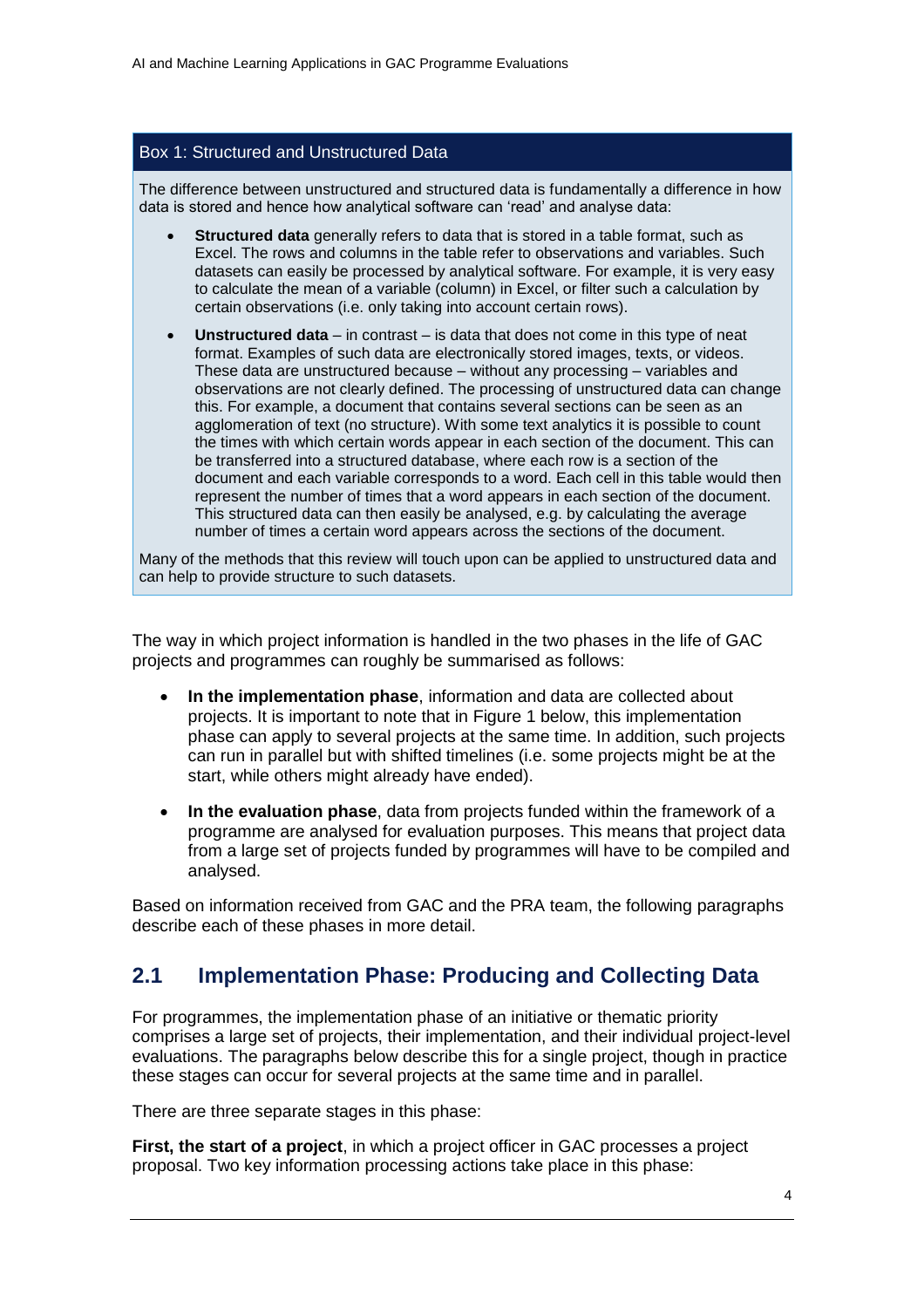## Box 1: Structured and Unstructured Data

The difference between unstructured and structured data is fundamentally a difference in how data is stored and hence how analytical software can 'read' and analyse data:

- **Structured data** generally refers to data that is stored in a table format, such as Excel. The rows and columns in the table refer to observations and variables. Such datasets can easily be processed by analytical software. For example, it is very easy to calculate the mean of a variable (column) in Excel, or filter such a calculation by certain observations (i.e. only taking into account certain rows).
- **Unstructured data** – in contrast – is data that does not come in this type of neat format. Examples of such data are electronically stored images, texts, or videos. These data are unstructured because – without any processing – variables and observations are not clearly defined. The processing of unstructured data can change this. For example, a document that contains several sections can be seen as an agglomeration of text (no structure). With some text analytics it is possible to count the times with which certain words appear in each section of the document. This can be transferred into a structured database, where each row is a section of the document and each variable corresponds to a word. Each cell in this table would then represent the number of times that a word appears in each section of the document. This structured data can then easily be analysed, e.g. by calculating the average number of times a certain word appears across the sections of the document.

Many of the methods that this review will touch upon can be applied to unstructured data and can help to provide structure to such datasets.

The way in which project information is handled in the two phases in the life of GAC projects and programmes can roughly be summarised as follows:

- **In the implementation phase**, information and data are collected about projects. It is important to note that in Figure 1 below, this implementation phase can apply to several projects at the same time. In addition, such projects can run in parallel but with shifted timelines (i.e. some projects might be at the start, while others might already have ended).
- **In the evaluation phase**, data from projects funded within the framework of a programme are analysed for evaluation purposes. This means that project data from a large set of projects funded by programmes will have to be compiled and analysed.

Based on information received from GAC and the PRA team, the following paragraphs describe each of these phases in more detail.

## 2.1 Implementation Phase: Producing and Collecting Data

For programmes, the implementation phase of an initiative or thematic priority comprises a large set of projects, their implementation, and their individual project-level evaluations. The paragraphs below describe this for a single project, though in practice these stages can occur for several projects at the same time and in parallel.

There are three separate stages in this phase:

**First, the start of a project**, in which a project officer in GAC processes a project proposal. Two key information processing actions take place in this phase: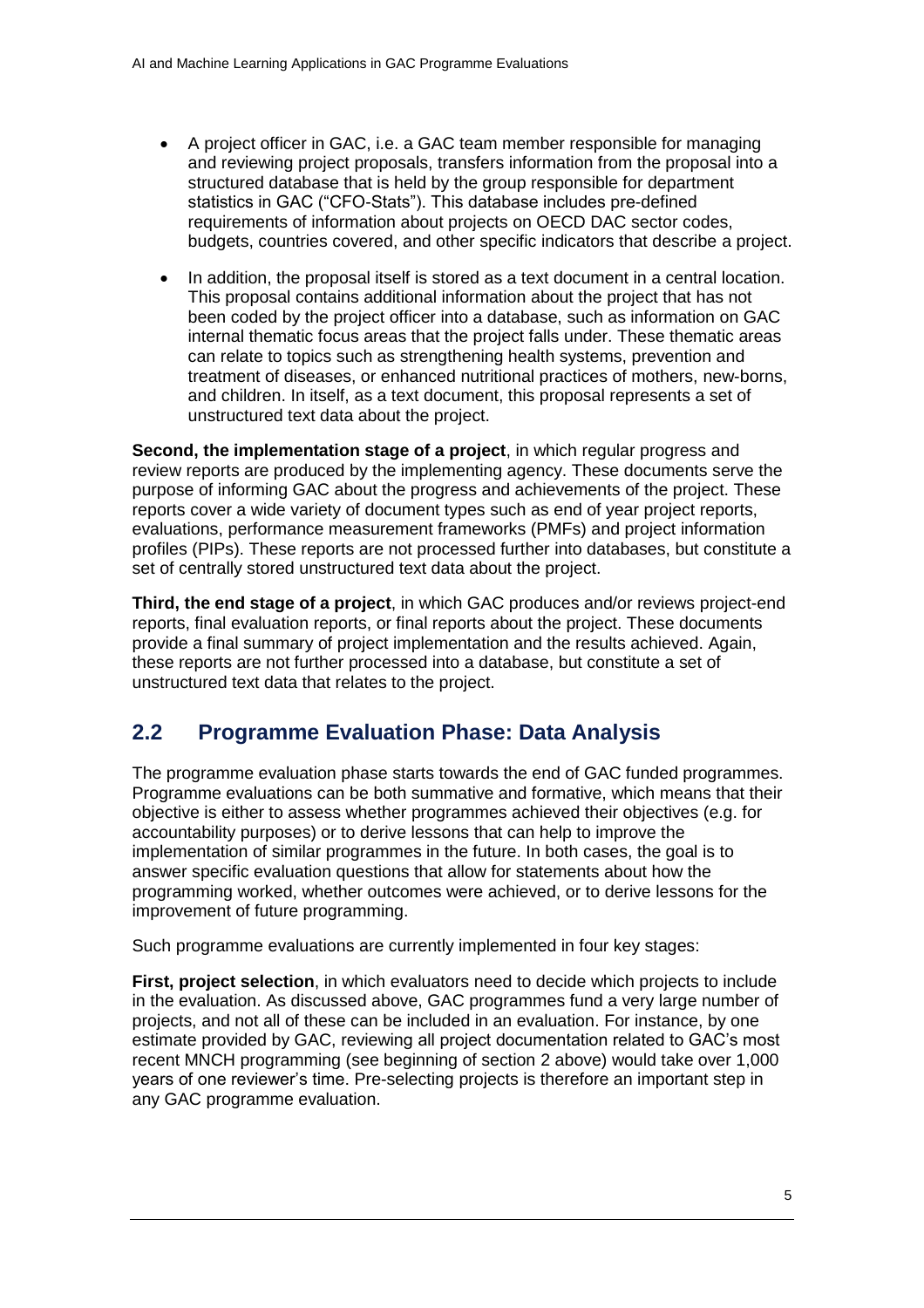- A project officer in GAC, i.e. a GAC team member responsible for managing and reviewing project proposals, transfers information from the proposal into a structured database that is held by the group responsible for department statistics in GAC ("CFO-Stats"). This database includes pre-defined requirements of information about projects on OECD DAC sector codes, budgets, countries covered, and other specific indicators that describe a project.
- In addition, the proposal itself is stored as a text document in a central location. This proposal contains additional information about the project that has not been coded by the project officer into a database, such as information on GAC internal thematic focus areas that the project falls under. These thematic areas can relate to topics such as strengthening health systems, prevention and treatment of diseases, or enhanced nutritional practices of mothers, new-borns, and children. In itself, as a text document, this proposal represents a set of unstructured text data about the project.

**Second, the implementation stage of a project**, in which regular progress and review reports are produced by the implementing agency. These documents serve the purpose of informing GAC about the progress and achievements of the project. These reports cover a wide variety of document types such as end of year project reports, evaluations, performance measurement frameworks (PMFs) and project information profiles (PIPs). These reports are not processed further into databases, but constitute a set of centrally stored unstructured text data about the project.

**Third, the end stage of a project**, in which GAC produces and/or reviews project-end reports, final evaluation reports, or final reports about the project. These documents provide a final summary of project implementation and the results achieved. Again, these reports are not further processed into a database, but constitute a set of unstructured text data that relates to the project.

## 2.2 Programme Evaluation Phase: Data Analysis

The programme evaluation phase starts towards the end of GAC funded programmes. Programme evaluations can be both summative and formative, which means that their objective is either to assess whether programmes achieved their objectives (e.g. for accountability purposes) or to derive lessons that can help to improve the implementation of similar programmes in the future. In both cases, the goal is to answer specific evaluation questions that allow for statements about how the programming worked, whether outcomes were achieved, or to derive lessons for the improvement of future programming.

Such programme evaluations are currently implemented in four key stages:

**First, project selection**, in which evaluators need to decide which projects to include in the evaluation. As discussed above, GAC programmes fund a very large number of projects, and not all of these can be included in an evaluation. For instance, by one estimate provided by GAC, reviewing all project documentation related to GAC's most recent MNCH programming (see beginning of section 2 above) would take over 1,000 years of one reviewer's time. Pre-selecting projects is therefore an important step in any GAC programme evaluation.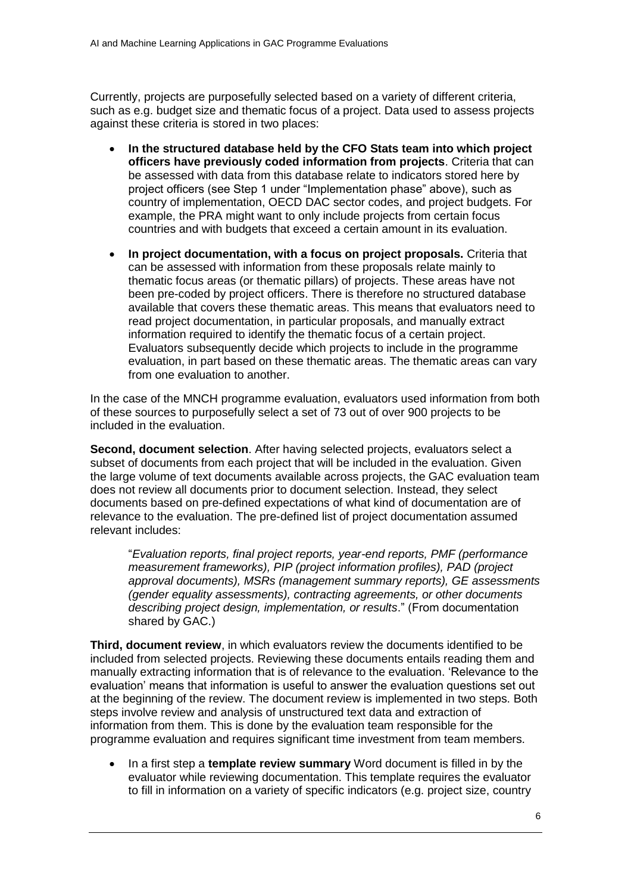Currently, projects are purposefully selected based on a variety of different criteria, such as e.g. budget size and thematic focus of a project. Data used to assess projects against these criteria is stored in two places:

- **In the structured database held by the CFO Stats team into which project officers have previously coded information from projects**. Criteria that can be assessed with data from this database relate to indicators stored here by project officers (see Step 1 under "Implementation phase" above), such as country of implementation, OECD DAC sector codes, and project budgets. For example, the PRA might want to only include projects from certain focus countries and with budgets that exceed a certain amount in its evaluation.
- **In project documentation, with a focus on project proposals.** Criteria that can be assessed with information from these proposals relate mainly to thematic focus areas (or thematic pillars) of projects. These areas have not been pre-coded by project officers. There is therefore no structured database available that covers these thematic areas. This means that evaluators need to read project documentation, in particular proposals, and manually extract information required to identify the thematic focus of a certain project. Evaluators subsequently decide which projects to include in the programme evaluation, in part based on these thematic areas. The thematic areas can vary from one evaluation to another.

In the case of the MNCH programme evaluation, evaluators used information from both of these sources to purposefully select a set of 73 out of over 900 projects to be included in the evaluation.

**Second, document selection**. After having selected projects, evaluators select a subset of documents from each project that will be included in the evaluation. Given the large volume of text documents available across projects, the GAC evaluation team does not review all documents prior to document selection. Instead, they select documents based on pre-defined expectations of what kind of documentation are of relevance to the evaluation. The pre-defined list of project documentation assumed relevant includes:

> "*Evaluation reports, final project reports, year-end reports, PMF (performance measurement frameworks), PIP (project information profiles), PAD (project approval documents), MSRs (management summary reports), GE assessments (gender equality assessments), contracting agreements, or other documents describing project design, implementation, or results*." (From documentation shared by GAC.)

**Third, document review**, in which evaluators review the documents identified to be included from selected projects. Reviewing these documents entails reading them and manually extracting information that is of relevance to the evaluation. 'Relevance to the evaluation' means that information is useful to answer the evaluation questions set out at the beginning of the review. The document review is implemented in two steps. Both steps involve review and analysis of unstructured text data and extraction of information from them. This is done by the evaluation team responsible for the programme evaluation and requires significant time investment from team members.

- In a first step a **template review summary** Word document is filled in by the evaluator while reviewing documentation. This template requires the evaluator to fill in information on a variety of specific indicators (e.g. project size, country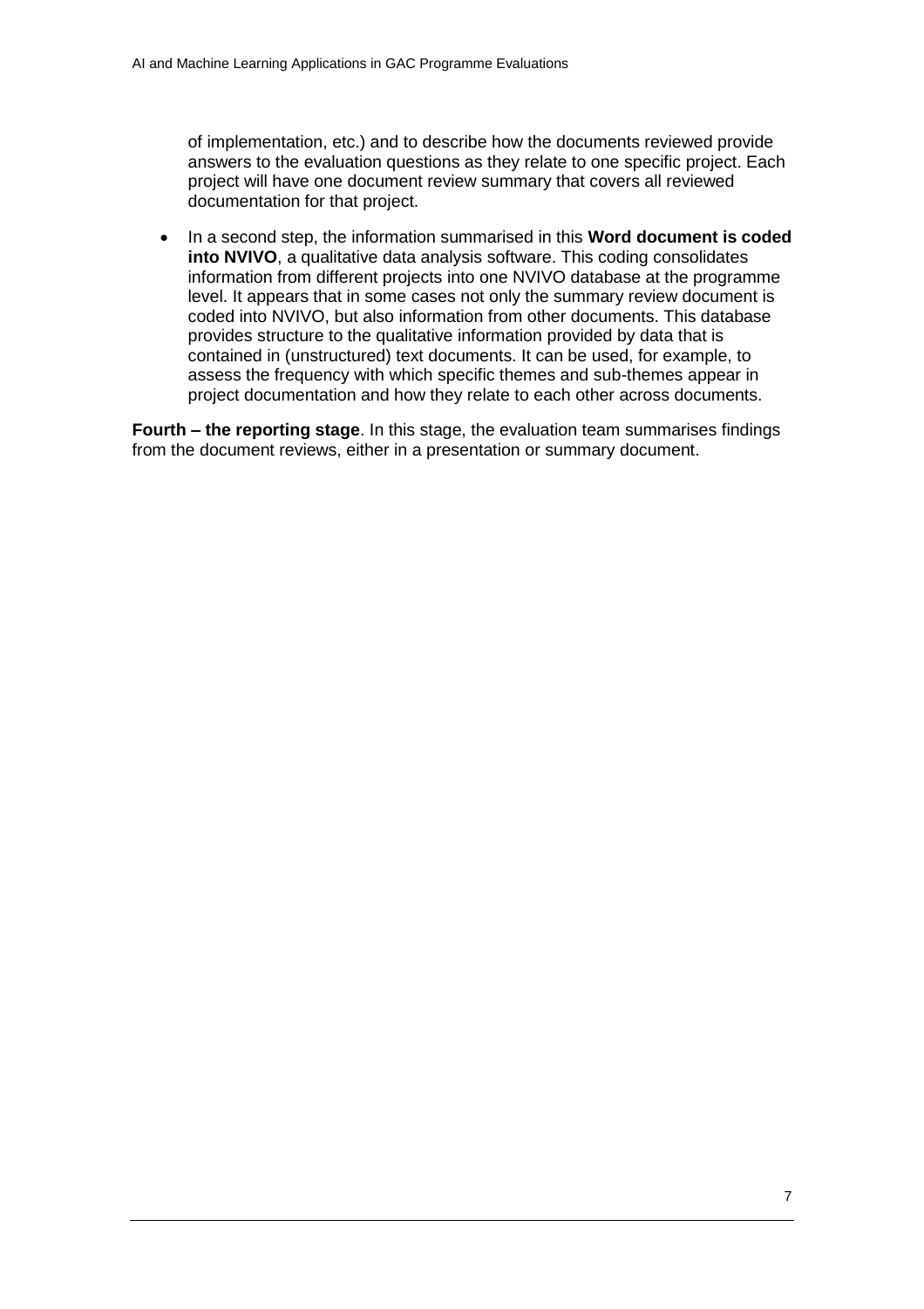of implementation, etc.) and to describe how the documents reviewed provide answers to the evaluation questions as they relate to one specific project. Each project will have one document review summary that covers all reviewed documentation for that project.

- In a second step, the information summarised in this **Word document is coded into NVIVO**, a qualitative data analysis software. This coding consolidates information from different projects into one NVIVO database at the programme level. It appears that in some cases not only the summary review document is coded into NVIVO, but also information from other documents. This database provides structure to the qualitative information provided by data that is contained in (unstructured) text documents. It can be used, for example, to assess the frequency with which specific themes and sub-themes appear in project documentation and how they relate to each other across documents.

**Fourth – the reporting stage**. In this stage, the evaluation team summarises findings from the document reviews, either in a presentation or summary document.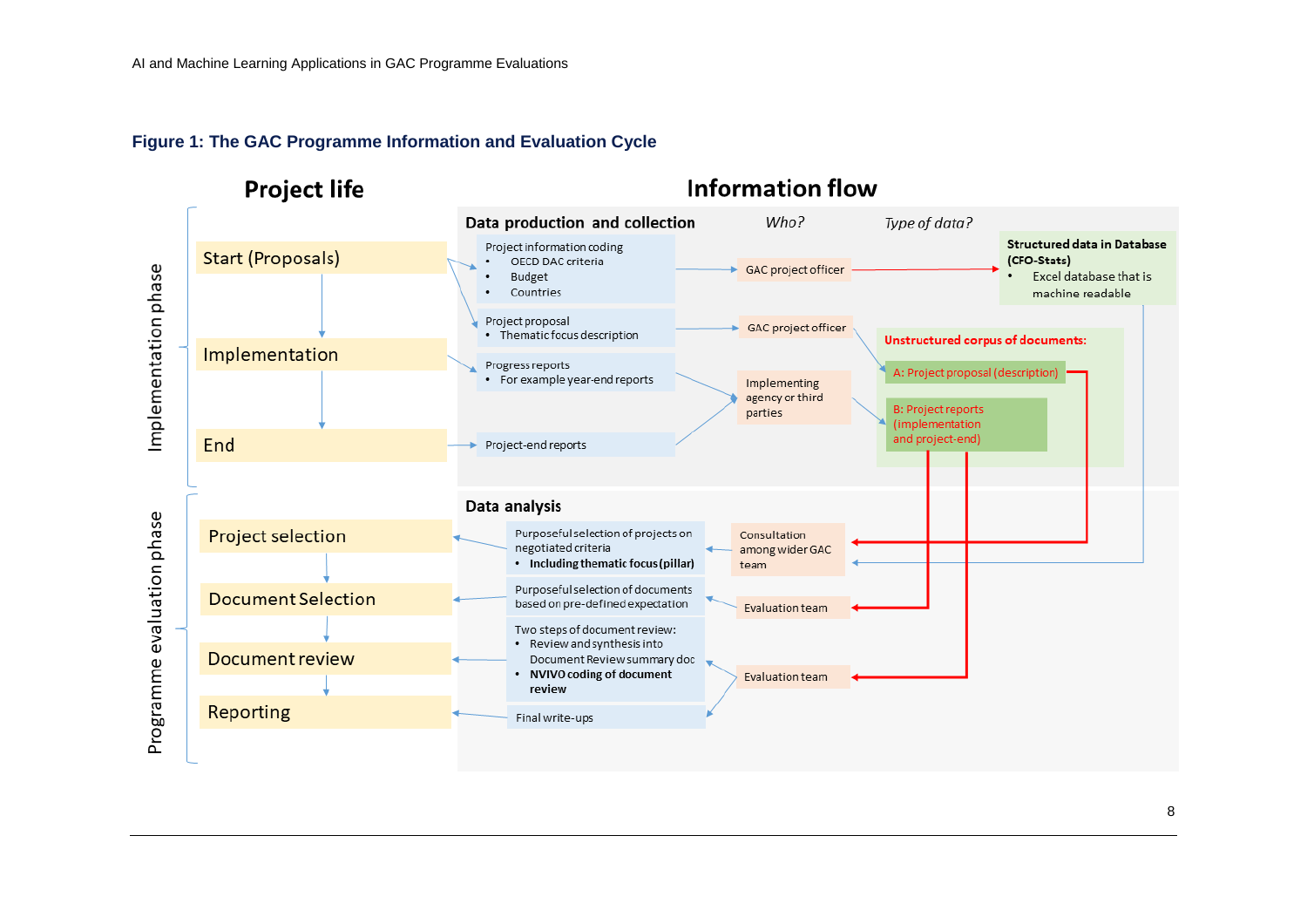**Figure 1: The GAC Programme Information and Evaluation Cycle**

**Project life** | **Information flow**

**Implementation phase**

- Start (Proposals)
- Implementation
- End

**Data production and collection** — *Who?* — *Type of data?*

- Project information coding
  - OECD DAC criteria
  - Budget
  - Countries
  → GAC project officer → **Structured data in Database (CFO-Stats)**
  - Excel database that is machine readable
- Project proposal
  - Thematic focus description
  → GAC project officer → **Unstructured corpus of documents:** A: Project proposal (description)
- Progress reports
  - For example year-end reports
  → Implementing agency or third parties → B: Project reports (implementation and project-end)
- Project-end reports → Implementing agency or third parties

**Programme evaluation phase**

- Project selection
- Document Selection
- Document review
- Reporting

**Data analysis**

- Purposeful selection of projects on negotiated criteria
  - **Including thematic focus (pillar)**
  ← Consultation among wider GAC team
- Purposeful selection of documents based on pre-defined expectation ← Evaluation team
- Two steps of document review:
  - Review and synthesis into Document Review summary doc
  - **NVIVO coding of document review**
  ← Evaluation team
- Final write-ups ← Evaluation team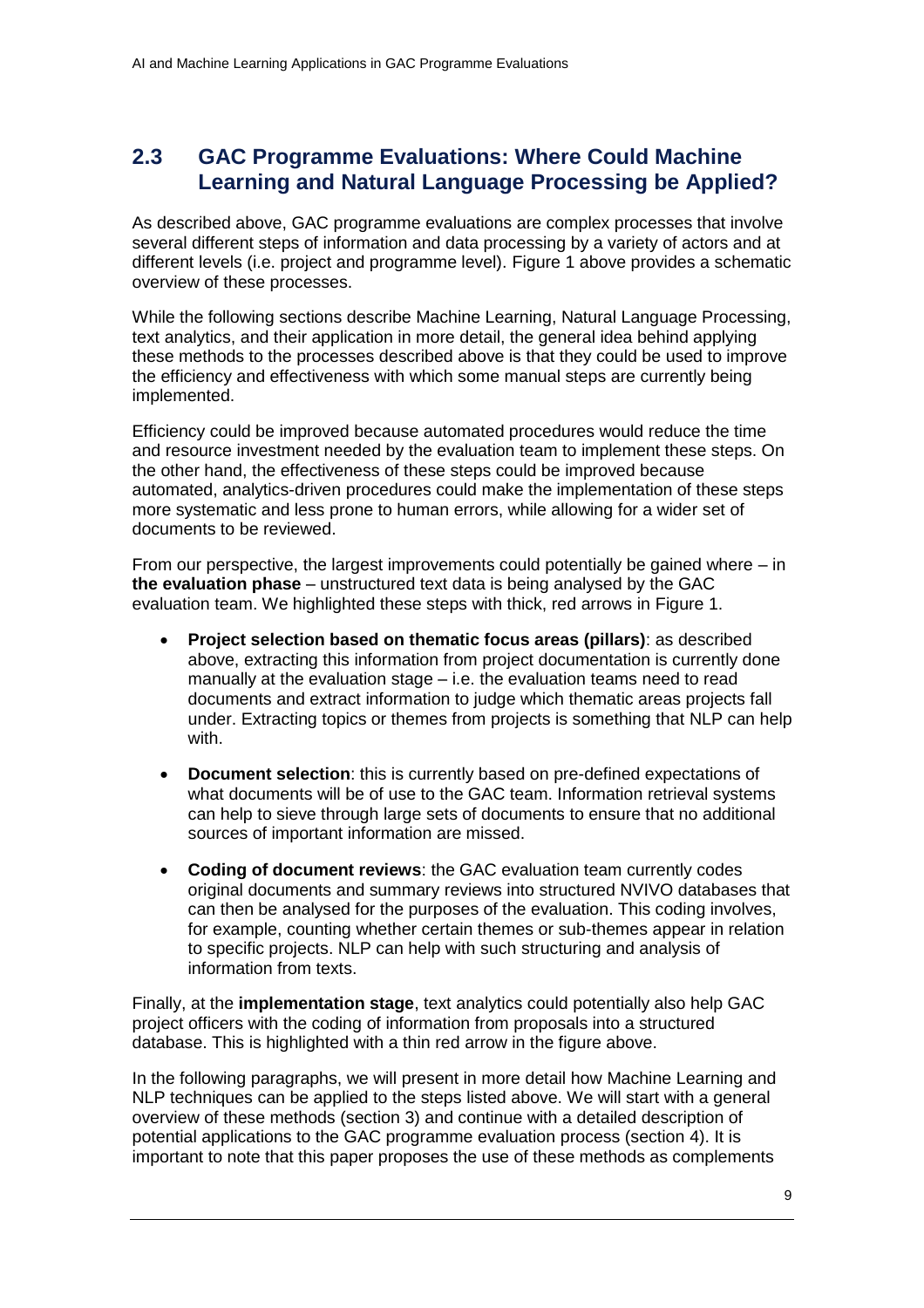## 2.3 GAC Programme Evaluations: Where Could Machine Learning and Natural Language Processing be Applied?

As described above, GAC programme evaluations are complex processes that involve several different steps of information and data processing by a variety of actors and at different levels (i.e. project and programme level). Figure 1 above provides a schematic overview of these processes.

While the following sections describe Machine Learning, Natural Language Processing, text analytics, and their application in more detail, the general idea behind applying these methods to the processes described above is that they could be used to improve the efficiency and effectiveness with which some manual steps are currently being implemented.

Efficiency could be improved because automated procedures would reduce the time and resource investment needed by the evaluation team to implement these steps. On the other hand, the effectiveness of these steps could be improved because automated, analytics-driven procedures could make the implementation of these steps more systematic and less prone to human errors, while allowing for a wider set of documents to be reviewed.

From our perspective, the largest improvements could potentially be gained where – in **the evaluation phase** – unstructured text data is being analysed by the GAC evaluation team. We highlighted these steps with thick, red arrows in Figure 1.

- **Project selection based on thematic focus areas (pillars)**: as described above, extracting this information from project documentation is currently done manually at the evaluation stage – i.e. the evaluation teams need to read documents and extract information to judge which thematic areas projects fall under. Extracting topics or themes from projects is something that NLP can help with.
- **Document selection**: this is currently based on pre-defined expectations of what documents will be of use to the GAC team. Information retrieval systems can help to sieve through large sets of documents to ensure that no additional sources of important information are missed.
- **Coding of document reviews**: the GAC evaluation team currently codes original documents and summary reviews into structured NVIVO databases that can then be analysed for the purposes of the evaluation. This coding involves, for example, counting whether certain themes or sub-themes appear in relation to specific projects. NLP can help with such structuring and analysis of information from texts.

Finally, at the **implementation stage**, text analytics could potentially also help GAC project officers with the coding of information from proposals into a structured database. This is highlighted with a thin red arrow in the figure above.

In the following paragraphs, we will present in more detail how Machine Learning and NLP techniques can be applied to the steps listed above. We will start with a general overview of these methods (section 3) and continue with a detailed description of potential applications to the GAC programme evaluation process (section 4). It is important to note that this paper proposes the use of these methods as complements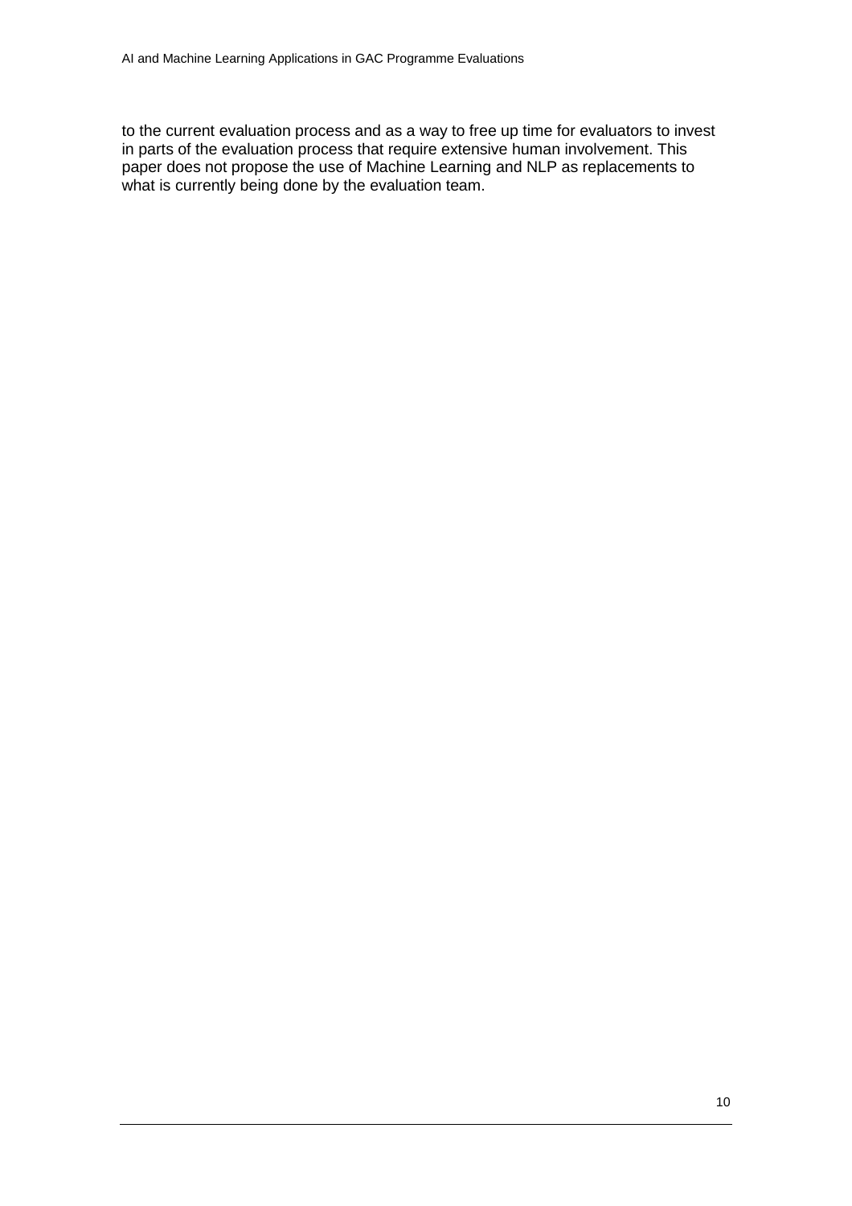to the current evaluation process and as a way to free up time for evaluators to invest in parts of the evaluation process that require extensive human involvement. This paper does not propose the use of Machine Learning and NLP as replacements to what is currently being done by the evaluation team.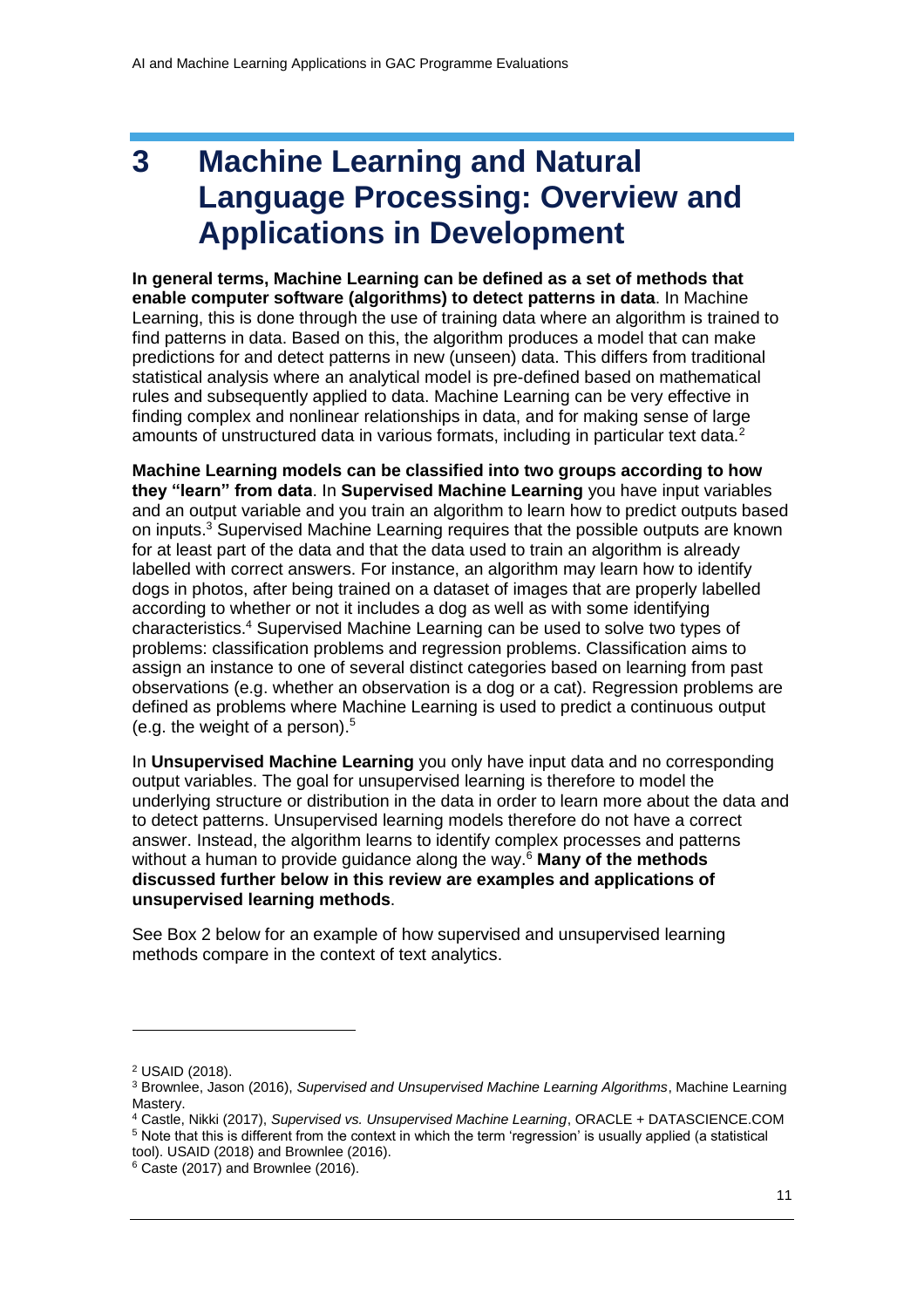# 3 Machine Learning and Natural Language Processing: Overview and Applications in Development

**In general terms, Machine Learning can be defined as a set of methods that enable computer software (algorithms) to detect patterns in data**. In Machine Learning, this is done through the use of training data where an algorithm is trained to find patterns in data. Based on this, the algorithm produces a model that can make predictions for and detect patterns in new (unseen) data. This differs from traditional statistical analysis where an analytical model is pre-defined based on mathematical rules and subsequently applied to data. Machine Learning can be very effective in finding complex and nonlinear relationships in data, and for making sense of large amounts of unstructured data in various formats, including in particular text data.[2]

**Machine Learning models can be classified into two groups according to how they "learn" from data**. In **Supervised Machine Learning** you have input variables and an output variable and you train an algorithm to learn how to predict outputs based on inputs.[3] Supervised Machine Learning requires that the possible outputs are known for at least part of the data and that the data used to train an algorithm is already labelled with correct answers. For instance, an algorithm may learn how to identify dogs in photos, after being trained on a dataset of images that are properly labelled according to whether or not it includes a dog as well as with some identifying characteristics.[4] Supervised Machine Learning can be used to solve two types of problems: classification problems and regression problems. Classification aims to assign an instance to one of several distinct categories based on learning from past observations (e.g. whether an observation is a dog or a cat). Regression problems are defined as problems where Machine Learning is used to predict a continuous output (e.g. the weight of a person).[5]

In **Unsupervised Machine Learning** you only have input data and no corresponding output variables. The goal for unsupervised learning is therefore to model the underlying structure or distribution in the data in order to learn more about the data and to detect patterns. Unsupervised learning models therefore do not have a correct answer. Instead, the algorithm learns to identify complex processes and patterns without a human to provide guidance along the way.[6] **Many of the methods discussed further below in this review are examples and applications of unsupervised learning methods**.

See Box 2 below for an example of how supervised and unsupervised learning methods compare in the context of text analytics.

---

[2] USAID (2018).

[3] Brownlee, Jason (2016), *Supervised and Unsupervised Machine Learning Algorithms*, Machine Learning Mastery.

[4] Castle, Nikki (2017), *Supervised vs. Unsupervised Machine Learning*, ORACLE + DATASCIENCE.COM

[5] Note that this is different from the context in which the term 'regression' is usually applied (a statistical tool). USAID (2018) and Brownlee (2016).

[6] Caste (2017) and Brownlee (2016).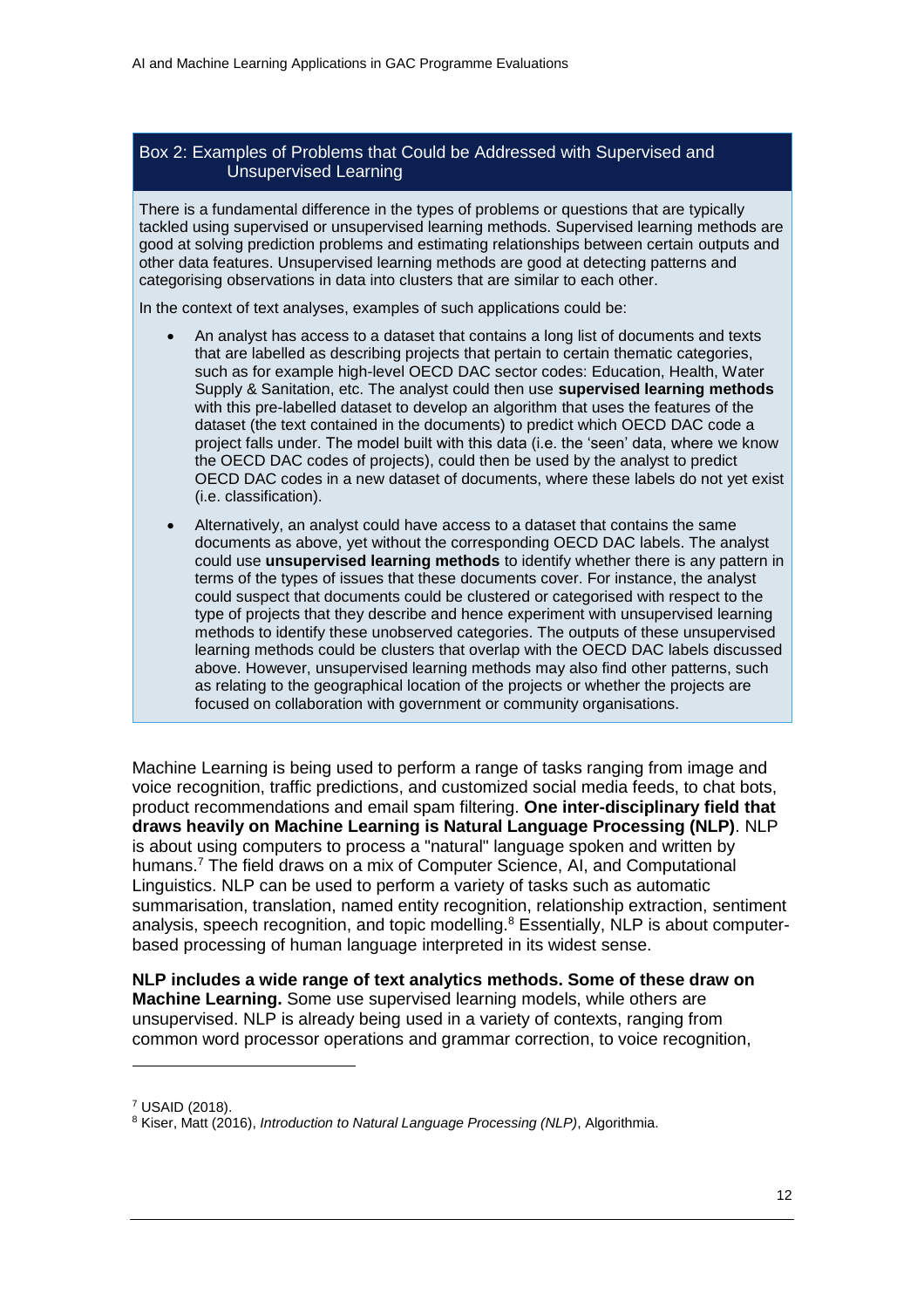### Box 2: Examples of Problems that Could be Addressed with Supervised and Unsupervised Learning

There is a fundamental difference in the types of problems or questions that are typically tackled using supervised or unsupervised learning methods. Supervised learning methods are good at solving prediction problems and estimating relationships between certain outputs and other data features. Unsupervised learning methods are good at detecting patterns and categorising observations in data into clusters that are similar to each other.

In the context of text analyses, examples of such applications could be:

- An analyst has access to a dataset that contains a long list of documents and texts that are labelled as describing projects that pertain to certain thematic categories, such as for example high-level OECD DAC sector codes: Education, Health, Water Supply & Sanitation, etc. The analyst could then use **supervised learning methods** with this pre-labelled dataset to develop an algorithm that uses the features of the dataset (the text contained in the documents) to predict which OECD DAC code a project falls under. The model built with this data (i.e. the 'seen' data, where we know the OECD DAC codes of projects), could then be used by the analyst to predict OECD DAC codes in a new dataset of documents, where these labels do not yet exist (i.e. classification).
- Alternatively, an analyst could have access to a dataset that contains the same documents as above, yet without the corresponding OECD DAC labels. The analyst could use **unsupervised learning methods** to identify whether there is any pattern in terms of the types of issues that these documents cover. For instance, the analyst could suspect that documents could be clustered or categorised with respect to the type of projects that they describe and hence experiment with unsupervised learning methods to identify these unobserved categories. The outputs of these unsupervised learning methods could be clusters that overlap with the OECD DAC labels discussed above. However, unsupervised learning methods may also find other patterns, such as relating to the geographical location of the projects or whether the projects are focused on collaboration with government or community organisations.

Machine Learning is being used to perform a range of tasks ranging from image and voice recognition, traffic predictions, and customized social media feeds, to chat bots, product recommendations and email spam filtering. **One inter-disciplinary field that draws heavily on Machine Learning is Natural Language Processing (NLP)**. NLP is about using computers to process a "natural" language spoken and written by humans.[7] The field draws on a mix of Computer Science, AI, and Computational Linguistics. NLP can be used to perform a variety of tasks such as automatic summarisation, translation, named entity recognition, relationship extraction, sentiment analysis, speech recognition, and topic modelling.[8] Essentially, NLP is about computer-based processing of human language interpreted in its widest sense.

**NLP includes a wide range of text analytics methods. Some of these draw on Machine Learning.** Some use supervised learning models, while others are unsupervised. NLP is already being used in a variety of contexts, ranging from common word processor operations and grammar correction, to voice recognition,

---

[7] USAID (2018).

[8] Kiser, Matt (2016), *Introduction to Natural Language Processing (NLP)*, Algorithmia.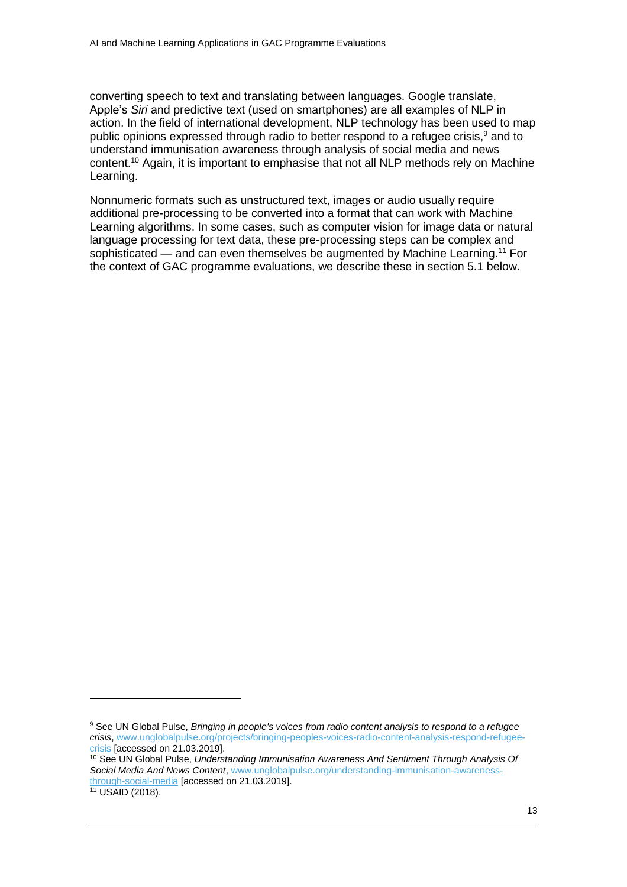converting speech to text and translating between languages. Google translate, Apple's *Siri* and predictive text (used on smartphones) are all examples of NLP in action. In the field of international development, NLP technology has been used to map public opinions expressed through radio to better respond to a refugee crisis,[9] and to understand immunisation awareness through analysis of social media and news content.[10] Again, it is important to emphasise that not all NLP methods rely on Machine Learning.

Nonnumeric formats such as unstructured text, images or audio usually require additional pre-processing to be converted into a format that can work with Machine Learning algorithms. In some cases, such as computer vision for image data or natural language processing for text data, these pre-processing steps can be complex and sophisticated — and can even themselves be augmented by Machine Learning.[11] For the context of GAC programme evaluations, we describe these in section 5.1 below.

---

[9] See UN Global Pulse, *Bringing in people's voices from radio content analysis to respond to a refugee crisis*, www.unglobalpulse.org/projects/bringing-peoples-voices-radio-content-analysis-respond-refugee-crisis [accessed on 21.03.2019].

[10] See UN Global Pulse, *Understanding Immunisation Awareness And Sentiment Through Analysis Of Social Media And News Content*, www.unglobalpulse.org/understanding-immunisation-awareness-through-social-media [accessed on 21.03.2019].

[11] USAID (2018).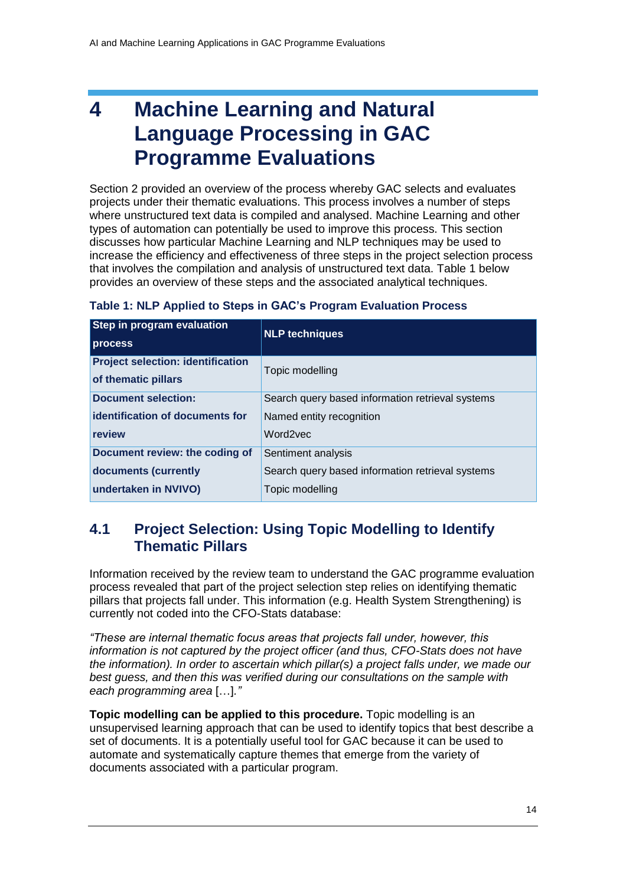# 4 Machine Learning and Natural Language Processing in GAC Programme Evaluations

Section 2 provided an overview of the process whereby GAC selects and evaluates projects under their thematic evaluations. This process involves a number of steps where unstructured text data is compiled and analysed. Machine Learning and other types of automation can potentially be used to improve this process. This section discusses how particular Machine Learning and NLP techniques may be used to increase the efficiency and effectiveness of three steps in the project selection process that involves the compilation and analysis of unstructured text data. Table 1 below provides an overview of these steps and the associated analytical techniques.

**Table 1: NLP Applied to Steps in GAC's Program Evaluation Process**

| Step in program evaluation process | NLP techniques |
| --- | --- |
| **Project selection: identification of thematic pillars** | Topic modelling |
| **Document selection: identification of documents for review** | Search query based information retrieval systems<br>Named entity recognition<br>Word2vec |
| **Document review: the coding of documents (currently undertaken in NVIVO)** | Sentiment analysis<br>Search query based information retrieval systems<br>Topic modelling |

## 4.1 Project Selection: Using Topic Modelling to Identify Thematic Pillars

Information received by the review team to understand the GAC programme evaluation process revealed that part of the project selection step relies on identifying thematic pillars that projects fall under. This information (e.g. Health System Strengthening) is currently not coded into the CFO-Stats database:

*"These are internal thematic focus areas that projects fall under, however, this information is not captured by the project officer (and thus, CFO-Stats does not have the information). In order to ascertain which pillar(s) a project falls under, we made our best guess, and then this was verified during our consultations on the sample with each programming area* […]*."*

**Topic modelling can be applied to this procedure.** Topic modelling is an unsupervised learning approach that can be used to identify topics that best describe a set of documents. It is a potentially useful tool for GAC because it can be used to automate and systematically capture themes that emerge from the variety of documents associated with a particular program.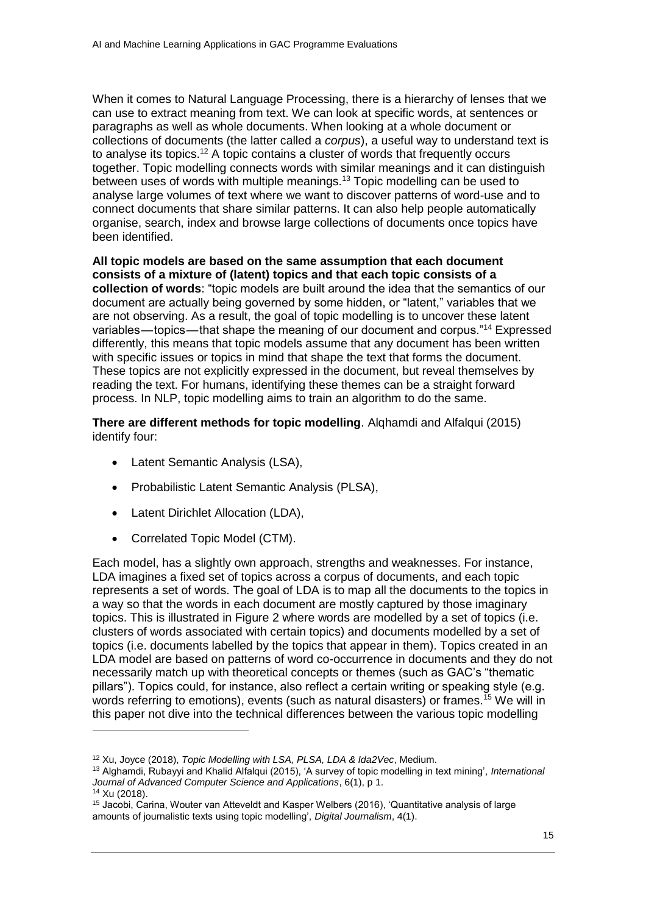When it comes to Natural Language Processing, there is a hierarchy of lenses that we can use to extract meaning from text. We can look at specific words, at sentences or paragraphs as well as whole documents. When looking at a whole document or collections of documents (the latter called a *corpus*), a useful way to understand text is to analyse its topics.[12] A topic contains a cluster of words that frequently occurs together. Topic modelling connects words with similar meanings and it can distinguish between uses of words with multiple meanings.[13] Topic modelling can be used to analyse large volumes of text where we want to discover patterns of word-use and to connect documents that share similar patterns. It can also help people automatically organise, search, index and browse large collections of documents once topics have been identified.

**All topic models are based on the same assumption that each document consists of a mixture of (latent) topics and that each topic consists of a collection of words**: "topic models are built around the idea that the semantics of our document are actually being governed by some hidden, or "latent," variables that we are not observing. As a result, the goal of topic modelling is to uncover these latent variables — topics — that shape the meaning of our document and corpus."[14] Expressed differently, this means that topic models assume that any document has been written with specific issues or topics in mind that shape the text that forms the document. These topics are not explicitly expressed in the document, but reveal themselves by reading the text. For humans, identifying these themes can be a straight forward process. In NLP, topic modelling aims to train an algorithm to do the same.

**There are different methods for topic modelling**. Alqhamdi and Alfalqui (2015) identify four:

- Latent Semantic Analysis (LSA),
- Probabilistic Latent Semantic Analysis (PLSA),
- Latent Dirichlet Allocation (LDA),
- Correlated Topic Model (CTM).

Each model, has a slightly own approach, strengths and weaknesses. For instance, LDA imagines a fixed set of topics across a corpus of documents, and each topic represents a set of words. The goal of LDA is to map all the documents to the topics in a way so that the words in each document are mostly captured by those imaginary topics. This is illustrated in Figure 2 where words are modelled by a set of topics (i.e. clusters of words associated with certain topics) and documents modelled by a set of topics (i.e. documents labelled by the topics that appear in them). Topics created in an LDA model are based on patterns of word co-occurrence in documents and they do not necessarily match up with theoretical concepts or themes (such as GAC's "thematic pillars"). Topics could, for instance, also reflect a certain writing or speaking style (e.g. words referring to emotions), events (such as natural disasters) or frames.[15] We will in this paper not dive into the technical differences between the various topic modelling

---

[12] Xu, Joyce (2018), *Topic Modelling with LSA, PLSA, LDA & Ida2Vec*, Medium.

[13] Alghamdi, Rubayyi and Khalid Alfalqui (2015), 'A survey of topic modelling in text mining', *International Journal of Advanced Computer Science and Applications*, 6(1), p 1.

[14] Xu (2018).

[15] Jacobi, Carina, Wouter van Atteveldt and Kasper Welbers (2016), 'Quantitative analysis of large amounts of journalistic texts using topic modelling', *Digital Journalism*, 4(1).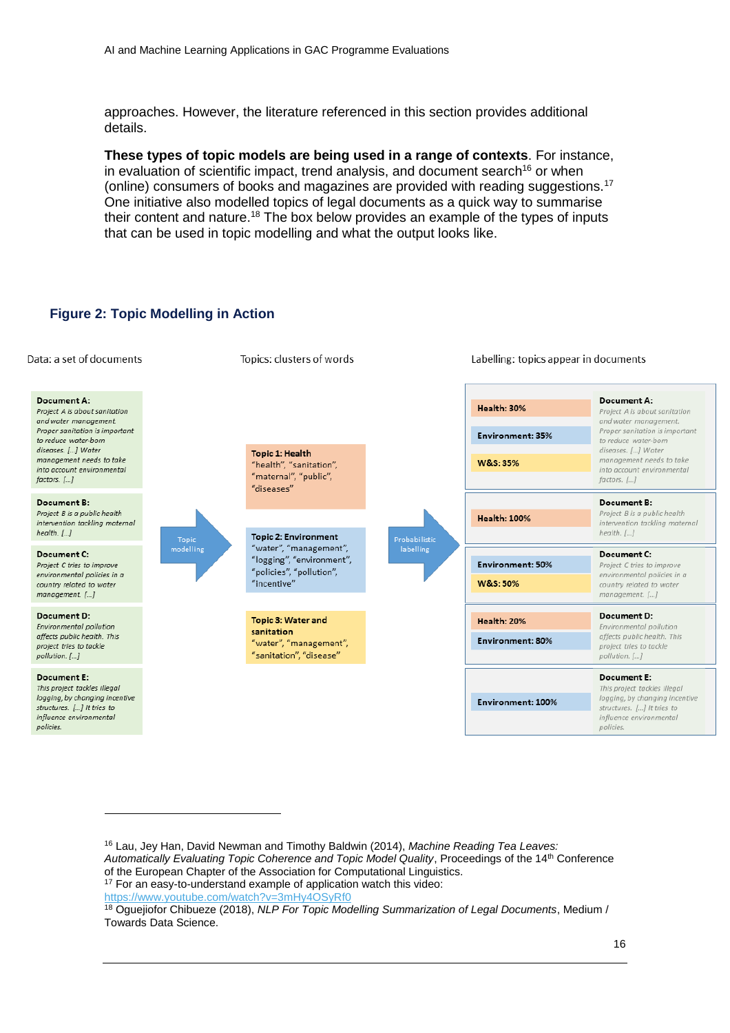approaches. However, the literature referenced in this section provides additional details.

**These types of topic models are being used in a range of contexts**. For instance, in evaluation of scientific impact, trend analysis, and document search[16] or when (online) consumers of books and magazines are provided with reading suggestions.[17] One initiative also modelled topics of legal documents as a quick way to summarise their content and nature.[18] The box below provides an example of the types of inputs that can be used in topic modelling and what the output looks like.

### Figure 2: Topic Modelling in Action

Data: a set of documents

**Document A:** *Project A is about sanitation and water management. Proper sanitation is important to reduce water-born diseases. [...] Water management needs to take into account environmental factors. [...]*

**Document B:** *Project B is a public health intervention tackling maternal health. [...]*

**Document C:** *Project C tries to improve environmental policies in a country related to water management. [...]*

**Document D:** *Environmental pollution affects public health. This project tries to tackle pollution. [...]*

**Document E:** *This project tackles illegal logging, by changing incentive structures. [...] It tries to influence environmental policies.*

→ Topic modelling

Topics: clusters of words

**Topic 1: Health** "health", "sanitation", "maternal", "public", "diseases"

**Topic 2: Environment** "water", "management", "logging", "environment", "policies", "pollution", "incentive"

**Topic 3: Water and sanitation** "water", "management", "sanitation", "disease"

→ Probabilistic labelling

Labelling: topics appear in documents

| Topics | Document |
|---|---|
| Health: 30%; Environment: 35%; W&S: 35% | **Document A:** *Project A is about sanitation and water management. Proper sanitation is important to reduce water-born diseases. [...] Water management needs to take into account environmental factors. [...]* |
| Health: 100% | **Document B:** *Project B is a public health intervention tackling maternal health. [...]* |
| Environment: 50%; W&S: 50% | **Document C:** *Project C tries to improve environmental policies in a country related to water management. [...]* |
| Health: 20%; Environment: 80% | **Document D:** *Environmental pollution affects public health. This project tries to tackle pollution. [...]* |
| Environment: 100% | **Document E:** *This project tackles illegal logging, by changing incentive structures. [...] It tries to influence environmental policies.* |

---

[16] Lau, Jey Han, David Newman and Timothy Baldwin (2014), *Machine Reading Tea Leaves: Automatically Evaluating Topic Coherence and Topic Model Quality*, Proceedings of the 14th Conference of the European Chapter of the Association for Computational Linguistics.

[17] For an easy-to-understand example of application watch this video: https://www.youtube.com/watch?v=3mHy4OSyRf0

[18] Oguejiofor Chibueze (2018), *NLP For Topic Modelling Summarization of Legal Documents*, Medium / Towards Data Science.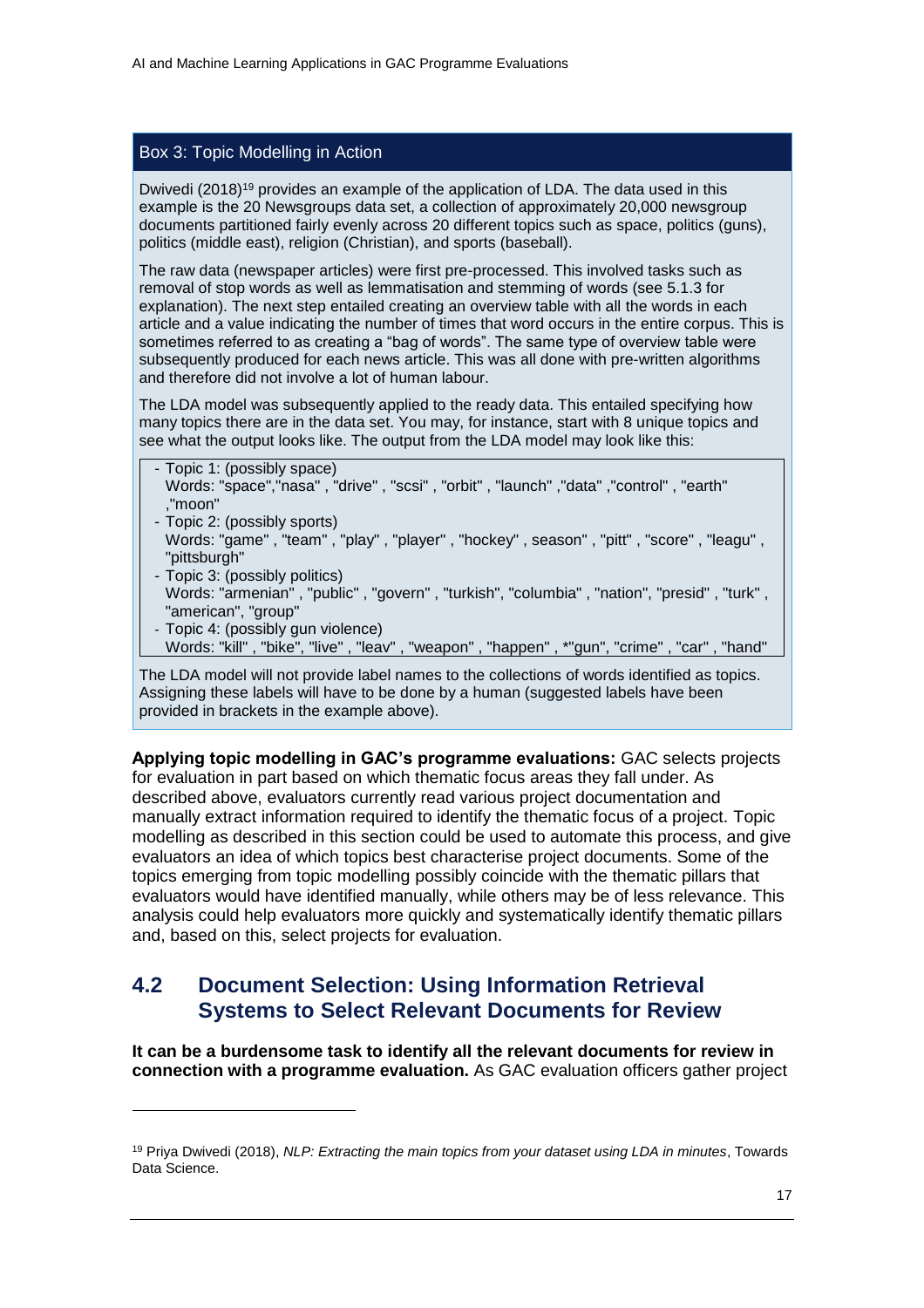### Box 3: Topic Modelling in Action

Dwivedi (2018)[19] provides an example of the application of LDA. The data used in this example is the 20 Newsgroups data set, a collection of approximately 20,000 newsgroup documents partitioned fairly evenly across 20 different topics such as space, politics (guns), politics (middle east), religion (Christian), and sports (baseball).

The raw data (newspaper articles) were first pre-processed. This involved tasks such as removal of stop words as well as lemmatisation and stemming of words (see 5.1.3 for explanation). The next step entailed creating an overview table with all the words in each article and a value indicating the number of times that word occurs in the entire corpus. This is sometimes referred to as creating a "bag of words". The same type of overview table were subsequently produced for each news article. This was all done with pre-written algorithms and therefore did not involve a lot of human labour.

The LDA model was subsequently applied to the ready data. This entailed specifying how many topics there are in the data set. You may, for instance, start with 8 unique topics and see what the output looks like. The output from the LDA model may look like this:

```
- Topic 1: (possibly space)
  Words: "space","nasa" , "drive" , "scsi" , "orbit" , "launch" ,"data" ,"control" , "earth"
  ,"moon"
- Topic 2: (possibly sports)
  Words: "game" , "team" , "play" , "player" , "hockey" , season" , "pitt" , "score" , "leagu" ,
  "pittsburgh"
- Topic 3: (possibly politics)
  Words: "armenian" , "public" , "govern" , "turkish", "columbia" , "nation", "presid" , "turk" ,
  "american", "group"
- Topic 4: (possibly gun violence)
  Words: "kill" , "bike", "live" , "leav" , "weapon" , "happen" , *"gun", "crime" , "car" , "hand"
```

The LDA model will not provide label names to the collections of words identified as topics. Assigning these labels will have to be done by a human (suggested labels have been provided in brackets in the example above).

**Applying topic modelling in GAC's programme evaluations:** GAC selects projects for evaluation in part based on which thematic focus areas they fall under. As described above, evaluators currently read various project documentation and manually extract information required to identify the thematic focus of a project. Topic modelling as described in this section could be used to automate this process, and give evaluators an idea of which topics best characterise project documents. Some of the topics emerging from topic modelling possibly coincide with the thematic pillars that evaluators would have identified manually, while others may be of less relevance. This analysis could help evaluators more quickly and systematically identify thematic pillars and, based on this, select projects for evaluation.

## 4.2 Document Selection: Using Information Retrieval Systems to Select Relevant Documents for Review

**It can be a burdensome task to identify all the relevant documents for review in connection with a programme evaluation.** As GAC evaluation officers gather project

[19] Priya Dwivedi (2018), *NLP: Extracting the main topics from your dataset using LDA in minutes*, Towards Data Science.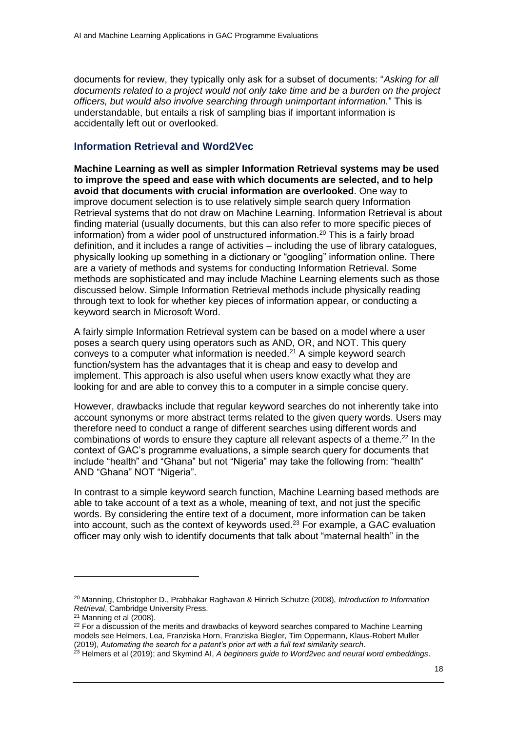documents for review, they typically only ask for a subset of documents: "*Asking for all documents related to a project would not only take time and be a burden on the project officers, but would also involve searching through unimportant information.*" This is understandable, but entails a risk of sampling bias if important information is accidentally left out or overlooked.

### Information Retrieval and Word2Vec

**Machine Learning as well as simpler Information Retrieval systems may be used to improve the speed and ease with which documents are selected, and to help avoid that documents with crucial information are overlooked**. One way to improve document selection is to use relatively simple search query Information Retrieval systems that do not draw on Machine Learning. Information Retrieval is about finding material (usually documents, but this can also refer to more specific pieces of information) from a wider pool of unstructured information.[20] This is a fairly broad definition, and it includes a range of activities – including the use of library catalogues, physically looking up something in a dictionary or "googling" information online. There are a variety of methods and systems for conducting Information Retrieval. Some methods are sophisticated and may include Machine Learning elements such as those discussed below. Simple Information Retrieval methods include physically reading through text to look for whether key pieces of information appear, or conducting a keyword search in Microsoft Word.

A fairly simple Information Retrieval system can be based on a model where a user poses a search query using operators such as AND, OR, and NOT. This query conveys to a computer what information is needed.[21] A simple keyword search function/system has the advantages that it is cheap and easy to develop and implement. This approach is also useful when users know exactly what they are looking for and are able to convey this to a computer in a simple concise query.

However, drawbacks include that regular keyword searches do not inherently take into account synonyms or more abstract terms related to the given query words. Users may therefore need to conduct a range of different searches using different words and combinations of words to ensure they capture all relevant aspects of a theme.[22] In the context of GAC's programme evaluations, a simple search query for documents that include "health" and "Ghana" but not "Nigeria" may take the following from: "health" AND "Ghana" NOT "Nigeria".

In contrast to a simple keyword search function, Machine Learning based methods are able to take account of a text as a whole, meaning of text, and not just the specific words. By considering the entire text of a document, more information can be taken into account, such as the context of keywords used.[23] For example, a GAC evaluation officer may only wish to identify documents that talk about "maternal health" in the

---

[20] Manning, Christopher D., Prabhakar Raghavan & Hinrich Schutze (2008), *Introduction to Information Retrieval*, Cambridge University Press.

[21] Manning et al (2008).

[22] For a discussion of the merits and drawbacks of keyword searches compared to Machine Learning models see Helmers, Lea, Franziska Horn, Franziska Biegler, Tim Oppermann, Klaus-Robert Muller (2019), *Automating the search for a patent's prior art with a full text similarity search*.

[23] Helmers et al (2019); and Skymind AI, *A beginners guide to Word2vec and neural word embeddings*.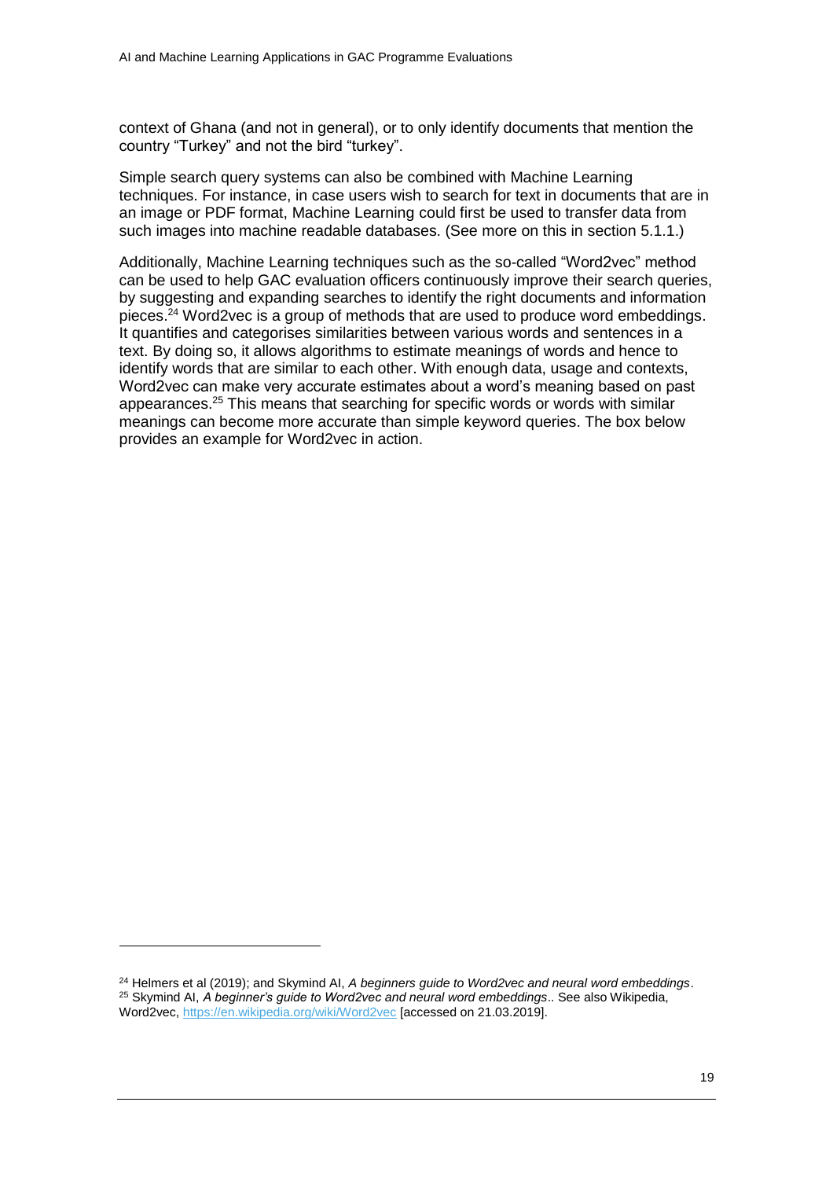context of Ghana (and not in general), or to only identify documents that mention the country "Turkey" and not the bird "turkey".

Simple search query systems can also be combined with Machine Learning techniques. For instance, in case users wish to search for text in documents that are in an image or PDF format, Machine Learning could first be used to transfer data from such images into machine readable databases. (See more on this in section 5.1.1.)

Additionally, Machine Learning techniques such as the so-called "Word2vec" method can be used to help GAC evaluation officers continuously improve their search queries, by suggesting and expanding searches to identify the right documents and information pieces.[24] Word2vec is a group of methods that are used to produce word embeddings. It quantifies and categorises similarities between various words and sentences in a text. By doing so, it allows algorithms to estimate meanings of words and hence to identify words that are similar to each other. With enough data, usage and contexts, Word2vec can make very accurate estimates about a word's meaning based on past appearances.[25] This means that searching for specific words or words with similar meanings can become more accurate than simple keyword queries. The box below provides an example for Word2vec in action.

---

[24] Helmers et al (2019); and Skymind AI, *A beginners guide to Word2vec and neural word embeddings*.

[25] Skymind AI, *A beginner's guide to Word2vec and neural word embeddings*.. See also Wikipedia, Word2vec, https://en.wikipedia.org/wiki/Word2vec [accessed on 21.03.2019].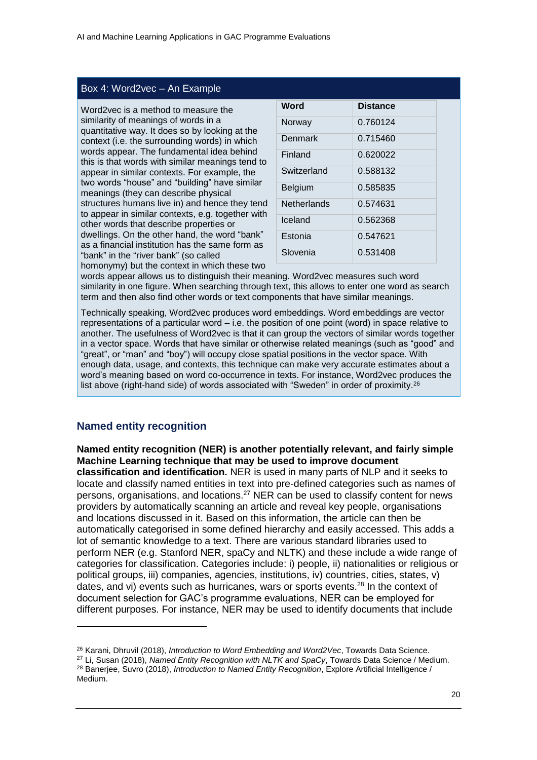### Box 4: Word2vec – An Example

| Word | Distance |
| --- | --- |
| Norway | 0.760124 |
| Denmark | 0.715460 |
| Finland | 0.620022 |
| Switzerland | 0.588132 |
| Belgium | 0.585835 |
| Netherlands | 0.574631 |
| Iceland | 0.562368 |
| Estonia | 0.547621 |
| Slovenia | 0.531408 |

Word2vec is a method to measure the similarity of meanings of words in a quantitative way. It does so by looking at the context (i.e. the surrounding words) in which words appear. The fundamental idea behind this is that words with similar meanings tend to appear in similar contexts. For example, the two words "house" and "building" have similar meanings (they can describe physical structures humans live in) and hence they tend to appear in similar contexts, e.g. together with other words that describe properties or dwellings. On the other hand, the word "bank" as a financial institution has the same form as "bank" in the "river bank" (so called homonymy) but the context in which these two words appear allows us to distinguish their meaning. Word2vec measures such word similarity in one figure. When searching through text, this allows to enter one word as search term and then also find other words or text components that have similar meanings.

Technically speaking, Word2vec produces word embeddings. Word embeddings are vector representations of a particular word – i.e. the position of one point (word) in space relative to another. The usefulness of Word2vec is that it can group the vectors of similar words together in a vector space. Words that have similar or otherwise related meanings (such as "good" and "great", or "man" and "boy") will occupy close spatial positions in the vector space. With enough data, usage, and contexts, this technique can make very accurate estimates about a word's meaning based on word co-occurrence in texts. For instance, Word2vec produces the list above (right-hand side) of words associated with "Sweden" in order of proximity.[26]

## Named entity recognition

**Named entity recognition (NER) is another potentially relevant, and fairly simple Machine Learning technique that may be used to improve document classification and identification.** NER is used in many parts of NLP and it seeks to locate and classify named entities in text into pre-defined categories such as names of persons, organisations, and locations.[27] NER can be used to classify content for news providers by automatically scanning an article and reveal key people, organisations and locations discussed in it. Based on this information, the article can then be automatically categorised in some defined hierarchy and easily accessed. This adds a lot of semantic knowledge to a text. There are various standard libraries used to perform NER (e.g. Stanford NER, spaCy and NLTK) and these include a wide range of categories for classification. Categories include: i) people, ii) nationalities or religious or political groups, iii) companies, agencies, institutions, iv) countries, cities, states, v) dates, and vi) events such as hurricanes, wars or sports events.[28] In the context of document selection for GAC's programme evaluations, NER can be employed for different purposes. For instance, NER may be used to identify documents that include

---

[26] Karani, Dhruvil (2018), *Introduction to Word Embedding and Word2Vec*, Towards Data Science.

[27] Li, Susan (2018), *Named Entity Recognition with NLTK and SpaCy*, Towards Data Science / Medium.

[28] Banerjee, Suvro (2018), *Introduction to Named Entity Recognition*, Explore Artificial Intelligence / Medium.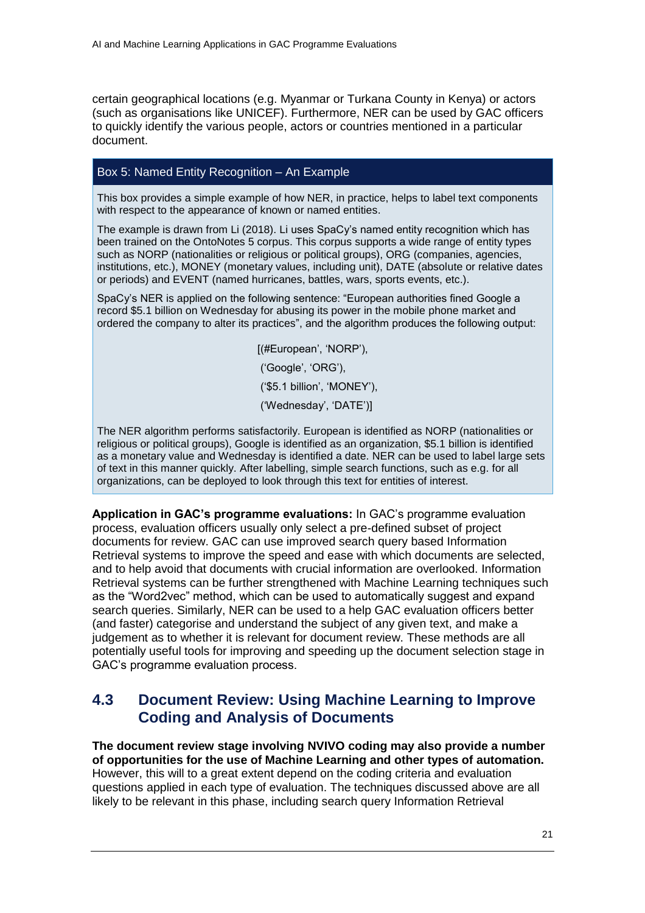certain geographical locations (e.g. Myanmar or Turkana County in Kenya) or actors (such as organisations like UNICEF). Furthermore, NER can be used by GAC officers to quickly identify the various people, actors or countries mentioned in a particular document.

> **Box 5: Named Entity Recognition – An Example**
>
> This box provides a simple example of how NER, in practice, helps to label text components with respect to the appearance of known or named entities.
>
> The example is drawn from Li (2018). Li uses SpaCy's named entity recognition which has been trained on the OntoNotes 5 corpus. This corpus supports a wide range of entity types such as NORP (nationalities or religious or political groups), ORG (companies, agencies, institutions, etc.), MONEY (monetary values, including unit), DATE (absolute or relative dates or periods) and EVENT (named hurricanes, battles, wars, sports events, etc.).
>
> SpaCy's NER is applied on the following sentence: "European authorities fined Google a record $5.1 billion on Wednesday for abusing its power in the mobile phone market and ordered the company to alter its practices", and the algorithm produces the following output:
>
> ```
> [(#European', 'NORP'),
>  ('Google', 'ORG'),
>  ('$5.1 billion', 'MONEY'),
>  ('Wednesday', 'DATE')]
> ```
>
> The NER algorithm performs satisfactorily. European is identified as NORP (nationalities or religious or political groups), Google is identified as an organization, $5.1 billion is identified as a monetary value and Wednesday is identified a date. NER can be used to label large sets of text in this manner quickly. After labelling, simple search functions, such as e.g. for all organizations, can be deployed to look through this text for entities of interest.

**Application in GAC's programme evaluations:** In GAC's programme evaluation process, evaluation officers usually only select a pre-defined subset of project documents for review. GAC can use improved search query based Information Retrieval systems to improve the speed and ease with which documents are selected, and to help avoid that documents with crucial information are overlooked. Information Retrieval systems can be further strengthened with Machine Learning techniques such as the "Word2vec" method, which can be used to automatically suggest and expand search queries. Similarly, NER can be used to a help GAC evaluation officers better (and faster) categorise and understand the subject of any given text, and make a judgement as to whether it is relevant for document review. These methods are all potentially useful tools for improving and speeding up the document selection stage in GAC's programme evaluation process.

## 4.3 Document Review: Using Machine Learning to Improve Coding and Analysis of Documents

**The document review stage involving NVIVO coding may also provide a number of opportunities for the use of Machine Learning and other types of automation.** However, this will to a great extent depend on the coding criteria and evaluation questions applied in each type of evaluation. The techniques discussed above are all likely to be relevant in this phase, including search query Information Retrieval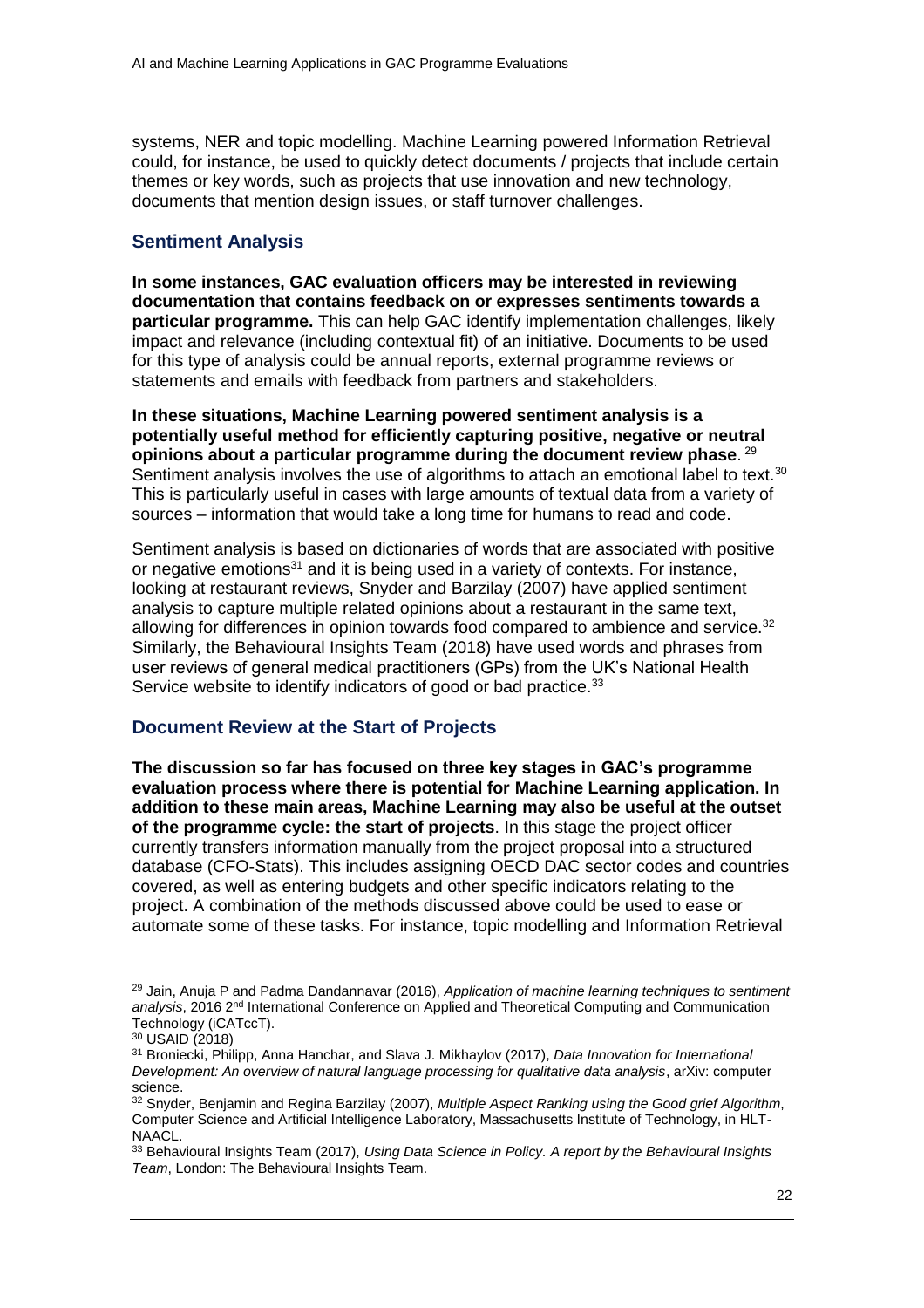systems, NER and topic modelling. Machine Learning powered Information Retrieval could, for instance, be used to quickly detect documents / projects that include certain themes or key words, such as projects that use innovation and new technology, documents that mention design issues, or staff turnover challenges.

## Sentiment Analysis

**In some instances, GAC evaluation officers may be interested in reviewing documentation that contains feedback on or expresses sentiments towards a particular programme.** This can help GAC identify implementation challenges, likely impact and relevance (including contextual fit) of an initiative. Documents to be used for this type of analysis could be annual reports, external programme reviews or statements and emails with feedback from partners and stakeholders.

**In these situations, Machine Learning powered sentiment analysis is a potentially useful method for efficiently capturing positive, negative or neutral opinions about a particular programme during the document review phase**. [29] Sentiment analysis involves the use of algorithms to attach an emotional label to text.[30] This is particularly useful in cases with large amounts of textual data from a variety of sources – information that would take a long time for humans to read and code.

Sentiment analysis is based on dictionaries of words that are associated with positive or negative emotions[31] and it is being used in a variety of contexts. For instance, looking at restaurant reviews, Snyder and Barzilay (2007) have applied sentiment analysis to capture multiple related opinions about a restaurant in the same text, allowing for differences in opinion towards food compared to ambience and service.[32] Similarly, the Behavioural Insights Team (2018) have used words and phrases from user reviews of general medical practitioners (GPs) from the UK's National Health Service website to identify indicators of good or bad practice.[33]

## Document Review at the Start of Projects

**The discussion so far has focused on three key stages in GAC's programme evaluation process where there is potential for Machine Learning application. In addition to these main areas, Machine Learning may also be useful at the outset of the programme cycle: the start of projects**. In this stage the project officer currently transfers information manually from the project proposal into a structured database (CFO-Stats). This includes assigning OECD DAC sector codes and countries covered, as well as entering budgets and other specific indicators relating to the project. A combination of the methods discussed above could be used to ease or automate some of these tasks. For instance, topic modelling and Information Retrieval

---

[29] Jain, Anuja P and Padma Dandannavar (2016), *Application of machine learning techniques to sentiment analysis*, 2016 2nd International Conference on Applied and Theoretical Computing and Communication Technology (iCATccT).

[30] USAID (2018)

[31] Broniecki, Philipp, Anna Hanchar, and Slava J. Mikhaylov (2017), *Data Innovation for International Development: An overview of natural language processing for qualitative data analysis*, arXiv: computer science.

[32] Snyder, Benjamin and Regina Barzilay (2007), *Multiple Aspect Ranking using the Good grief Algorithm*, Computer Science and Artificial Intelligence Laboratory, Massachusetts Institute of Technology, in HLT-NAACL.

[33] Behavioural Insights Team (2017), *Using Data Science in Policy. A report by the Behavioural Insights Team*, London: The Behavioural Insights Team.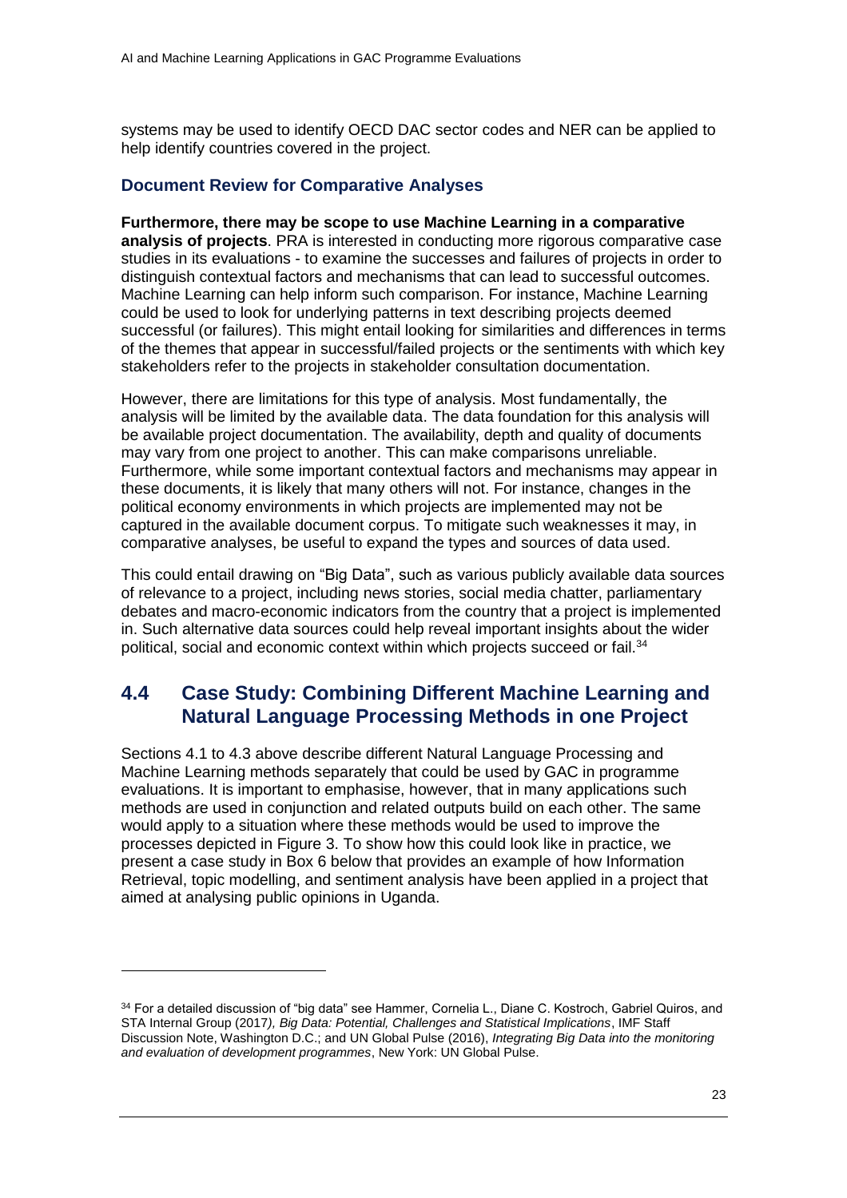systems may be used to identify OECD DAC sector codes and NER can be applied to help identify countries covered in the project.

### Document Review for Comparative Analyses

**Furthermore, there may be scope to use Machine Learning in a comparative analysis of projects**. PRA is interested in conducting more rigorous comparative case studies in its evaluations - to examine the successes and failures of projects in order to distinguish contextual factors and mechanisms that can lead to successful outcomes. Machine Learning can help inform such comparison. For instance, Machine Learning could be used to look for underlying patterns in text describing projects deemed successful (or failures). This might entail looking for similarities and differences in terms of the themes that appear in successful/failed projects or the sentiments with which key stakeholders refer to the projects in stakeholder consultation documentation.

However, there are limitations for this type of analysis. Most fundamentally, the analysis will be limited by the available data. The data foundation for this analysis will be available project documentation. The availability, depth and quality of documents may vary from one project to another. This can make comparisons unreliable. Furthermore, while some important contextual factors and mechanisms may appear in these documents, it is likely that many others will not. For instance, changes in the political economy environments in which projects are implemented may not be captured in the available document corpus. To mitigate such weaknesses it may, in comparative analyses, be useful to expand the types and sources of data used.

This could entail drawing on "Big Data", such as various publicly available data sources of relevance to a project, including news stories, social media chatter, parliamentary debates and macro-economic indicators from the country that a project is implemented in. Such alternative data sources could help reveal important insights about the wider political, social and economic context within which projects succeed or fail.[34]

## 4.4 Case Study: Combining Different Machine Learning and Natural Language Processing Methods in one Project

Sections 4.1 to 4.3 above describe different Natural Language Processing and Machine Learning methods separately that could be used by GAC in programme evaluations. It is important to emphasise, however, that in many applications such methods are used in conjunction and related outputs build on each other. The same would apply to a situation where these methods would be used to improve the processes depicted in Figure 3. To show how this could look like in practice, we present a case study in Box 6 below that provides an example of how Information Retrieval, topic modelling, and sentiment analysis have been applied in a project that aimed at analysing public opinions in Uganda.

---

[34] For a detailed discussion of "big data" see Hammer, Cornelia L., Diane C. Kostroch, Gabriel Quiros, and STA Internal Group (2017*), Big Data: Potential, Challenges and Statistical Implications*, IMF Staff Discussion Note, Washington D.C.; and UN Global Pulse (2016), *Integrating Big Data into the monitoring and evaluation of development programmes*, New York: UN Global Pulse.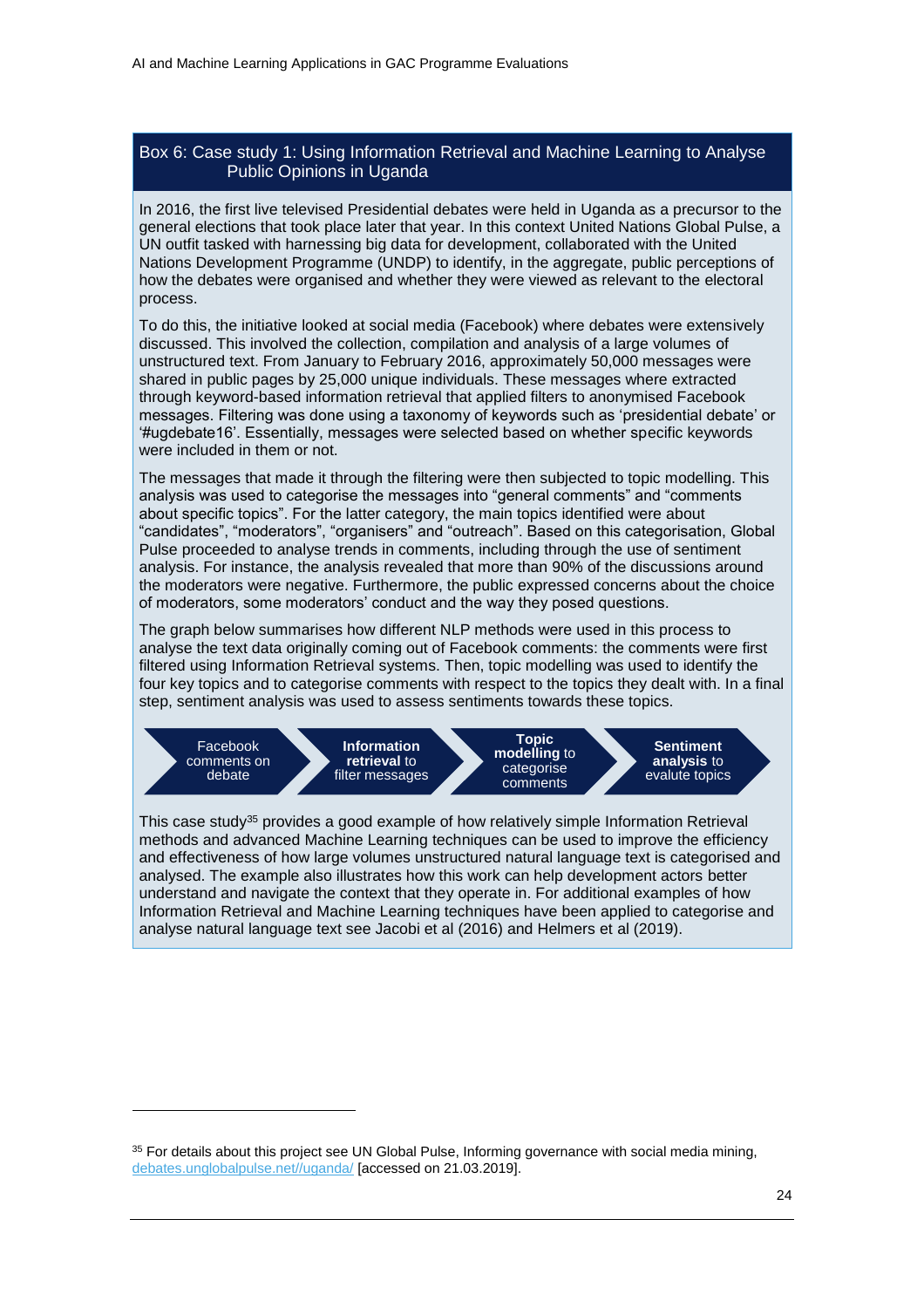## Box 6: Case study 1: Using Information Retrieval and Machine Learning to Analyse Public Opinions in Uganda

In 2016, the first live televised Presidential debates were held in Uganda as a precursor to the general elections that took place later that year. In this context United Nations Global Pulse, a UN outfit tasked with harnessing big data for development, collaborated with the United Nations Development Programme (UNDP) to identify, in the aggregate, public perceptions of how the debates were organised and whether they were viewed as relevant to the electoral process.

To do this, the initiative looked at social media (Facebook) where debates were extensively discussed. This involved the collection, compilation and analysis of a large volumes of unstructured text. From January to February 2016, approximately 50,000 messages were shared in public pages by 25,000 unique individuals. These messages where extracted through keyword-based information retrieval that applied filters to anonymised Facebook messages. Filtering was done using a taxonomy of keywords such as 'presidential debate' or '#ugdebate16'. Essentially, messages were selected based on whether specific keywords were included in them or not.

The messages that made it through the filtering were then subjected to topic modelling. This analysis was used to categorise the messages into "general comments" and "comments about specific topics". For the latter category, the main topics identified were about "candidates", "moderators", "organisers" and "outreach". Based on this categorisation, Global Pulse proceeded to analyse trends in comments, including through the use of sentiment analysis. For instance, the analysis revealed that more than 90% of the discussions around the moderators were negative. Furthermore, the public expressed concerns about the choice of moderators, some moderators' conduct and the way they posed questions.

The graph below summarises how different NLP methods were used in this process to analyse the text data originally coming out of Facebook comments: the comments were first filtered using Information Retrieval systems. Then, topic modelling was used to identify the four key topics and to categorise comments with respect to the topics they dealt with. In a final step, sentiment analysis was used to assess sentiments towards these topics.

Facebook comments on debate → **Information retrieval** to filter messages → **Topic modelling** to categorise comments → **Sentiment analysis** to evalute topics

This case study[35] provides a good example of how relatively simple Information Retrieval methods and advanced Machine Learning techniques can be used to improve the efficiency and effectiveness of how large volumes unstructured natural language text is categorised and analysed. The example also illustrates how this work can help development actors better understand and navigate the context that they operate in. For additional examples of how Information Retrieval and Machine Learning techniques have been applied to categorise and analyse natural language text see Jacobi et al (2016) and Helmers et al (2019).

---

[35] For details about this project see UN Global Pulse, Informing governance with social media mining, debates.unglobalpulse.net//uganda/ [accessed on 21.03.2019].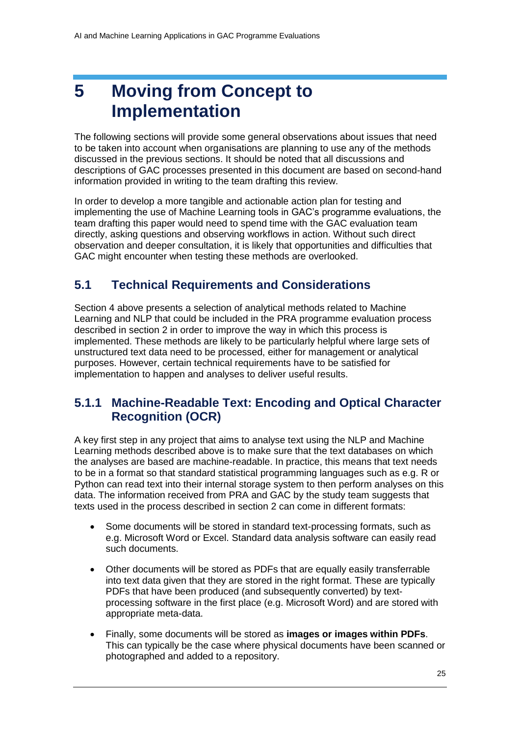# 5 Moving from Concept to Implementation

The following sections will provide some general observations about issues that need to be taken into account when organisations are planning to use any of the methods discussed in the previous sections. It should be noted that all discussions and descriptions of GAC processes presented in this document are based on second-hand information provided in writing to the team drafting this review.

In order to develop a more tangible and actionable action plan for testing and implementing the use of Machine Learning tools in GAC's programme evaluations, the team drafting this paper would need to spend time with the GAC evaluation team directly, asking questions and observing workflows in action. Without such direct observation and deeper consultation, it is likely that opportunities and difficulties that GAC might encounter when testing these methods are overlooked.

## 5.1 Technical Requirements and Considerations

Section 4 above presents a selection of analytical methods related to Machine Learning and NLP that could be included in the PRA programme evaluation process described in section 2 in order to improve the way in which this process is implemented. These methods are likely to be particularly helpful where large sets of unstructured text data need to be processed, either for management or analytical purposes. However, certain technical requirements have to be satisfied for implementation to happen and analyses to deliver useful results.

### 5.1.1 Machine-Readable Text: Encoding and Optical Character Recognition (OCR)

A key first step in any project that aims to analyse text using the NLP and Machine Learning methods described above is to make sure that the text databases on which the analyses are based are machine-readable. In practice, this means that text needs to be in a format so that standard statistical programming languages such as e.g. R or Python can read text into their internal storage system to then perform analyses on this data. The information received from PRA and GAC by the study team suggests that texts used in the process described in section 2 can come in different formats:

- Some documents will be stored in standard text-processing formats, such as e.g. Microsoft Word or Excel. Standard data analysis software can easily read such documents.
- Other documents will be stored as PDFs that are equally easily transferrable into text data given that they are stored in the right format. These are typically PDFs that have been produced (and subsequently converted) by text-processing software in the first place (e.g. Microsoft Word) and are stored with appropriate meta-data.
- Finally, some documents will be stored as **images or images within PDFs**. This can typically be the case where physical documents have been scanned or photographed and added to a repository.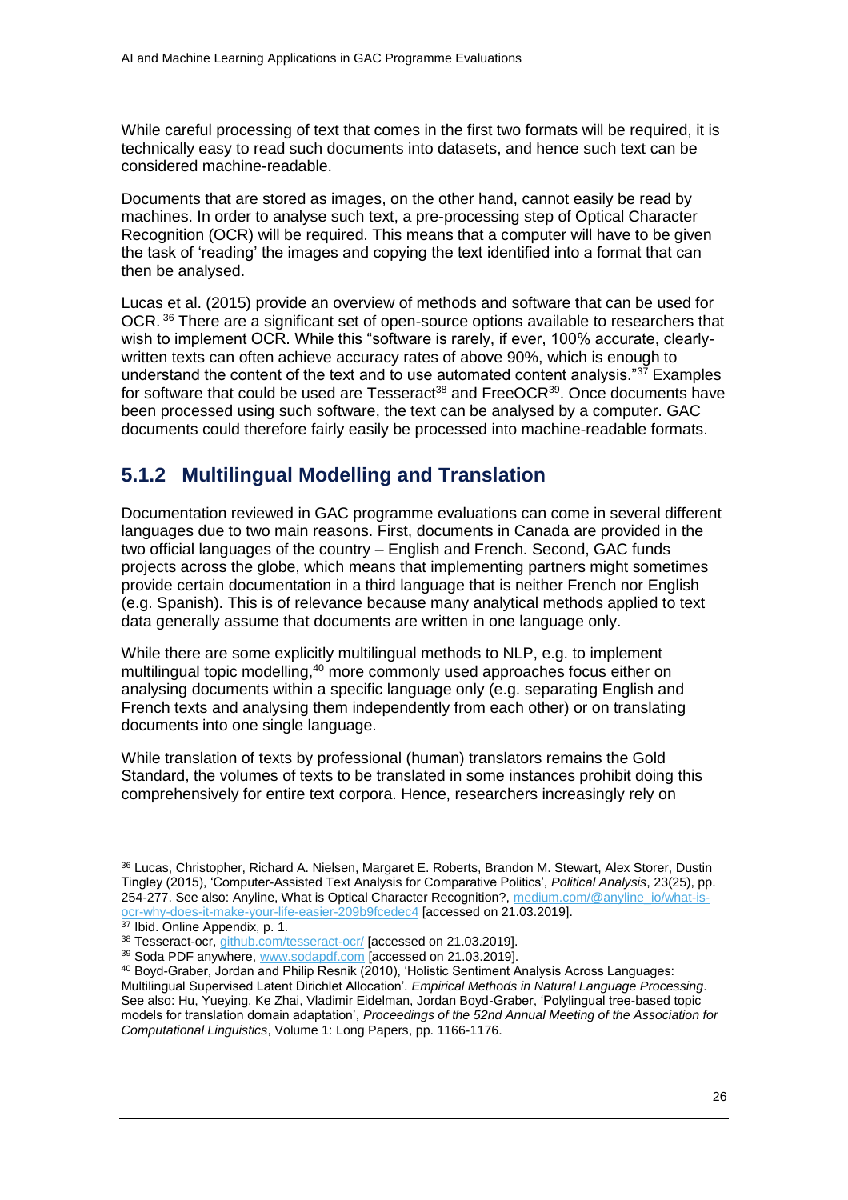While careful processing of text that comes in the first two formats will be required, it is technically easy to read such documents into datasets, and hence such text can be considered machine-readable.

Documents that are stored as images, on the other hand, cannot easily be read by machines. In order to analyse such text, a pre-processing step of Optical Character Recognition (OCR) will be required. This means that a computer will have to be given the task of 'reading' the images and copying the text identified into a format that can then be analysed.

Lucas et al. (2015) provide an overview of methods and software that can be used for OCR.[36] There are a significant set of open-source options available to researchers that wish to implement OCR. While this "software is rarely, if ever, 100% accurate, clearly-written texts can often achieve accuracy rates of above 90%, which is enough to understand the content of the text and to use automated content analysis."[37] Examples for software that could be used are Tesseract[38] and FreeOCR[39]. Once documents have been processed using such software, the text can be analysed by a computer. GAC documents could therefore fairly easily be processed into machine-readable formats.

### 5.1.2 Multilingual Modelling and Translation

Documentation reviewed in GAC programme evaluations can come in several different languages due to two main reasons. First, documents in Canada are provided in the two official languages of the country – English and French. Second, GAC funds projects across the globe, which means that implementing partners might sometimes provide certain documentation in a third language that is neither French nor English (e.g. Spanish). This is of relevance because many analytical methods applied to text data generally assume that documents are written in one language only.

While there are some explicitly multilingual methods to NLP, e.g. to implement multilingual topic modelling,[40] more commonly used approaches focus either on analysing documents within a specific language only (e.g. separating English and French texts and analysing them independently from each other) or on translating documents into one single language.

While translation of texts by professional (human) translators remains the Gold Standard, the volumes of texts to be translated in some instances prohibit doing this comprehensively for entire text corpora. Hence, researchers increasingly rely on

---

[36] Lucas, Christopher, Richard A. Nielsen, Margaret E. Roberts, Brandon M. Stewart, Alex Storer, Dustin Tingley (2015), 'Computer-Assisted Text Analysis for Comparative Politics', *Political Analysis*, 23(25), pp. 254-277. See also: Anyline, What is Optical Character Recognition?, medium.com/@anyline_io/what-is-ocr-why-does-it-make-your-life-easier-209b9fcedec4 [accessed on 21.03.2019].

[37] Ibid. Online Appendix, p. 1.

[38] Tesseract-ocr, github.com/tesseract-ocr/ [accessed on 21.03.2019].

[39] Soda PDF anywhere, www.sodapdf.com [accessed on 21.03.2019].

[40] Boyd-Graber, Jordan and Philip Resnik (2010), 'Holistic Sentiment Analysis Across Languages: Multilingual Supervised Latent Dirichlet Allocation'. *Empirical Methods in Natural Language Processing*. See also: Hu, Yueying, Ke Zhai, Vladimir Eidelman, Jordan Boyd-Graber, 'Polylingual tree-based topic models for translation domain adaptation', *Proceedings of the 52nd Annual Meeting of the Association for Computational Linguistics*, Volume 1: Long Papers, pp. 1166-1176.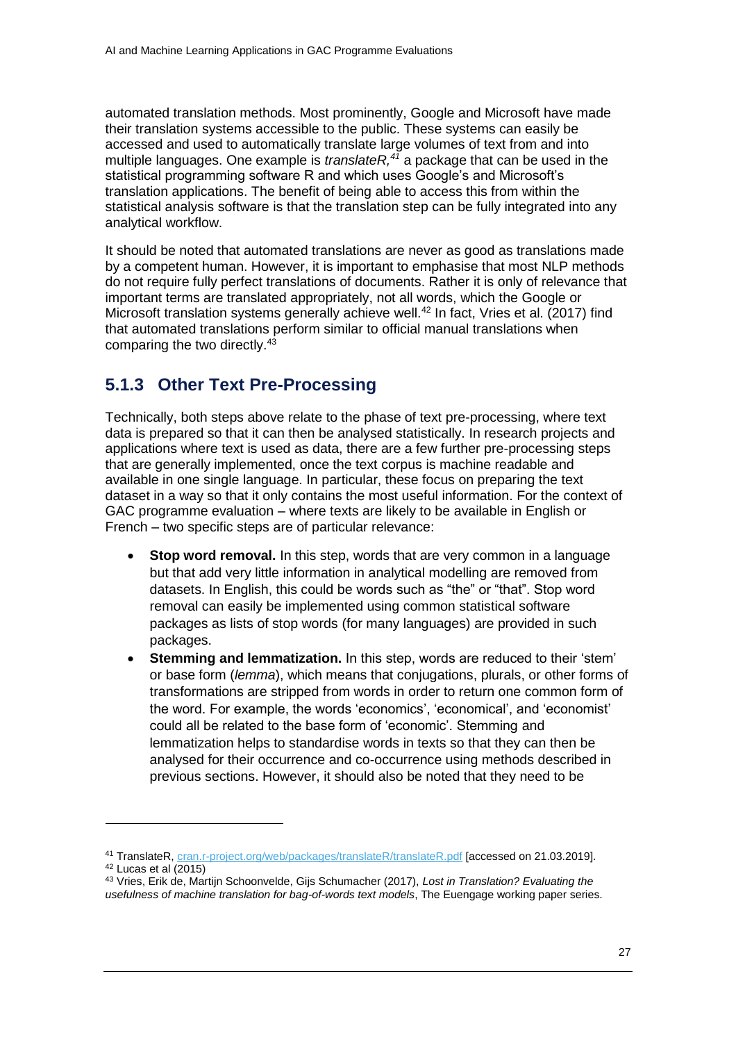automated translation methods. Most prominently, Google and Microsoft have made their translation systems accessible to the public. These systems can easily be accessed and used to automatically translate large volumes of text from and into multiple languages. One example is *translateR,*[41] a package that can be used in the statistical programming software R and which uses Google's and Microsoft's translation applications. The benefit of being able to access this from within the statistical analysis software is that the translation step can be fully integrated into any analytical workflow.

It should be noted that automated translations are never as good as translations made by a competent human. However, it is important to emphasise that most NLP methods do not require fully perfect translations of documents. Rather it is only of relevance that important terms are translated appropriately, not all words, which the Google or Microsoft translation systems generally achieve well.[42] In fact, Vries et al. (2017) find that automated translations perform similar to official manual translations when comparing the two directly.[43]

### 5.1.3 Other Text Pre-Processing

Technically, both steps above relate to the phase of text pre-processing, where text data is prepared so that it can then be analysed statistically. In research projects and applications where text is used as data, there are a few further pre-processing steps that are generally implemented, once the text corpus is machine readable and available in one single language. In particular, these focus on preparing the text dataset in a way so that it only contains the most useful information. For the context of GAC programme evaluation – where texts are likely to be available in English or French – two specific steps are of particular relevance:

- **Stop word removal.** In this step, words that are very common in a language but that add very little information in analytical modelling are removed from datasets. In English, this could be words such as "the" or "that". Stop word removal can easily be implemented using common statistical software packages as lists of stop words (for many languages) are provided in such packages.
- **Stemming and lemmatization.** In this step, words are reduced to their 'stem' or base form (*lemma*), which means that conjugations, plurals, or other forms of transformations are stripped from words in order to return one common form of the word. For example, the words 'economics', 'economical', and 'economist' could all be related to the base form of 'economic'. Stemming and lemmatization helps to standardise words in texts so that they can then be analysed for their occurrence and co-occurrence using methods described in previous sections. However, it should also be noted that they need to be

---

[41] TranslateR, cran.r-project.org/web/packages/translateR/translateR.pdf [accessed on 21.03.2019].

[42] Lucas et al (2015)

[43] Vries, Erik de, Martijn Schoonvelde, Gijs Schumacher (2017), *Lost in Translation? Evaluating the usefulness of machine translation for bag-of-words text models*, The Euengage working paper series.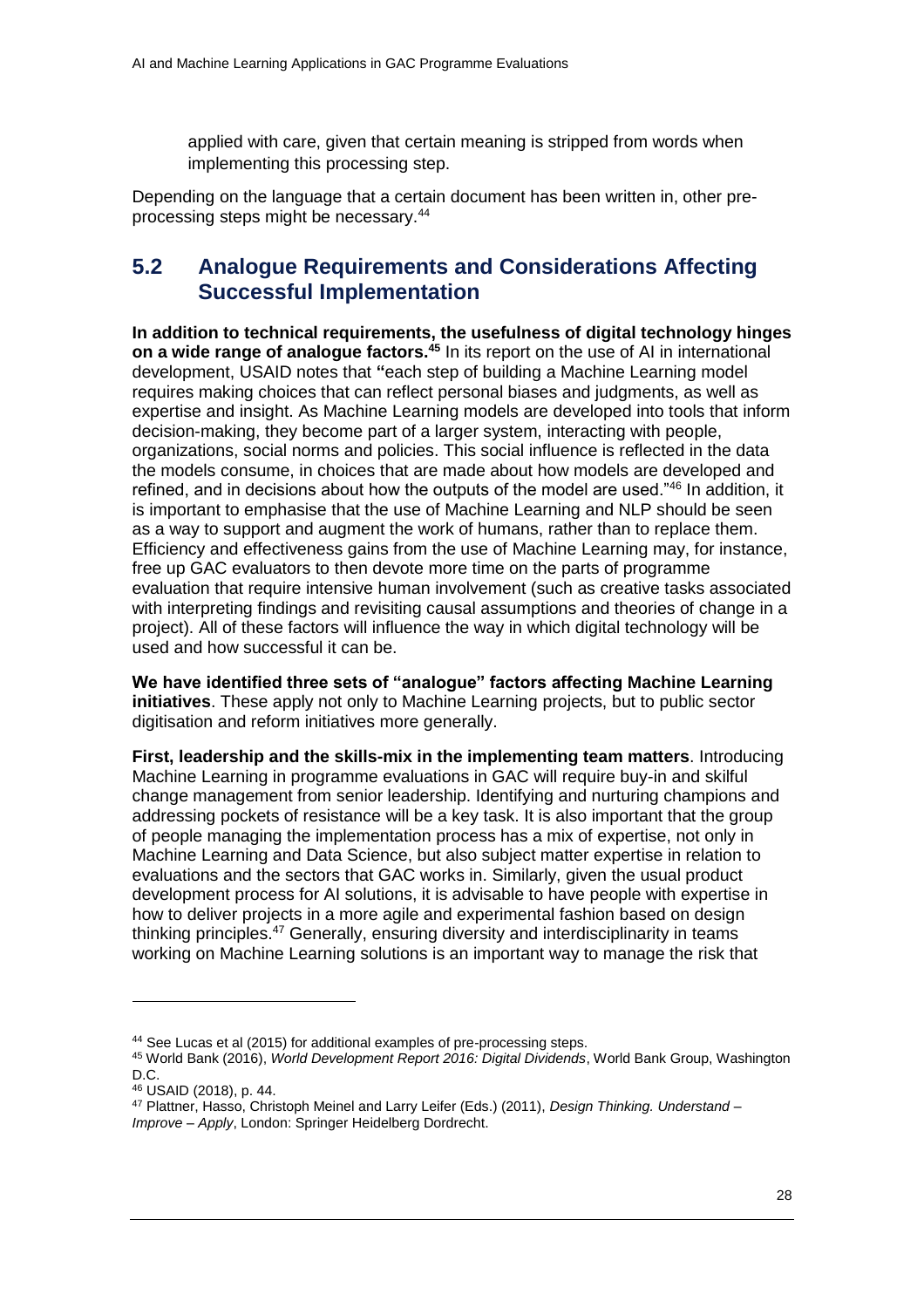applied with care, given that certain meaning is stripped from words when implementing this processing step.

Depending on the language that a certain document has been written in, other pre-processing steps might be necessary.[44]

## 5.2 Analogue Requirements and Considerations Affecting Successful Implementation

**In addition to technical requirements, the usefulness of digital technology hinges on a wide range of analogue factors.[45]** In its report on the use of AI in international development, USAID notes that "each step of building a Machine Learning model requires making choices that can reflect personal biases and judgments, as well as expertise and insight. As Machine Learning models are developed into tools that inform decision-making, they become part of a larger system, interacting with people, organizations, social norms and policies. This social influence is reflected in the data the models consume, in choices that are made about how models are developed and refined, and in decisions about how the outputs of the model are used."[46] In addition, it is important to emphasise that the use of Machine Learning and NLP should be seen as a way to support and augment the work of humans, rather than to replace them. Efficiency and effectiveness gains from the use of Machine Learning may, for instance, free up GAC evaluators to then devote more time on the parts of programme evaluation that require intensive human involvement (such as creative tasks associated with interpreting findings and revisiting causal assumptions and theories of change in a project). All of these factors will influence the way in which digital technology will be used and how successful it can be.

**We have identified three sets of "analogue" factors affecting Machine Learning initiatives**. These apply not only to Machine Learning projects, but to public sector digitisation and reform initiatives more generally.

**First, leadership and the skills-mix in the implementing team matters**. Introducing Machine Learning in programme evaluations in GAC will require buy-in and skilful change management from senior leadership. Identifying and nurturing champions and addressing pockets of resistance will be a key task. It is also important that the group of people managing the implementation process has a mix of expertise, not only in Machine Learning and Data Science, but also subject matter expertise in relation to evaluations and the sectors that GAC works in. Similarly, given the usual product development process for AI solutions, it is advisable to have people with expertise in how to deliver projects in a more agile and experimental fashion based on design thinking principles.[47] Generally, ensuring diversity and interdisciplinarity in teams working on Machine Learning solutions is an important way to manage the risk that

---

[44] See Lucas et al (2015) for additional examples of pre-processing steps.

[45] World Bank (2016), *World Development Report 2016: Digital Dividends*, World Bank Group, Washington D.C.

[46] USAID (2018), p. 44.

[47] Plattner, Hasso, Christoph Meinel and Larry Leifer (Eds.) (2011), *Design Thinking. Understand – Improve – Apply*, London: Springer Heidelberg Dordrecht.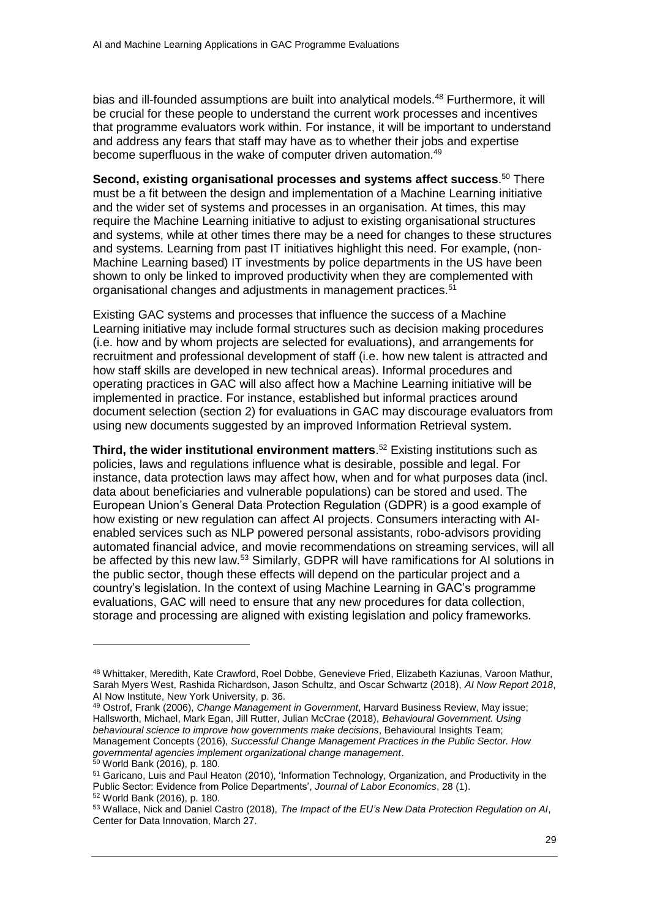bias and ill-founded assumptions are built into analytical models.[48] Furthermore, it will be crucial for these people to understand the current work processes and incentives that programme evaluators work within. For instance, it will be important to understand and address any fears that staff may have as to whether their jobs and expertise become superfluous in the wake of computer driven automation.[49]

**Second, existing organisational processes and systems affect success**.[50] There must be a fit between the design and implementation of a Machine Learning initiative and the wider set of systems and processes in an organisation. At times, this may require the Machine Learning initiative to adjust to existing organisational structures and systems, while at other times there may be a need for changes to these structures and systems. Learning from past IT initiatives highlight this need. For example, (non-Machine Learning based) IT investments by police departments in the US have been shown to only be linked to improved productivity when they are complemented with organisational changes and adjustments in management practices.[51]

Existing GAC systems and processes that influence the success of a Machine Learning initiative may include formal structures such as decision making procedures (i.e. how and by whom projects are selected for evaluations), and arrangements for recruitment and professional development of staff (i.e. how new talent is attracted and how staff skills are developed in new technical areas). Informal procedures and operating practices in GAC will also affect how a Machine Learning initiative will be implemented in practice. For instance, established but informal practices around document selection (section 2) for evaluations in GAC may discourage evaluators from using new documents suggested by an improved Information Retrieval system.

**Third, the wider institutional environment matters**.[52] Existing institutions such as policies, laws and regulations influence what is desirable, possible and legal. For instance, data protection laws may affect how, when and for what purposes data (incl. data about beneficiaries and vulnerable populations) can be stored and used. The European Union's General Data Protection Regulation (GDPR) is a good example of how existing or new regulation can affect AI projects. Consumers interacting with AI-enabled services such as NLP powered personal assistants, robo-advisors providing automated financial advice, and movie recommendations on streaming services, will all be affected by this new law.[53] Similarly, GDPR will have ramifications for AI solutions in the public sector, though these effects will depend on the particular project and a country's legislation. In the context of using Machine Learning in GAC's programme evaluations, GAC will need to ensure that any new procedures for data collection, storage and processing are aligned with existing legislation and policy frameworks.

---

[48] Whittaker, Meredith, Kate Crawford, Roel Dobbe, Genevieve Fried, Elizabeth Kaziunas, Varoon Mathur, Sarah Myers West, Rashida Richardson, Jason Schultz, and Oscar Schwartz (2018), *AI Now Report 2018*, AI Now Institute, New York University, p. 36.

[49] Ostrof, Frank (2006), *Change Management in Government*, Harvard Business Review, May issue; Hallsworth, Michael, Mark Egan, Jill Rutter, Julian McCrae (2018), *Behavioural Government. Using behavioural science to improve how governments make decisions*, Behavioural Insights Team; Management Concepts (2016), *Successful Change Management Practices in the Public Sector. How governmental agencies implement organizational change management*.

[50] World Bank (2016), p. 180.

[51] Garicano, Luis and Paul Heaton (2010), 'Information Technology, Organization, and Productivity in the Public Sector: Evidence from Police Departments', *Journal of Labor Economics*, 28 (1).

[52] World Bank (2016), p. 180.

[53] Wallace, Nick and Daniel Castro (2018), *The Impact of the EU's New Data Protection Regulation on AI*, Center for Data Innovation, March 27.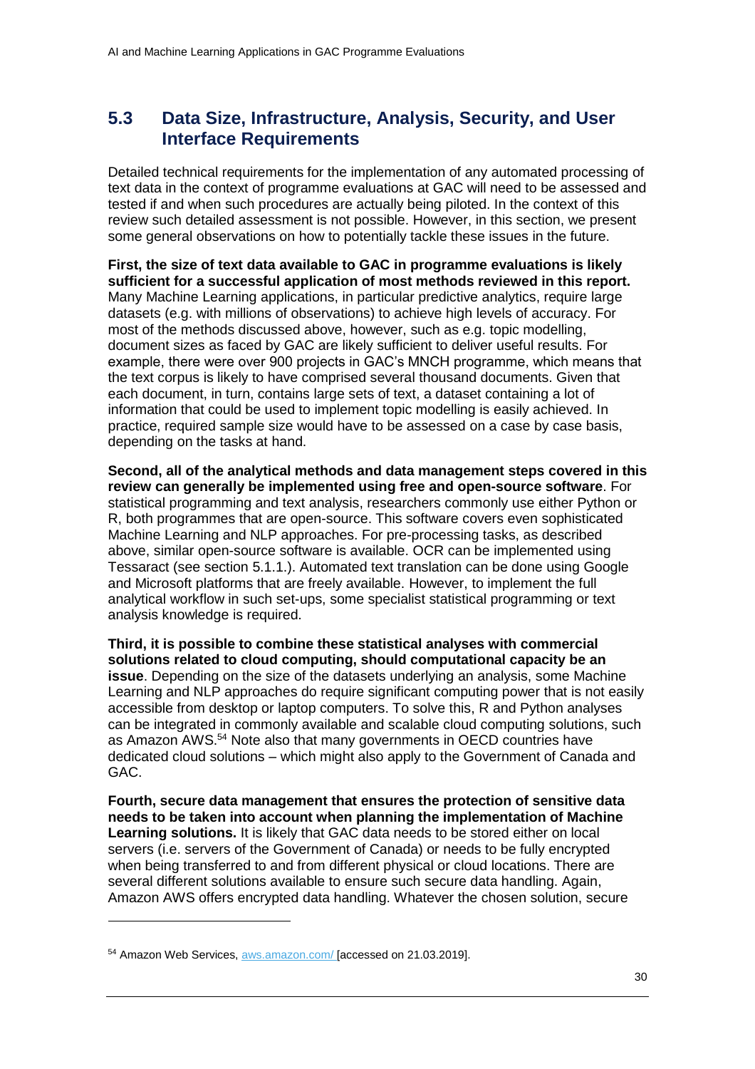## 5.3 Data Size, Infrastructure, Analysis, Security, and User Interface Requirements

Detailed technical requirements for the implementation of any automated processing of text data in the context of programme evaluations at GAC will need to be assessed and tested if and when such procedures are actually being piloted. In the context of this review such detailed assessment is not possible. However, in this section, we present some general observations on how to potentially tackle these issues in the future.

**First, the size of text data available to GAC in programme evaluations is likely sufficient for a successful application of most methods reviewed in this report.** Many Machine Learning applications, in particular predictive analytics, require large datasets (e.g. with millions of observations) to achieve high levels of accuracy. For most of the methods discussed above, however, such as e.g. topic modelling, document sizes as faced by GAC are likely sufficient to deliver useful results. For example, there were over 900 projects in GAC's MNCH programme, which means that the text corpus is likely to have comprised several thousand documents. Given that each document, in turn, contains large sets of text, a dataset containing a lot of information that could be used to implement topic modelling is easily achieved. In practice, required sample size would have to be assessed on a case by case basis, depending on the tasks at hand.

**Second, all of the analytical methods and data management steps covered in this review can generally be implemented using free and open-source software**. For statistical programming and text analysis, researchers commonly use either Python or R, both programmes that are open-source. This software covers even sophisticated Machine Learning and NLP approaches. For pre-processing tasks, as described above, similar open-source software is available. OCR can be implemented using Tessaract (see section 5.1.1.). Automated text translation can be done using Google and Microsoft platforms that are freely available. However, to implement the full analytical workflow in such set-ups, some specialist statistical programming or text analysis knowledge is required.

**Third, it is possible to combine these statistical analyses with commercial solutions related to cloud computing, should computational capacity be an issue**. Depending on the size of the datasets underlying an analysis, some Machine Learning and NLP approaches do require significant computing power that is not easily accessible from desktop or laptop computers. To solve this, R and Python analyses can be integrated in commonly available and scalable cloud computing solutions, such as Amazon AWS.[54] Note also that many governments in OECD countries have dedicated cloud solutions – which might also apply to the Government of Canada and GAC.

**Fourth, secure data management that ensures the protection of sensitive data needs to be taken into account when planning the implementation of Machine Learning solutions.** It is likely that GAC data needs to be stored either on local servers (i.e. servers of the Government of Canada) or needs to be fully encrypted when being transferred to and from different physical or cloud locations. There are several different solutions available to ensure such secure data handling. Again, Amazon AWS offers encrypted data handling. Whatever the chosen solution, secure

---

[54] Amazon Web Services, aws.amazon.com/ [accessed on 21.03.2019].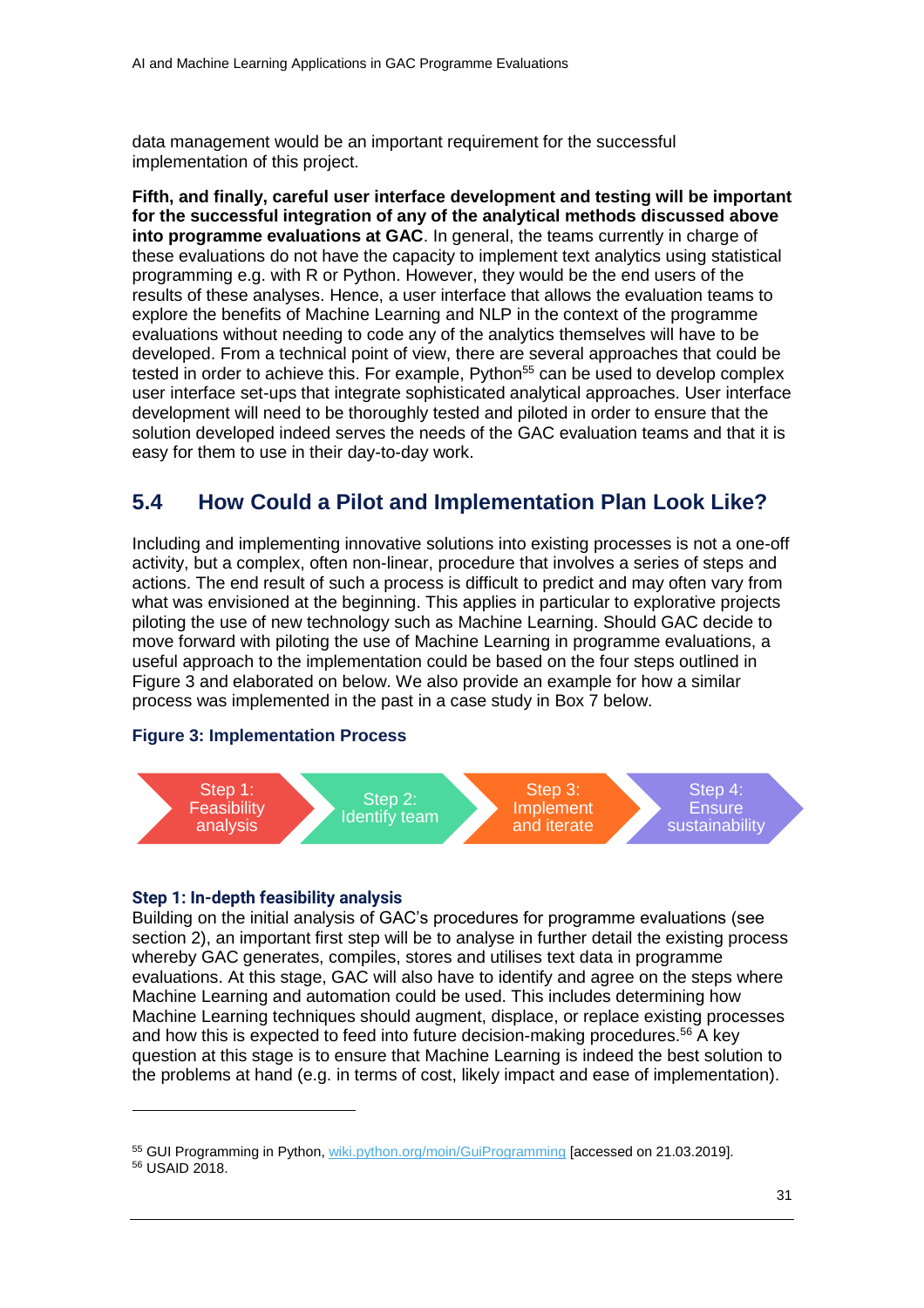data management would be an important requirement for the successful implementation of this project.

**Fifth, and finally, careful user interface development and testing will be important for the successful integration of any of the analytical methods discussed above into programme evaluations at GAC**. In general, the teams currently in charge of these evaluations do not have the capacity to implement text analytics using statistical programming e.g. with R or Python. However, they would be the end users of the results of these analyses. Hence, a user interface that allows the evaluation teams to explore the benefits of Machine Learning and NLP in the context of the programme evaluations without needing to code any of the analytics themselves will have to be developed. From a technical point of view, there are several approaches that could be tested in order to achieve this. For example, Python[55] can be used to develop complex user interface set-ups that integrate sophisticated analytical approaches. User interface development will need to be thoroughly tested and piloted in order to ensure that the solution developed indeed serves the needs of the GAC evaluation teams and that it is easy for them to use in their day-to-day work.

## 5.4 How Could a Pilot and Implementation Plan Look Like?

Including and implementing innovative solutions into existing processes is not a one-off activity, but a complex, often non-linear, procedure that involves a series of steps and actions. The end result of such a process is difficult to predict and may often vary from what was envisioned at the beginning. This applies in particular to explorative projects piloting the use of new technology such as Machine Learning. Should GAC decide to move forward with piloting the use of Machine Learning in programme evaluations, a useful approach to the implementation could be based on the four steps outlined in Figure 3 and elaborated on below. We also provide an example for how a similar process was implemented in the past in a case study in Box 7 below.

**Figure 3: Implementation Process**

Step 1: Feasibility analysis → Step 2: Identify team → Step 3: Implement and iterate → Step 4: Ensure sustainability

**Step 1: In-depth feasibility analysis**

Building on the initial analysis of GAC's procedures for programme evaluations (see section 2), an important first step will be to analyse in further detail the existing process whereby GAC generates, compiles, stores and utilises text data in programme evaluations. At this stage, GAC will also have to identify and agree on the steps where Machine Learning and automation could be used. This includes determining how Machine Learning techniques should augment, displace, or replace existing processes and how this is expected to feed into future decision-making procedures.[56] A key question at this stage is to ensure that Machine Learning is indeed the best solution to the problems at hand (e.g. in terms of cost, likely impact and ease of implementation).

---

[55] GUI Programming in Python, wiki.python.org/moin/GuiProgramming [accessed on 21.03.2019].

[56] USAID 2018.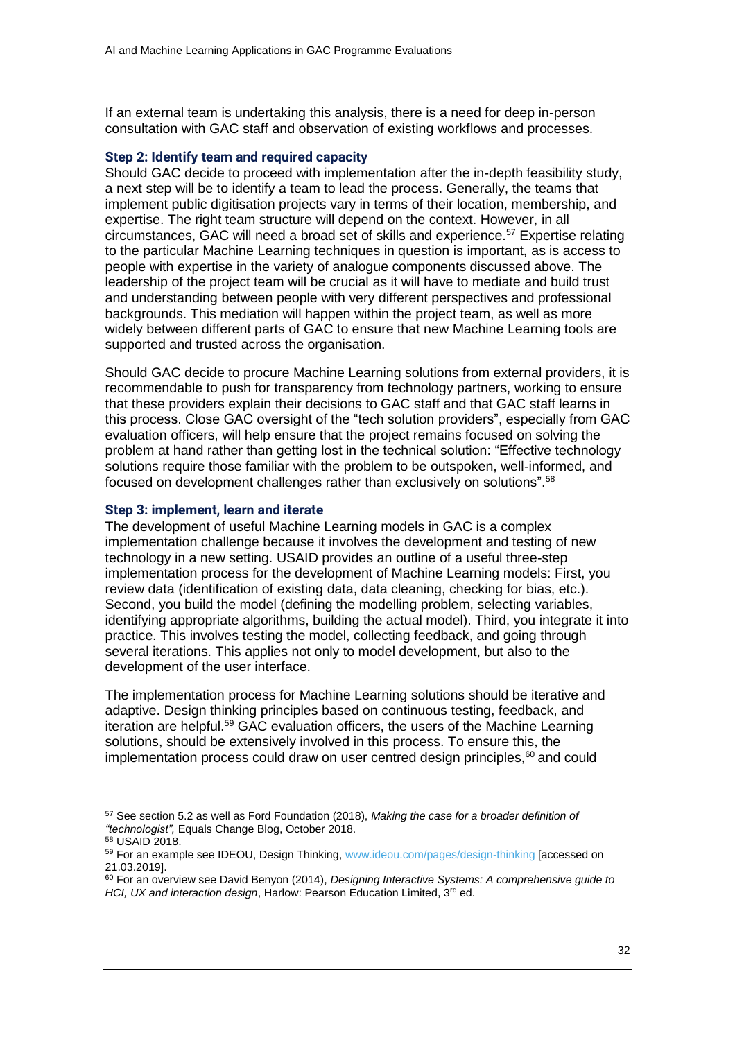If an external team is undertaking this analysis, there is a need for deep in-person consultation with GAC staff and observation of existing workflows and processes.

### Step 2: Identify team and required capacity

Should GAC decide to proceed with implementation after the in-depth feasibility study, a next step will be to identify a team to lead the process. Generally, the teams that implement public digitisation projects vary in terms of their location, membership, and expertise. The right team structure will depend on the context. However, in all circumstances, GAC will need a broad set of skills and experience.[57] Expertise relating to the particular Machine Learning techniques in question is important, as is access to people with expertise in the variety of analogue components discussed above. The leadership of the project team will be crucial as it will have to mediate and build trust and understanding between people with very different perspectives and professional backgrounds. This mediation will happen within the project team, as well as more widely between different parts of GAC to ensure that new Machine Learning tools are supported and trusted across the organisation.

Should GAC decide to procure Machine Learning solutions from external providers, it is recommendable to push for transparency from technology partners, working to ensure that these providers explain their decisions to GAC staff and that GAC staff learns in this process. Close GAC oversight of the "tech solution providers", especially from GAC evaluation officers, will help ensure that the project remains focused on solving the problem at hand rather than getting lost in the technical solution: "Effective technology solutions require those familiar with the problem to be outspoken, well-informed, and focused on development challenges rather than exclusively on solutions".[58]

### Step 3: implement, learn and iterate

The development of useful Machine Learning models in GAC is a complex implementation challenge because it involves the development and testing of new technology in a new setting. USAID provides an outline of a useful three-step implementation process for the development of Machine Learning models: First, you review data (identification of existing data, data cleaning, checking for bias, etc.). Second, you build the model (defining the modelling problem, selecting variables, identifying appropriate algorithms, building the actual model). Third, you integrate it into practice. This involves testing the model, collecting feedback, and going through several iterations. This applies not only to model development, but also to the development of the user interface.

The implementation process for Machine Learning solutions should be iterative and adaptive. Design thinking principles based on continuous testing, feedback, and iteration are helpful.[59] GAC evaluation officers, the users of the Machine Learning solutions, should be extensively involved in this process. To ensure this, the implementation process could draw on user centred design principles,[60] and could

---

[57] See section 5.2 as well as Ford Foundation (2018), *Making the case for a broader definition of "technologist",* Equals Change Blog, October 2018.

[58] USAID 2018.

[59] For an example see IDEOU, Design Thinking, www.ideou.com/pages/design-thinking [accessed on 21.03.2019].

[60] For an overview see David Benyon (2014), *Designing Interactive Systems: A comprehensive guide to HCI, UX and interaction design*, Harlow: Pearson Education Limited, 3rd ed.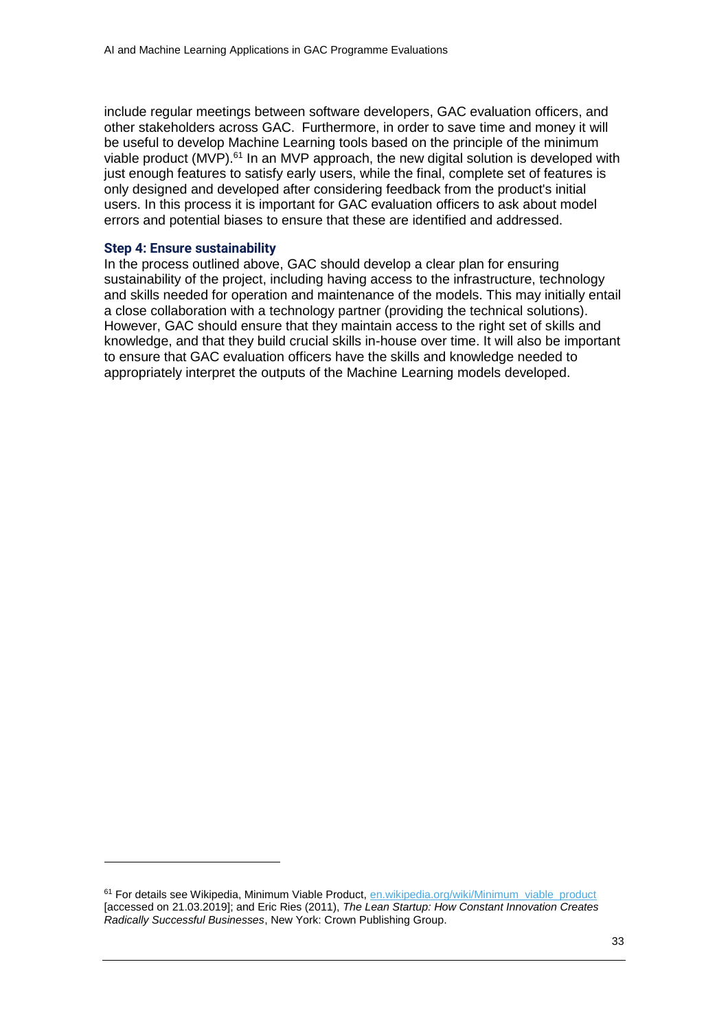include regular meetings between software developers, GAC evaluation officers, and other stakeholders across GAC. Furthermore, in order to save time and money it will be useful to develop Machine Learning tools based on the principle of the minimum viable product (MVP).[61] In an MVP approach, the new digital solution is developed with just enough features to satisfy early users, while the final, complete set of features is only designed and developed after considering feedback from the product's initial users. In this process it is important for GAC evaluation officers to ask about model errors and potential biases to ensure that these are identified and addressed.

### Step 4: Ensure sustainability

In the process outlined above, GAC should develop a clear plan for ensuring sustainability of the project, including having access to the infrastructure, technology and skills needed for operation and maintenance of the models. This may initially entail a close collaboration with a technology partner (providing the technical solutions). However, GAC should ensure that they maintain access to the right set of skills and knowledge, and that they build crucial skills in-house over time. It will also be important to ensure that GAC evaluation officers have the skills and knowledge needed to appropriately interpret the outputs of the Machine Learning models developed.

---

[61] For details see Wikipedia, Minimum Viable Product, [en.wikipedia.org/wiki/Minimum_viable_product](https://en.wikipedia.org/wiki/Minimum_viable_product) [accessed on 21.03.2019]; and Eric Ries (2011), *The Lean Startup: How Constant Innovation Creates Radically Successful Businesses*, New York: Crown Publishing Group.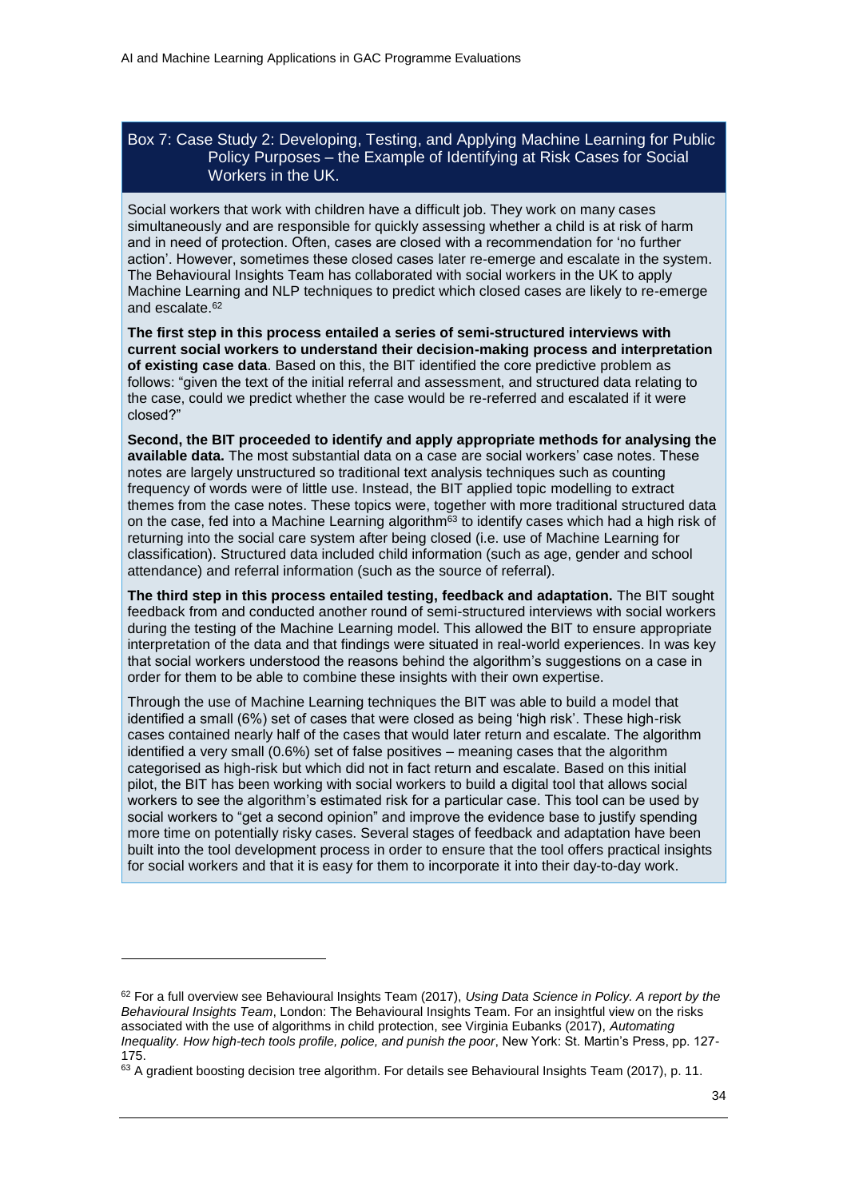### Box 7: Case Study 2: Developing, Testing, and Applying Machine Learning for Public Policy Purposes – the Example of Identifying at Risk Cases for Social Workers in the UK.

Social workers that work with children have a difficult job. They work on many cases simultaneously and are responsible for quickly assessing whether a child is at risk of harm and in need of protection. Often, cases are closed with a recommendation for 'no further action'. However, sometimes these closed cases later re-emerge and escalate in the system. The Behavioural Insights Team has collaborated with social workers in the UK to apply Machine Learning and NLP techniques to predict which closed cases are likely to re-emerge and escalate.[62]

**The first step in this process entailed a series of semi-structured interviews with current social workers to understand their decision-making process and interpretation of existing case data**. Based on this, the BIT identified the core predictive problem as follows: "given the text of the initial referral and assessment, and structured data relating to the case, could we predict whether the case would be re-referred and escalated if it were closed?"

**Second, the BIT proceeded to identify and apply appropriate methods for analysing the available data.** The most substantial data on a case are social workers' case notes. These notes are largely unstructured so traditional text analysis techniques such as counting frequency of words were of little use. Instead, the BIT applied topic modelling to extract themes from the case notes. These topics were, together with more traditional structured data on the case, fed into a Machine Learning algorithm[63] to identify cases which had a high risk of returning into the social care system after being closed (i.e. use of Machine Learning for classification). Structured data included child information (such as age, gender and school attendance) and referral information (such as the source of referral).

**The third step in this process entailed testing, feedback and adaptation.** The BIT sought feedback from and conducted another round of semi-structured interviews with social workers during the testing of the Machine Learning model. This allowed the BIT to ensure appropriate interpretation of the data and that findings were situated in real-world experiences. In was key that social workers understood the reasons behind the algorithm's suggestions on a case in order for them to be able to combine these insights with their own expertise.

Through the use of Machine Learning techniques the BIT was able to build a model that identified a small (6%) set of cases that were closed as being 'high risk'. These high-risk cases contained nearly half of the cases that would later return and escalate. The algorithm identified a very small (0.6%) set of false positives – meaning cases that the algorithm categorised as high-risk but which did not in fact return and escalate. Based on this initial pilot, the BIT has been working with social workers to build a digital tool that allows social workers to see the algorithm's estimated risk for a particular case. This tool can be used by social workers to "get a second opinion" and improve the evidence base to justify spending more time on potentially risky cases. Several stages of feedback and adaptation have been built into the tool development process in order to ensure that the tool offers practical insights for social workers and that it is easy for them to incorporate it into their day-to-day work.

---

[62] For a full overview see Behavioural Insights Team (2017), *Using Data Science in Policy. A report by the Behavioural Insights Team*, London: The Behavioural Insights Team. For an insightful view on the risks associated with the use of algorithms in child protection, see Virginia Eubanks (2017), *Automating Inequality. How high-tech tools profile, police, and punish the poor*, New York: St. Martin's Press, pp. 127-175.

[63] A gradient boosting decision tree algorithm. For details see Behavioural Insights Team (2017), p. 11.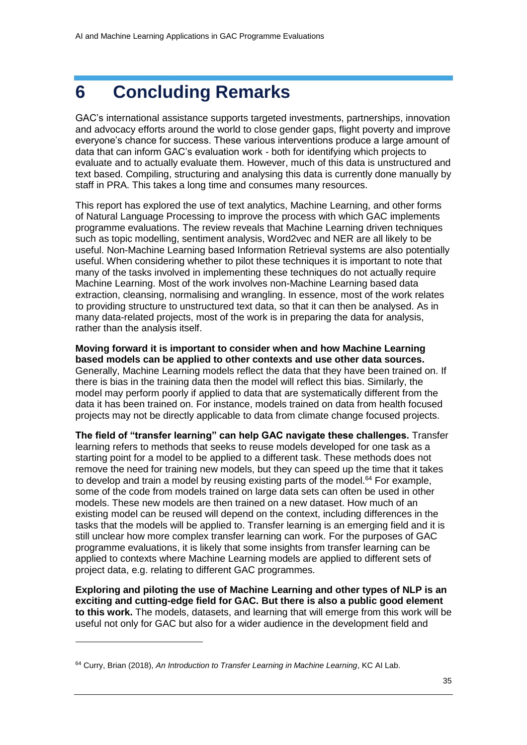# 6 Concluding Remarks

GAC's international assistance supports targeted investments, partnerships, innovation and advocacy efforts around the world to close gender gaps, flight poverty and improve everyone's chance for success. These various interventions produce a large amount of data that can inform GAC's evaluation work - both for identifying which projects to evaluate and to actually evaluate them. However, much of this data is unstructured and text based. Compiling, structuring and analysing this data is currently done manually by staff in PRA. This takes a long time and consumes many resources.

This report has explored the use of text analytics, Machine Learning, and other forms of Natural Language Processing to improve the process with which GAC implements programme evaluations. The review reveals that Machine Learning driven techniques such as topic modelling, sentiment analysis, Word2vec and NER are all likely to be useful. Non-Machine Learning based Information Retrieval systems are also potentially useful. When considering whether to pilot these techniques it is important to note that many of the tasks involved in implementing these techniques do not actually require Machine Learning. Most of the work involves non-Machine Learning based data extraction, cleansing, normalising and wrangling. In essence, most of the work relates to providing structure to unstructured text data, so that it can then be analysed. As in many data-related projects, most of the work is in preparing the data for analysis, rather than the analysis itself.

**Moving forward it is important to consider when and how Machine Learning based models can be applied to other contexts and use other data sources.** Generally, Machine Learning models reflect the data that they have been trained on. If there is bias in the training data then the model will reflect this bias. Similarly, the model may perform poorly if applied to data that are systematically different from the data it has been trained on. For instance, models trained on data from health focused projects may not be directly applicable to data from climate change focused projects.

**The field of "transfer learning" can help GAC navigate these challenges.** Transfer learning refers to methods that seeks to reuse models developed for one task as a starting point for a model to be applied to a different task. These methods does not remove the need for training new models, but they can speed up the time that it takes to develop and train a model by reusing existing parts of the model.[64] For example, some of the code from models trained on large data sets can often be used in other models. These new models are then trained on a new dataset. How much of an existing model can be reused will depend on the context, including differences in the tasks that the models will be applied to. Transfer learning is an emerging field and it is still unclear how more complex transfer learning can work. For the purposes of GAC programme evaluations, it is likely that some insights from transfer learning can be applied to contexts where Machine Learning models are applied to different sets of project data, e.g. relating to different GAC programmes.

**Exploring and piloting the use of Machine Learning and other types of NLP is an exciting and cutting-edge field for GAC. But there is also a public good element to this work.** The models, datasets, and learning that will emerge from this work will be useful not only for GAC but also for a wider audience in the development field and

---

[64] Curry, Brian (2018), *An Introduction to Transfer Learning in Machine Learning*, KC AI Lab.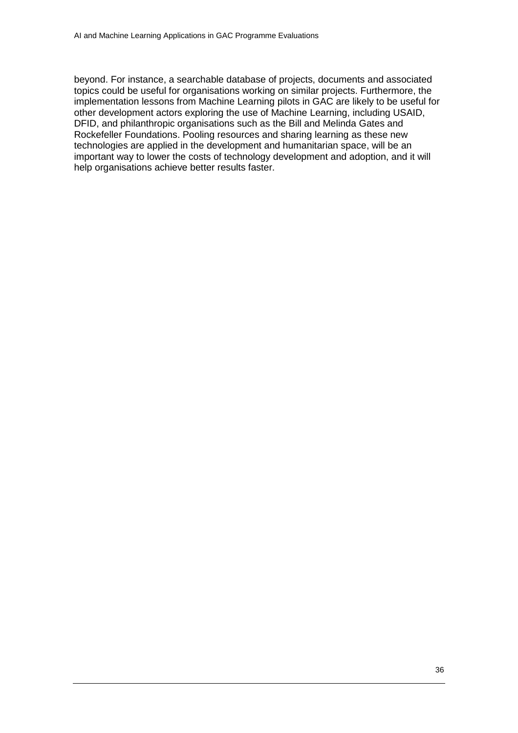beyond. For instance, a searchable database of projects, documents and associated topics could be useful for organisations working on similar projects. Furthermore, the implementation lessons from Machine Learning pilots in GAC are likely to be useful for other development actors exploring the use of Machine Learning, including USAID, DFID, and philanthropic organisations such as the Bill and Melinda Gates and Rockefeller Foundations. Pooling resources and sharing learning as these new technologies are applied in the development and humanitarian space, will be an important way to lower the costs of technology development and adoption, and it will help organisations achieve better results faster.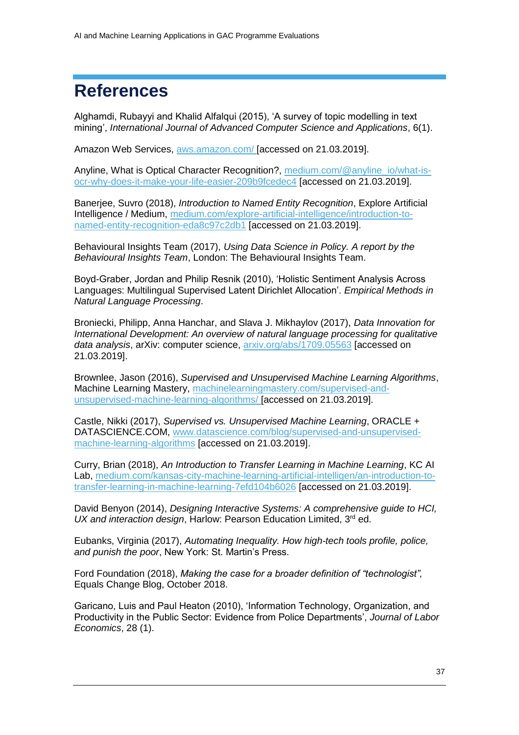# References

Alghamdi, Rubayyi and Khalid Alfalqui (2015), 'A survey of topic modelling in text mining', *International Journal of Advanced Computer Science and Applications*, 6(1).

Amazon Web Services, aws.amazon.com/ [accessed on 21.03.2019].

Anyline, What is Optical Character Recognition?, medium.com/@anyline_io/what-is-ocr-why-does-it-make-your-life-easier-209b9fcedec4 [accessed on 21.03.2019].

Banerjee, Suvro (2018), *Introduction to Named Entity Recognition*, Explore Artificial Intelligence / Medium, medium.com/explore-artificial-intelligence/introduction-to-named-entity-recognition-eda8c97c2db1 [accessed on 21.03.2019].

Behavioural Insights Team (2017), *Using Data Science in Policy. A report by the Behavioural Insights Team*, London: The Behavioural Insights Team.

Boyd-Graber, Jordan and Philip Resnik (2010), 'Holistic Sentiment Analysis Across Languages: Multilingual Supervised Latent Dirichlet Allocation'. *Empirical Methods in Natural Language Processing*.

Broniecki, Philipp, Anna Hanchar, and Slava J. Mikhaylov (2017), *Data Innovation for International Development: An overview of natural language processing for qualitative data analysis*, arXiv: computer science, arxiv.org/abs/1709.05563 [accessed on 21.03.2019].

Brownlee, Jason (2016), *Supervised and Unsupervised Machine Learning Algorithms*, Machine Learning Mastery, machinelearningmastery.com/supervised-and-unsupervised-machine-learning-algorithms/ [accessed on 21.03.2019].

Castle, Nikki (2017), *Supervised vs. Unsupervised Machine Learning*, ORACLE + DATASCIENCE.COM, www.datascience.com/blog/supervised-and-unsupervised-machine-learning-algorithms [accessed on 21.03.2019].

Curry, Brian (2018), *An Introduction to Transfer Learning in Machine Learning*, KC AI Lab, medium.com/kansas-city-machine-learning-artificial-intelligen/an-introduction-to-transfer-learning-in-machine-learning-7efd104b6026 [accessed on 21.03.2019].

David Benyon (2014), *Designing Interactive Systems: A comprehensive guide to HCI, UX and interaction design*, Harlow: Pearson Education Limited, 3rd ed.

Eubanks, Virginia (2017), *Automating Inequality. How high-tech tools profile, police, and punish the poor*, New York: St. Martin's Press.

Ford Foundation (2018), *Making the case for a broader definition of "technologist",* Equals Change Blog, October 2018.

Garicano, Luis and Paul Heaton (2010), 'Information Technology, Organization, and Productivity in the Public Sector: Evidence from Police Departments', *Journal of Labor Economics*, 28 (1).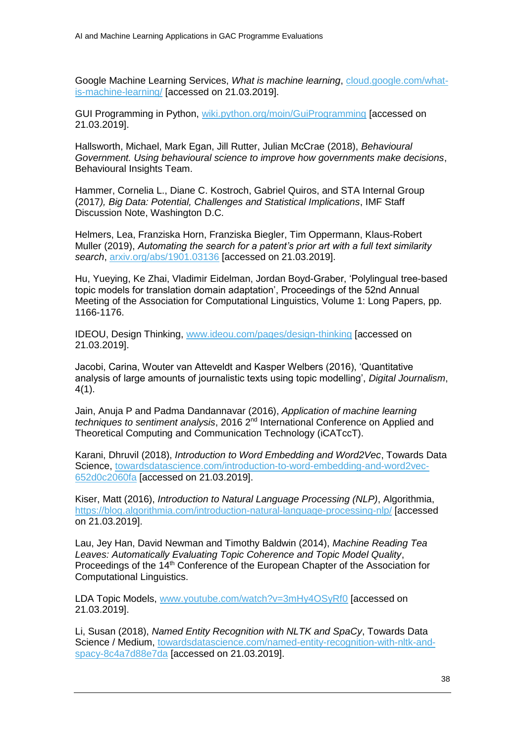Google Machine Learning Services, *What is machine learning*, [cloud.google.com/what-is-machine-learning/](cloud.google.com/what-is-machine-learning/) [accessed on 21.03.2019].

GUI Programming in Python, [wiki.python.org/moin/GuiProgramming](wiki.python.org/moin/GuiProgramming) [accessed on 21.03.2019].

Hallsworth, Michael, Mark Egan, Jill Rutter, Julian McCrae (2018), *Behavioural Government. Using behavioural science to improve how governments make decisions*, Behavioural Insights Team.

Hammer, Cornelia L., Diane C. Kostroch, Gabriel Quiros, and STA Internal Group (2017*), Big Data: Potential, Challenges and Statistical Implications*, IMF Staff Discussion Note, Washington D.C.

Helmers, Lea, Franziska Horn, Franziska Biegler, Tim Oppermann, Klaus-Robert Muller (2019), *Automating the search for a patent's prior art with a full text similarity search*, [arxiv.org/abs/1901.03136](arxiv.org/abs/1901.03136) [accessed on 21.03.2019].

Hu, Yueying, Ke Zhai, Vladimir Eidelman, Jordan Boyd-Graber, 'Polylingual tree-based topic models for translation domain adaptation', Proceedings of the 52nd Annual Meeting of the Association for Computational Linguistics, Volume 1: Long Papers, pp. 1166-1176.

IDEOU, Design Thinking, [www.ideou.com/pages/design-thinking](www.ideou.com/pages/design-thinking) [accessed on 21.03.2019].

Jacobi, Carina, Wouter van Atteveldt and Kasper Welbers (2016), 'Quantitative analysis of large amounts of journalistic texts using topic modelling', *Digital Journalism*, 4(1).

Jain, Anuja P and Padma Dandannavar (2016), *Application of machine learning techniques to sentiment analysis*, 2016 2nd International Conference on Applied and Theoretical Computing and Communication Technology (iCATccT).

Karani, Dhruvil (2018), *Introduction to Word Embedding and Word2Vec*, Towards Data Science, [towardsdatascience.com/introduction-to-word-embedding-and-word2vec-652d0c2060fa](towardsdatascience.com/introduction-to-word-embedding-and-word2vec-652d0c2060fa) [accessed on 21.03.2019].

Kiser, Matt (2016), *Introduction to Natural Language Processing (NLP)*, Algorithmia, [https://blog.algorithmia.com/introduction-natural-language-processing-nlp/](https://blog.algorithmia.com/introduction-natural-language-processing-nlp/) [accessed on 21.03.2019].

Lau, Jey Han, David Newman and Timothy Baldwin (2014), *Machine Reading Tea Leaves: Automatically Evaluating Topic Coherence and Topic Model Quality*, Proceedings of the 14th Conference of the European Chapter of the Association for Computational Linguistics.

LDA Topic Models, [www.youtube.com/watch?v=3mHy4OSyRf0](www.youtube.com/watch?v=3mHy4OSyRf0) [accessed on 21.03.2019].

Li, Susan (2018), *Named Entity Recognition with NLTK and SpaCy*, Towards Data Science / Medium, [towardsdatascience.com/named-entity-recognition-with-nltk-and-spacy-8c4a7d88e7da](towardsdatascience.com/named-entity-recognition-with-nltk-and-spacy-8c4a7d88e7da) [accessed on 21.03.2019].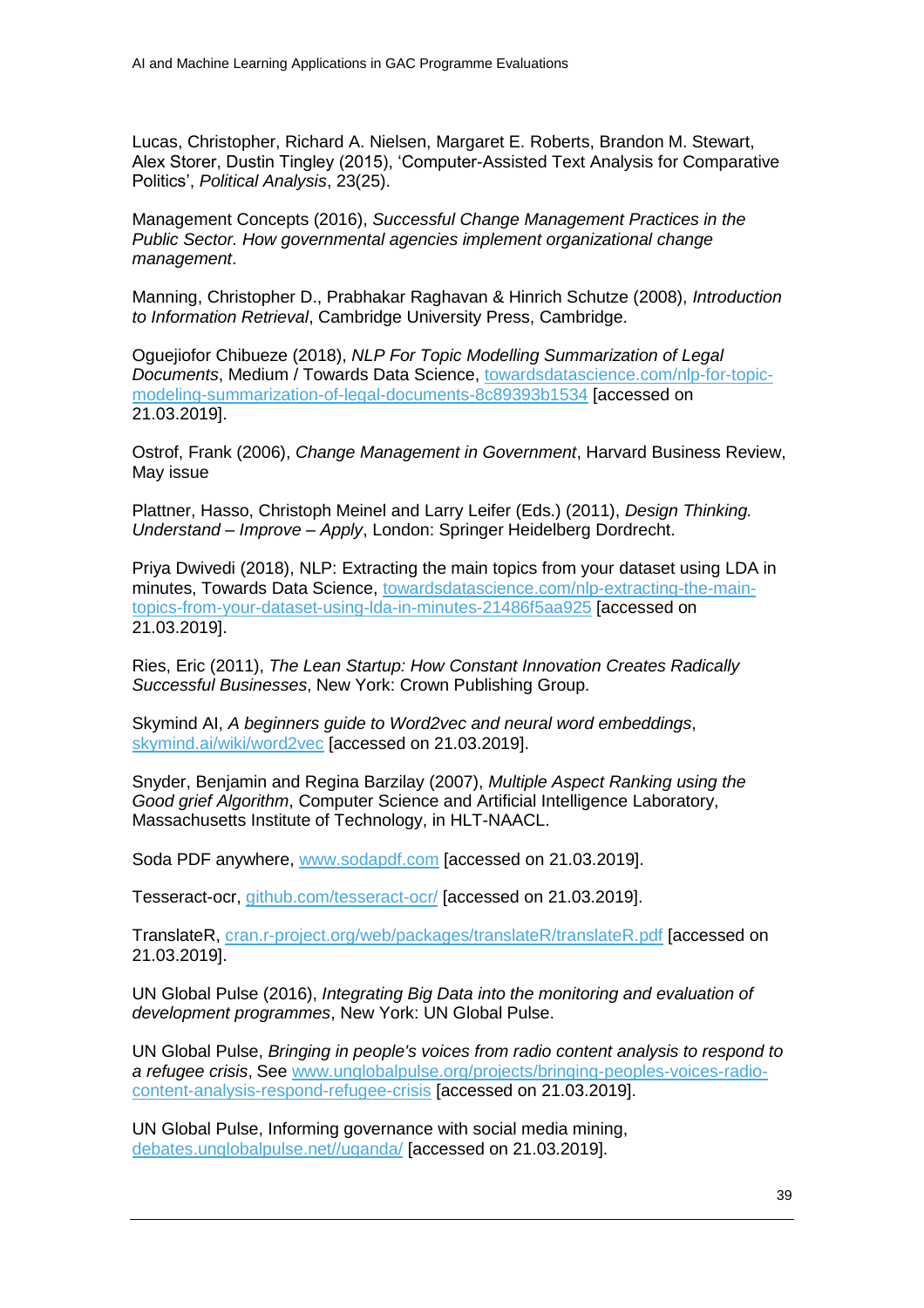Lucas, Christopher, Richard A. Nielsen, Margaret E. Roberts, Brandon M. Stewart, Alex Storer, Dustin Tingley (2015), 'Computer-Assisted Text Analysis for Comparative Politics', *Political Analysis*, 23(25).

Management Concepts (2016), *Successful Change Management Practices in the Public Sector. How governmental agencies implement organizational change management*.

Manning, Christopher D., Prabhakar Raghavan & Hinrich Schutze (2008), *Introduction to Information Retrieval*, Cambridge University Press, Cambridge.

Oguejiofor Chibueze (2018), *NLP For Topic Modelling Summarization of Legal Documents*, Medium / Towards Data Science, towardsdatascience.com/nlp-for-topic-modeling-summarization-of-legal-documents-8c89393b1534 [accessed on 21.03.2019].

Ostrof, Frank (2006), *Change Management in Government*, Harvard Business Review, May issue

Plattner, Hasso, Christoph Meinel and Larry Leifer (Eds.) (2011), *Design Thinking. Understand – Improve – Apply*, London: Springer Heidelberg Dordrecht.

Priya Dwivedi (2018), NLP: Extracting the main topics from your dataset using LDA in minutes, Towards Data Science, towardsdatascience.com/nlp-extracting-the-main-topics-from-your-dataset-using-lda-in-minutes-21486f5aa925 [accessed on 21.03.2019].

Ries, Eric (2011), *The Lean Startup: How Constant Innovation Creates Radically Successful Businesses*, New York: Crown Publishing Group.

Skymind AI, *A beginners guide to Word2vec and neural word embeddings*, skymind.ai/wiki/word2vec [accessed on 21.03.2019].

Snyder, Benjamin and Regina Barzilay (2007), *Multiple Aspect Ranking using the Good grief Algorithm*, Computer Science and Artificial Intelligence Laboratory, Massachusetts Institute of Technology, in HLT-NAACL.

Soda PDF anywhere, www.sodapdf.com [accessed on 21.03.2019].

Tesseract-ocr, github.com/tesseract-ocr/ [accessed on 21.03.2019].

TranslateR, cran.r-project.org/web/packages/translateR/translateR.pdf [accessed on 21.03.2019].

UN Global Pulse (2016), *Integrating Big Data into the monitoring and evaluation of development programmes*, New York: UN Global Pulse.

UN Global Pulse, *Bringing in people's voices from radio content analysis to respond to a refugee crisis*, See www.unglobalpulse.org/projects/bringing-peoples-voices-radio-content-analysis-respond-refugee-crisis [accessed on 21.03.2019].

UN Global Pulse, Informing governance with social media mining, debates.unglobalpulse.net//uganda/ [accessed on 21.03.2019].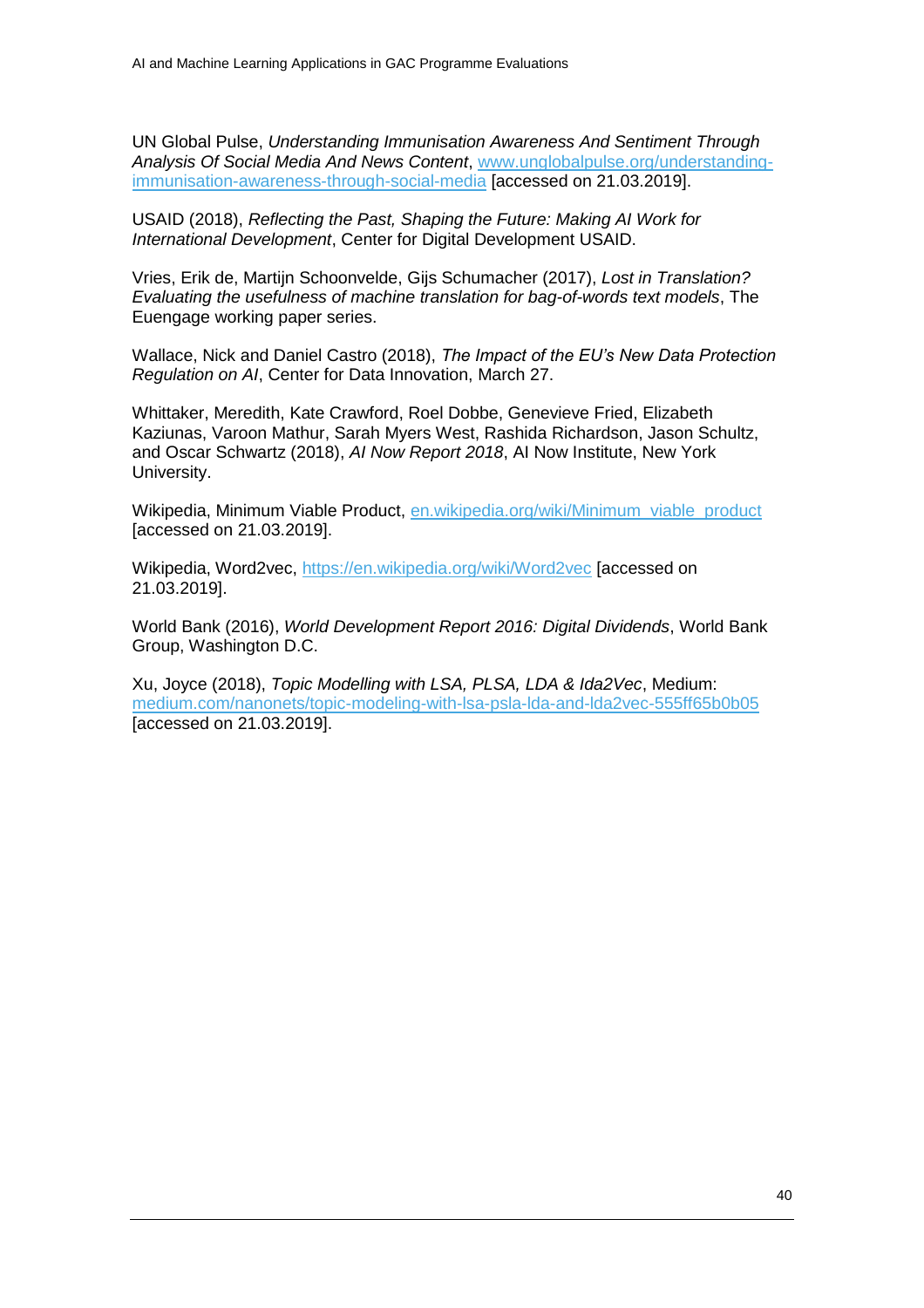UN Global Pulse, *Understanding Immunisation Awareness And Sentiment Through Analysis Of Social Media And News Content*, www.unglobalpulse.org/understanding-immunisation-awareness-through-social-media [accessed on 21.03.2019].

USAID (2018), *Reflecting the Past, Shaping the Future: Making AI Work for International Development*, Center for Digital Development USAID.

Vries, Erik de, Martijn Schoonvelde, Gijs Schumacher (2017), *Lost in Translation? Evaluating the usefulness of machine translation for bag-of-words text models*, The Euengage working paper series.

Wallace, Nick and Daniel Castro (2018), *The Impact of the EU's New Data Protection Regulation on AI*, Center for Data Innovation, March 27.

Whittaker, Meredith, Kate Crawford, Roel Dobbe, Genevieve Fried, Elizabeth Kaziunas, Varoon Mathur, Sarah Myers West, Rashida Richardson, Jason Schultz, and Oscar Schwartz (2018), *AI Now Report 2018*, AI Now Institute, New York University.

Wikipedia, Minimum Viable Product, en.wikipedia.org/wiki/Minimum_viable_product [accessed on 21.03.2019].

Wikipedia, Word2vec, https://en.wikipedia.org/wiki/Word2vec [accessed on 21.03.2019].

World Bank (2016), *World Development Report 2016: Digital Dividends*, World Bank Group, Washington D.C.

Xu, Joyce (2018), *Topic Modelling with LSA, PLSA, LDA & Ida2Vec*, Medium: medium.com/nanonets/topic-modeling-with-lsa-psla-lda-and-lda2vec-555ff65b0b05 [accessed on 21.03.2019].